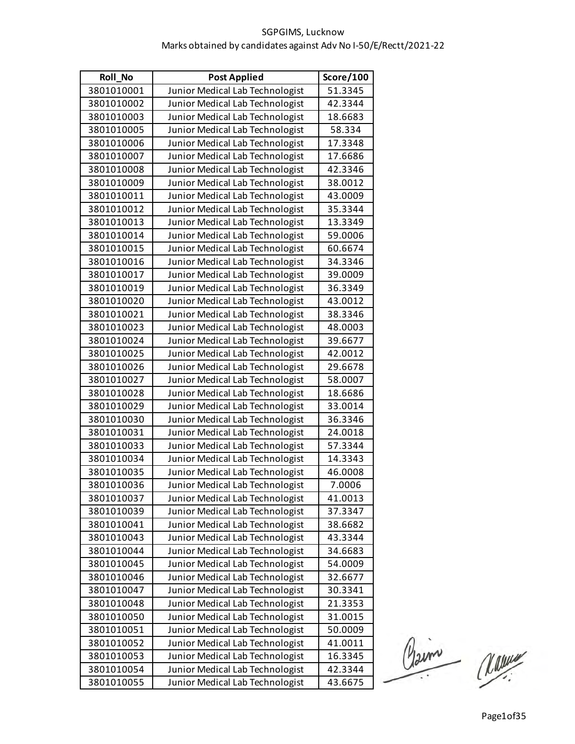SGPGIMS, Lucknow
Marks obtained by candidates against Adv No I-50/E/Rectt/2021-22

| Roll_No | Post Applied | Score/100 |
|---|---|---|
| 3801010001 | Junior Medical Lab Technologist | 51.3345 |
| 3801010002 | Junior Medical Lab Technologist | 42.3344 |
| 3801010003 | Junior Medical Lab Technologist | 18.6683 |
| 3801010005 | Junior Medical Lab Technologist | 58.334 |
| 3801010006 | Junior Medical Lab Technologist | 17.3348 |
| 3801010007 | Junior Medical Lab Technologist | 17.6686 |
| 3801010008 | Junior Medical Lab Technologist | 42.3346 |
| 3801010009 | Junior Medical Lab Technologist | 38.0012 |
| 3801010011 | Junior Medical Lab Technologist | 43.0009 |
| 3801010012 | Junior Medical Lab Technologist | 35.3344 |
| 3801010013 | Junior Medical Lab Technologist | 13.3349 |
| 3801010014 | Junior Medical Lab Technologist | 59.0006 |
| 3801010015 | Junior Medical Lab Technologist | 60.6674 |
| 3801010016 | Junior Medical Lab Technologist | 34.3346 |
| 3801010017 | Junior Medical Lab Technologist | 39.0009 |
| 3801010019 | Junior Medical Lab Technologist | 36.3349 |
| 3801010020 | Junior Medical Lab Technologist | 43.0012 |
| 3801010021 | Junior Medical Lab Technologist | 38.3346 |
| 3801010023 | Junior Medical Lab Technologist | 48.0003 |
| 3801010024 | Junior Medical Lab Technologist | 39.6677 |
| 3801010025 | Junior Medical Lab Technologist | 42.0012 |
| 3801010026 | Junior Medical Lab Technologist | 29.6678 |
| 3801010027 | Junior Medical Lab Technologist | 58.0007 |
| 3801010028 | Junior Medical Lab Technologist | 18.6686 |
| 3801010029 | Junior Medical Lab Technologist | 33.0014 |
| 3801010030 | Junior Medical Lab Technologist | 36.3346 |
| 3801010031 | Junior Medical Lab Technologist | 24.0018 |
| 3801010033 | Junior Medical Lab Technologist | 57.3344 |
| 3801010034 | Junior Medical Lab Technologist | 14.3343 |
| 3801010035 | Junior Medical Lab Technologist | 46.0008 |
| 3801010036 | Junior Medical Lab Technologist | 7.0006 |
| 3801010037 | Junior Medical Lab Technologist | 41.0013 |
| 3801010039 | Junior Medical Lab Technologist | 37.3347 |
| 3801010041 | Junior Medical Lab Technologist | 38.6682 |
| 3801010043 | Junior Medical Lab Technologist | 43.3344 |
| 3801010044 | Junior Medical Lab Technologist | 34.6683 |
| 3801010045 | Junior Medical Lab Technologist | 54.0009 |
| 3801010046 | Junior Medical Lab Technologist | 32.6677 |
| 3801010047 | Junior Medical Lab Technologist | 30.3341 |
| 3801010048 | Junior Medical Lab Technologist | 21.3353 |
| 3801010050 | Junior Medical Lab Technologist | 31.0015 |
| 3801010051 | Junior Medical Lab Technologist | 50.0009 |
| 3801010052 | Junior Medical Lab Technologist | 41.0011 |
| 3801010053 | Junior Medical Lab Technologist | 16.3345 |
| 3801010054 | Junior Medical Lab Technologist | 42.3344 |
| 3801010055 | Junior Medical Lab Technologist | 43.6675 |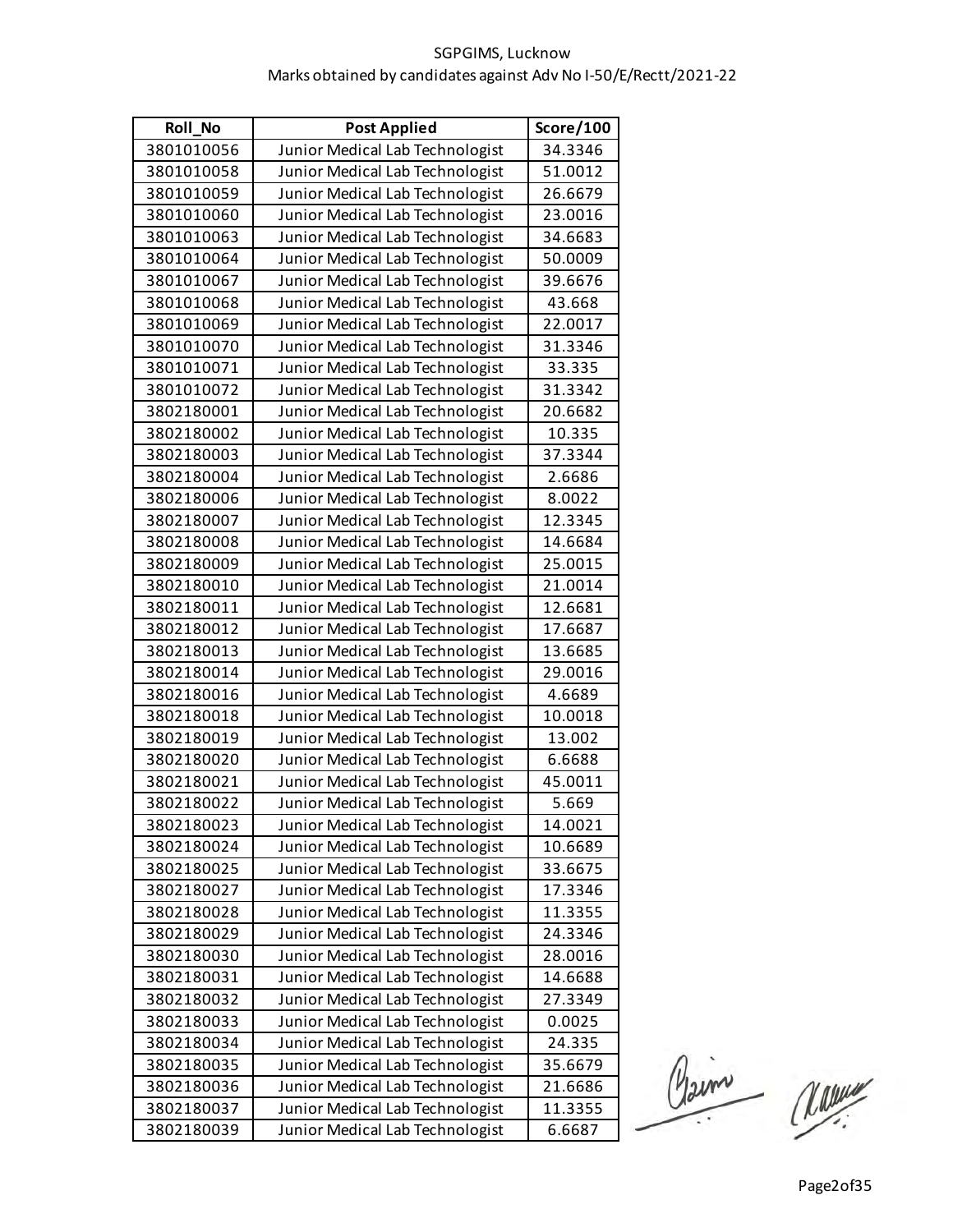SGPGIMS, Lucknow
Marks obtained by candidates against Adv No I-50/E/Rectt/2021-22

| Roll_No | Post Applied | Score/100 |
|---|---|---|
| 3801010056 | Junior Medical Lab Technologist | 34.3346 |
| 3801010058 | Junior Medical Lab Technologist | 51.0012 |
| 3801010059 | Junior Medical Lab Technologist | 26.6679 |
| 3801010060 | Junior Medical Lab Technologist | 23.0016 |
| 3801010063 | Junior Medical Lab Technologist | 34.6683 |
| 3801010064 | Junior Medical Lab Technologist | 50.0009 |
| 3801010067 | Junior Medical Lab Technologist | 39.6676 |
| 3801010068 | Junior Medical Lab Technologist | 43.668 |
| 3801010069 | Junior Medical Lab Technologist | 22.0017 |
| 3801010070 | Junior Medical Lab Technologist | 31.3346 |
| 3801010071 | Junior Medical Lab Technologist | 33.335 |
| 3801010072 | Junior Medical Lab Technologist | 31.3342 |
| 3802180001 | Junior Medical Lab Technologist | 20.6682 |
| 3802180002 | Junior Medical Lab Technologist | 10.335 |
| 3802180003 | Junior Medical Lab Technologist | 37.3344 |
| 3802180004 | Junior Medical Lab Technologist | 2.6686 |
| 3802180006 | Junior Medical Lab Technologist | 8.0022 |
| 3802180007 | Junior Medical Lab Technologist | 12.3345 |
| 3802180008 | Junior Medical Lab Technologist | 14.6684 |
| 3802180009 | Junior Medical Lab Technologist | 25.0015 |
| 3802180010 | Junior Medical Lab Technologist | 21.0014 |
| 3802180011 | Junior Medical Lab Technologist | 12.6681 |
| 3802180012 | Junior Medical Lab Technologist | 17.6687 |
| 3802180013 | Junior Medical Lab Technologist | 13.6685 |
| 3802180014 | Junior Medical Lab Technologist | 29.0016 |
| 3802180016 | Junior Medical Lab Technologist | 4.6689 |
| 3802180018 | Junior Medical Lab Technologist | 10.0018 |
| 3802180019 | Junior Medical Lab Technologist | 13.002 |
| 3802180020 | Junior Medical Lab Technologist | 6.6688 |
| 3802180021 | Junior Medical Lab Technologist | 45.0011 |
| 3802180022 | Junior Medical Lab Technologist | 5.669 |
| 3802180023 | Junior Medical Lab Technologist | 14.0021 |
| 3802180024 | Junior Medical Lab Technologist | 10.6689 |
| 3802180025 | Junior Medical Lab Technologist | 33.6675 |
| 3802180027 | Junior Medical Lab Technologist | 17.3346 |
| 3802180028 | Junior Medical Lab Technologist | 11.3355 |
| 3802180029 | Junior Medical Lab Technologist | 24.3346 |
| 3802180030 | Junior Medical Lab Technologist | 28.0016 |
| 3802180031 | Junior Medical Lab Technologist | 14.6688 |
| 3802180032 | Junior Medical Lab Technologist | 27.3349 |
| 3802180033 | Junior Medical Lab Technologist | 0.0025 |
| 3802180034 | Junior Medical Lab Technologist | 24.335 |
| 3802180035 | Junior Medical Lab Technologist | 35.6679 |
| 3802180036 | Junior Medical Lab Technologist | 21.6686 |
| 3802180037 | Junior Medical Lab Technologist | 11.3355 |
| 3802180039 | Junior Medical Lab Technologist | 6.6687 |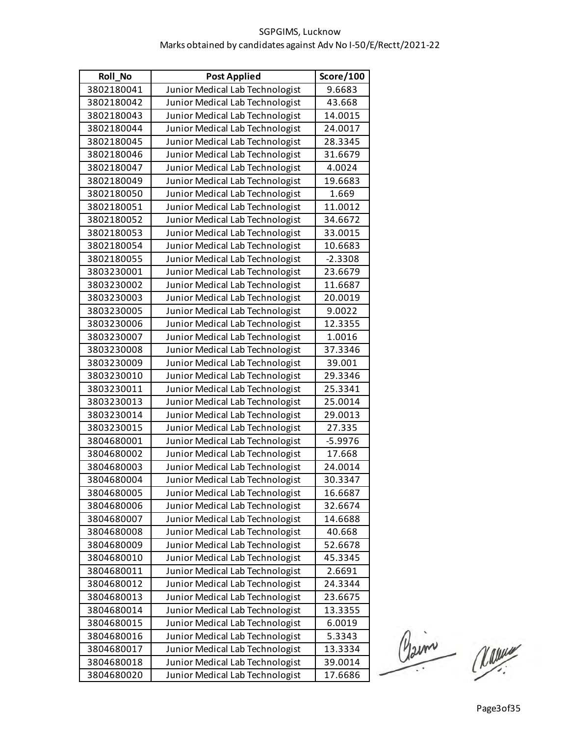SGPGIMS, Lucknow
Marks obtained by candidates against Adv No I-50/E/Rectt/2021-22

| Roll_No | Post Applied | Score/100 |
|---|---|---|
| 3802180041 | Junior Medical Lab Technologist | 9.6683 |
| 3802180042 | Junior Medical Lab Technologist | 43.668 |
| 3802180043 | Junior Medical Lab Technologist | 14.0015 |
| 3802180044 | Junior Medical Lab Technologist | 24.0017 |
| 3802180045 | Junior Medical Lab Technologist | 28.3345 |
| 3802180046 | Junior Medical Lab Technologist | 31.6679 |
| 3802180047 | Junior Medical Lab Technologist | 4.0024 |
| 3802180049 | Junior Medical Lab Technologist | 19.6683 |
| 3802180050 | Junior Medical Lab Technologist | 1.669 |
| 3802180051 | Junior Medical Lab Technologist | 11.0012 |
| 3802180052 | Junior Medical Lab Technologist | 34.6672 |
| 3802180053 | Junior Medical Lab Technologist | 33.0015 |
| 3802180054 | Junior Medical Lab Technologist | 10.6683 |
| 3802180055 | Junior Medical Lab Technologist | -2.3308 |
| 3803230001 | Junior Medical Lab Technologist | 23.6679 |
| 3803230002 | Junior Medical Lab Technologist | 11.6687 |
| 3803230003 | Junior Medical Lab Technologist | 20.0019 |
| 3803230005 | Junior Medical Lab Technologist | 9.0022 |
| 3803230006 | Junior Medical Lab Technologist | 12.3355 |
| 3803230007 | Junior Medical Lab Technologist | 1.0016 |
| 3803230008 | Junior Medical Lab Technologist | 37.3346 |
| 3803230009 | Junior Medical Lab Technologist | 39.001 |
| 3803230010 | Junior Medical Lab Technologist | 29.3346 |
| 3803230011 | Junior Medical Lab Technologist | 25.3341 |
| 3803230013 | Junior Medical Lab Technologist | 25.0014 |
| 3803230014 | Junior Medical Lab Technologist | 29.0013 |
| 3803230015 | Junior Medical Lab Technologist | 27.335 |
| 3804680001 | Junior Medical Lab Technologist | -5.9976 |
| 3804680002 | Junior Medical Lab Technologist | 17.668 |
| 3804680003 | Junior Medical Lab Technologist | 24.0014 |
| 3804680004 | Junior Medical Lab Technologist | 30.3347 |
| 3804680005 | Junior Medical Lab Technologist | 16.6687 |
| 3804680006 | Junior Medical Lab Technologist | 32.6674 |
| 3804680007 | Junior Medical Lab Technologist | 14.6688 |
| 3804680008 | Junior Medical Lab Technologist | 40.668 |
| 3804680009 | Junior Medical Lab Technologist | 52.6678 |
| 3804680010 | Junior Medical Lab Technologist | 45.3345 |
| 3804680011 | Junior Medical Lab Technologist | 2.6691 |
| 3804680012 | Junior Medical Lab Technologist | 24.3344 |
| 3804680013 | Junior Medical Lab Technologist | 23.6675 |
| 3804680014 | Junior Medical Lab Technologist | 13.3355 |
| 3804680015 | Junior Medical Lab Technologist | 6.0019 |
| 3804680016 | Junior Medical Lab Technologist | 5.3343 |
| 3804680017 | Junior Medical Lab Technologist | 13.3334 |
| 3804680018 | Junior Medical Lab Technologist | 39.0014 |
| 3804680020 | Junior Medical Lab Technologist | 17.6686 |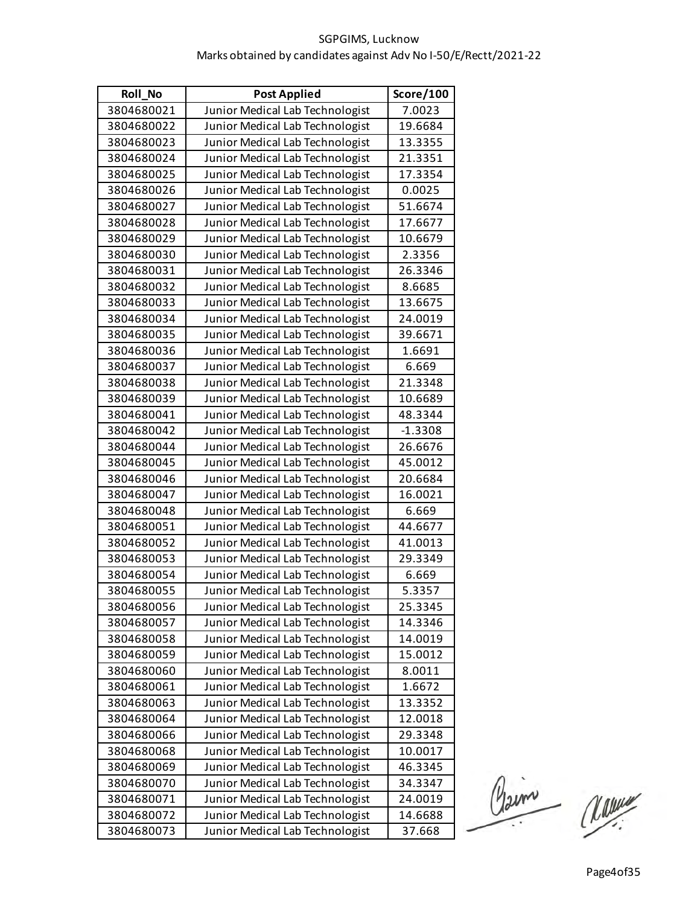SGPGIMS, Lucknow

Marks obtained by candidates against Adv No I-50/E/Rectt/2021-22

| Roll_No | Post Applied | Score/100 |
|---|---|---|
| 3804680021 | Junior Medical Lab Technologist | 7.0023 |
| 3804680022 | Junior Medical Lab Technologist | 19.6684 |
| 3804680023 | Junior Medical Lab Technologist | 13.3355 |
| 3804680024 | Junior Medical Lab Technologist | 21.3351 |
| 3804680025 | Junior Medical Lab Technologist | 17.3354 |
| 3804680026 | Junior Medical Lab Technologist | 0.0025 |
| 3804680027 | Junior Medical Lab Technologist | 51.6674 |
| 3804680028 | Junior Medical Lab Technologist | 17.6677 |
| 3804680029 | Junior Medical Lab Technologist | 10.6679 |
| 3804680030 | Junior Medical Lab Technologist | 2.3356 |
| 3804680031 | Junior Medical Lab Technologist | 26.3346 |
| 3804680032 | Junior Medical Lab Technologist | 8.6685 |
| 3804680033 | Junior Medical Lab Technologist | 13.6675 |
| 3804680034 | Junior Medical Lab Technologist | 24.0019 |
| 3804680035 | Junior Medical Lab Technologist | 39.6671 |
| 3804680036 | Junior Medical Lab Technologist | 1.6691 |
| 3804680037 | Junior Medical Lab Technologist | 6.669 |
| 3804680038 | Junior Medical Lab Technologist | 21.3348 |
| 3804680039 | Junior Medical Lab Technologist | 10.6689 |
| 3804680041 | Junior Medical Lab Technologist | 48.3344 |
| 3804680042 | Junior Medical Lab Technologist | -1.3308 |
| 3804680044 | Junior Medical Lab Technologist | 26.6676 |
| 3804680045 | Junior Medical Lab Technologist | 45.0012 |
| 3804680046 | Junior Medical Lab Technologist | 20.6684 |
| 3804680047 | Junior Medical Lab Technologist | 16.0021 |
| 3804680048 | Junior Medical Lab Technologist | 6.669 |
| 3804680051 | Junior Medical Lab Technologist | 44.6677 |
| 3804680052 | Junior Medical Lab Technologist | 41.0013 |
| 3804680053 | Junior Medical Lab Technologist | 29.3349 |
| 3804680054 | Junior Medical Lab Technologist | 6.669 |
| 3804680055 | Junior Medical Lab Technologist | 5.3357 |
| 3804680056 | Junior Medical Lab Technologist | 25.3345 |
| 3804680057 | Junior Medical Lab Technologist | 14.3346 |
| 3804680058 | Junior Medical Lab Technologist | 14.0019 |
| 3804680059 | Junior Medical Lab Technologist | 15.0012 |
| 3804680060 | Junior Medical Lab Technologist | 8.0011 |
| 3804680061 | Junior Medical Lab Technologist | 1.6672 |
| 3804680063 | Junior Medical Lab Technologist | 13.3352 |
| 3804680064 | Junior Medical Lab Technologist | 12.0018 |
| 3804680066 | Junior Medical Lab Technologist | 29.3348 |
| 3804680068 | Junior Medical Lab Technologist | 10.0017 |
| 3804680069 | Junior Medical Lab Technologist | 46.3345 |
| 3804680070 | Junior Medical Lab Technologist | 34.3347 |
| 3804680071 | Junior Medical Lab Technologist | 24.0019 |
| 3804680072 | Junior Medical Lab Technologist | 14.6688 |
| 3804680073 | Junior Medical Lab Technologist | 37.668 |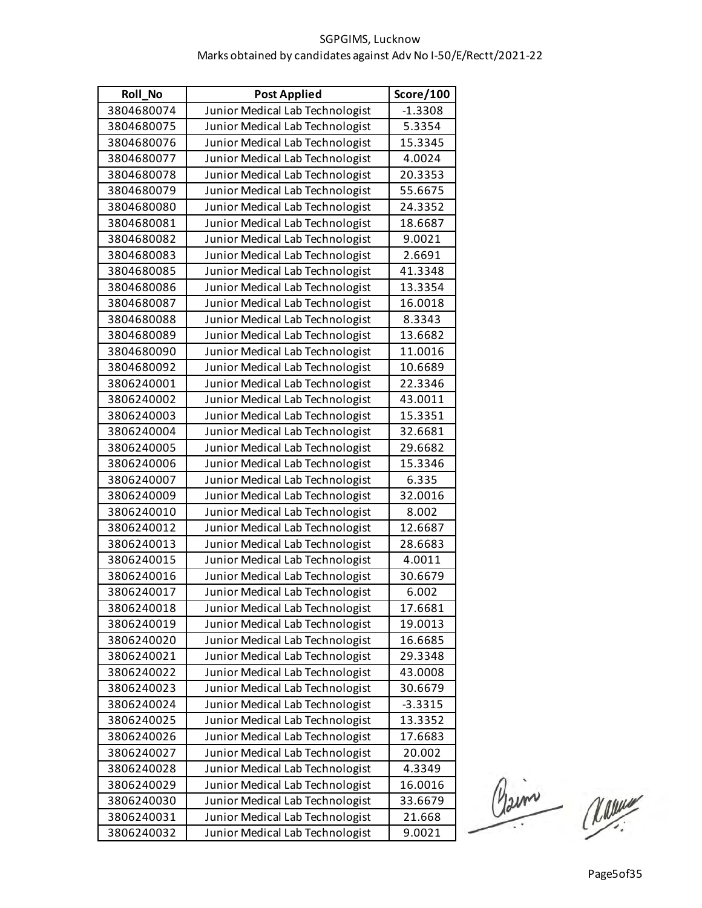SGPGIMS, Lucknow
Marks obtained by candidates against Adv No I-50/E/Rectt/2021-22

| Roll_No | Post Applied | Score/100 |
|---|---|---|
| 3804680074 | Junior Medical Lab Technologist | -1.3308 |
| 3804680075 | Junior Medical Lab Technologist | 5.3354 |
| 3804680076 | Junior Medical Lab Technologist | 15.3345 |
| 3804680077 | Junior Medical Lab Technologist | 4.0024 |
| 3804680078 | Junior Medical Lab Technologist | 20.3353 |
| 3804680079 | Junior Medical Lab Technologist | 55.6675 |
| 3804680080 | Junior Medical Lab Technologist | 24.3352 |
| 3804680081 | Junior Medical Lab Technologist | 18.6687 |
| 3804680082 | Junior Medical Lab Technologist | 9.0021 |
| 3804680083 | Junior Medical Lab Technologist | 2.6691 |
| 3804680085 | Junior Medical Lab Technologist | 41.3348 |
| 3804680086 | Junior Medical Lab Technologist | 13.3354 |
| 3804680087 | Junior Medical Lab Technologist | 16.0018 |
| 3804680088 | Junior Medical Lab Technologist | 8.3343 |
| 3804680089 | Junior Medical Lab Technologist | 13.6682 |
| 3804680090 | Junior Medical Lab Technologist | 11.0016 |
| 3804680092 | Junior Medical Lab Technologist | 10.6689 |
| 3806240001 | Junior Medical Lab Technologist | 22.3346 |
| 3806240002 | Junior Medical Lab Technologist | 43.0011 |
| 3806240003 | Junior Medical Lab Technologist | 15.3351 |
| 3806240004 | Junior Medical Lab Technologist | 32.6681 |
| 3806240005 | Junior Medical Lab Technologist | 29.6682 |
| 3806240006 | Junior Medical Lab Technologist | 15.3346 |
| 3806240007 | Junior Medical Lab Technologist | 6.335 |
| 3806240009 | Junior Medical Lab Technologist | 32.0016 |
| 3806240010 | Junior Medical Lab Technologist | 8.002 |
| 3806240012 | Junior Medical Lab Technologist | 12.6687 |
| 3806240013 | Junior Medical Lab Technologist | 28.6683 |
| 3806240015 | Junior Medical Lab Technologist | 4.0011 |
| 3806240016 | Junior Medical Lab Technologist | 30.6679 |
| 3806240017 | Junior Medical Lab Technologist | 6.002 |
| 3806240018 | Junior Medical Lab Technologist | 17.6681 |
| 3806240019 | Junior Medical Lab Technologist | 19.0013 |
| 3806240020 | Junior Medical Lab Technologist | 16.6685 |
| 3806240021 | Junior Medical Lab Technologist | 29.3348 |
| 3806240022 | Junior Medical Lab Technologist | 43.0008 |
| 3806240023 | Junior Medical Lab Technologist | 30.6679 |
| 3806240024 | Junior Medical Lab Technologist | -3.3315 |
| 3806240025 | Junior Medical Lab Technologist | 13.3352 |
| 3806240026 | Junior Medical Lab Technologist | 17.6683 |
| 3806240027 | Junior Medical Lab Technologist | 20.002 |
| 3806240028 | Junior Medical Lab Technologist | 4.3349 |
| 3806240029 | Junior Medical Lab Technologist | 16.0016 |
| 3806240030 | Junior Medical Lab Technologist | 33.6679 |
| 3806240031 | Junior Medical Lab Technologist | 21.668 |
| 3806240032 | Junior Medical Lab Technologist | 9.0021 |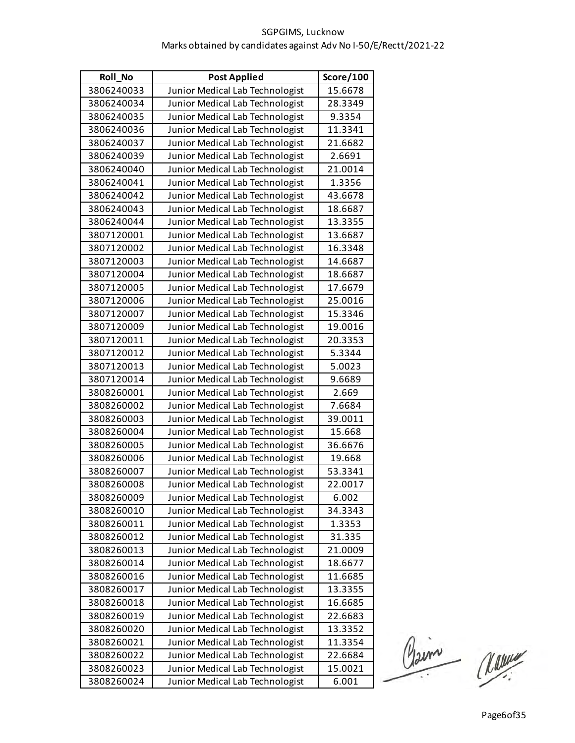SGPGIMS, Lucknow
Marks obtained by candidates against Adv No I-50/E/Rectt/2021-22

| Roll_No | Post Applied | Score/100 |
|---|---|---|
| 3806240033 | Junior Medical Lab Technologist | 15.6678 |
| 3806240034 | Junior Medical Lab Technologist | 28.3349 |
| 3806240035 | Junior Medical Lab Technologist | 9.3354 |
| 3806240036 | Junior Medical Lab Technologist | 11.3341 |
| 3806240037 | Junior Medical Lab Technologist | 21.6682 |
| 3806240039 | Junior Medical Lab Technologist | 2.6691 |
| 3806240040 | Junior Medical Lab Technologist | 21.0014 |
| 3806240041 | Junior Medical Lab Technologist | 1.3356 |
| 3806240042 | Junior Medical Lab Technologist | 43.6678 |
| 3806240043 | Junior Medical Lab Technologist | 18.6687 |
| 3806240044 | Junior Medical Lab Technologist | 13.3355 |
| 3807120001 | Junior Medical Lab Technologist | 13.6687 |
| 3807120002 | Junior Medical Lab Technologist | 16.3348 |
| 3807120003 | Junior Medical Lab Technologist | 14.6687 |
| 3807120004 | Junior Medical Lab Technologist | 18.6687 |
| 3807120005 | Junior Medical Lab Technologist | 17.6679 |
| 3807120006 | Junior Medical Lab Technologist | 25.0016 |
| 3807120007 | Junior Medical Lab Technologist | 15.3346 |
| 3807120009 | Junior Medical Lab Technologist | 19.0016 |
| 3807120011 | Junior Medical Lab Technologist | 20.3353 |
| 3807120012 | Junior Medical Lab Technologist | 5.3344 |
| 3807120013 | Junior Medical Lab Technologist | 5.0023 |
| 3807120014 | Junior Medical Lab Technologist | 9.6689 |
| 3808260001 | Junior Medical Lab Technologist | 2.669 |
| 3808260002 | Junior Medical Lab Technologist | 7.6684 |
| 3808260003 | Junior Medical Lab Technologist | 39.0011 |
| 3808260004 | Junior Medical Lab Technologist | 15.668 |
| 3808260005 | Junior Medical Lab Technologist | 36.6676 |
| 3808260006 | Junior Medical Lab Technologist | 19.668 |
| 3808260007 | Junior Medical Lab Technologist | 53.3341 |
| 3808260008 | Junior Medical Lab Technologist | 22.0017 |
| 3808260009 | Junior Medical Lab Technologist | 6.002 |
| 3808260010 | Junior Medical Lab Technologist | 34.3343 |
| 3808260011 | Junior Medical Lab Technologist | 1.3353 |
| 3808260012 | Junior Medical Lab Technologist | 31.335 |
| 3808260013 | Junior Medical Lab Technologist | 21.0009 |
| 3808260014 | Junior Medical Lab Technologist | 18.6677 |
| 3808260016 | Junior Medical Lab Technologist | 11.6685 |
| 3808260017 | Junior Medical Lab Technologist | 13.3355 |
| 3808260018 | Junior Medical Lab Technologist | 16.6685 |
| 3808260019 | Junior Medical Lab Technologist | 22.6683 |
| 3808260020 | Junior Medical Lab Technologist | 13.3352 |
| 3808260021 | Junior Medical Lab Technologist | 11.3354 |
| 3808260022 | Junior Medical Lab Technologist | 22.6684 |
| 3808260023 | Junior Medical Lab Technologist | 15.0021 |
| 3808260024 | Junior Medical Lab Technologist | 6.001 |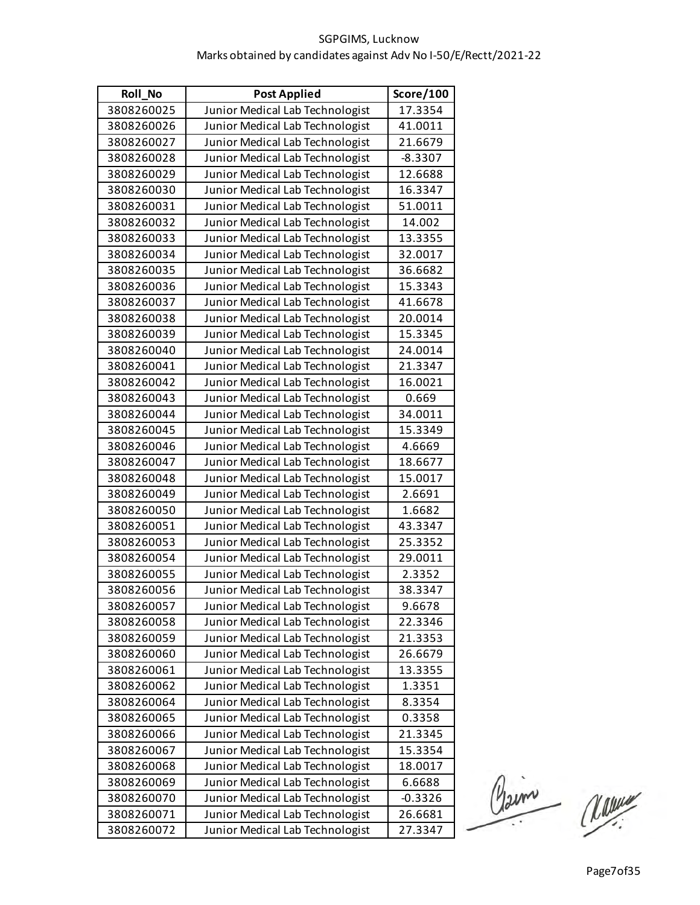SGPGIMS, Lucknow
Marks obtained by candidates against Adv No I-50/E/Rectt/2021-22

| Roll_No | Post Applied | Score/100 |
|---|---|---|
| 3808260025 | Junior Medical Lab Technologist | 17.3354 |
| 3808260026 | Junior Medical Lab Technologist | 41.0011 |
| 3808260027 | Junior Medical Lab Technologist | 21.6679 |
| 3808260028 | Junior Medical Lab Technologist | -8.3307 |
| 3808260029 | Junior Medical Lab Technologist | 12.6688 |
| 3808260030 | Junior Medical Lab Technologist | 16.3347 |
| 3808260031 | Junior Medical Lab Technologist | 51.0011 |
| 3808260032 | Junior Medical Lab Technologist | 14.002 |
| 3808260033 | Junior Medical Lab Technologist | 13.3355 |
| 3808260034 | Junior Medical Lab Technologist | 32.0017 |
| 3808260035 | Junior Medical Lab Technologist | 36.6682 |
| 3808260036 | Junior Medical Lab Technologist | 15.3343 |
| 3808260037 | Junior Medical Lab Technologist | 41.6678 |
| 3808260038 | Junior Medical Lab Technologist | 20.0014 |
| 3808260039 | Junior Medical Lab Technologist | 15.3345 |
| 3808260040 | Junior Medical Lab Technologist | 24.0014 |
| 3808260041 | Junior Medical Lab Technologist | 21.3347 |
| 3808260042 | Junior Medical Lab Technologist | 16.0021 |
| 3808260043 | Junior Medical Lab Technologist | 0.669 |
| 3808260044 | Junior Medical Lab Technologist | 34.0011 |
| 3808260045 | Junior Medical Lab Technologist | 15.3349 |
| 3808260046 | Junior Medical Lab Technologist | 4.6669 |
| 3808260047 | Junior Medical Lab Technologist | 18.6677 |
| 3808260048 | Junior Medical Lab Technologist | 15.0017 |
| 3808260049 | Junior Medical Lab Technologist | 2.6691 |
| 3808260050 | Junior Medical Lab Technologist | 1.6682 |
| 3808260051 | Junior Medical Lab Technologist | 43.3347 |
| 3808260053 | Junior Medical Lab Technologist | 25.3352 |
| 3808260054 | Junior Medical Lab Technologist | 29.0011 |
| 3808260055 | Junior Medical Lab Technologist | 2.3352 |
| 3808260056 | Junior Medical Lab Technologist | 38.3347 |
| 3808260057 | Junior Medical Lab Technologist | 9.6678 |
| 3808260058 | Junior Medical Lab Technologist | 22.3346 |
| 3808260059 | Junior Medical Lab Technologist | 21.3353 |
| 3808260060 | Junior Medical Lab Technologist | 26.6679 |
| 3808260061 | Junior Medical Lab Technologist | 13.3355 |
| 3808260062 | Junior Medical Lab Technologist | 1.3351 |
| 3808260064 | Junior Medical Lab Technologist | 8.3354 |
| 3808260065 | Junior Medical Lab Technologist | 0.3358 |
| 3808260066 | Junior Medical Lab Technologist | 21.3345 |
| 3808260067 | Junior Medical Lab Technologist | 15.3354 |
| 3808260068 | Junior Medical Lab Technologist | 18.0017 |
| 3808260069 | Junior Medical Lab Technologist | 6.6688 |
| 3808260070 | Junior Medical Lab Technologist | -0.3326 |
| 3808260071 | Junior Medical Lab Technologist | 26.6681 |
| 3808260072 | Junior Medical Lab Technologist | 27.3347 |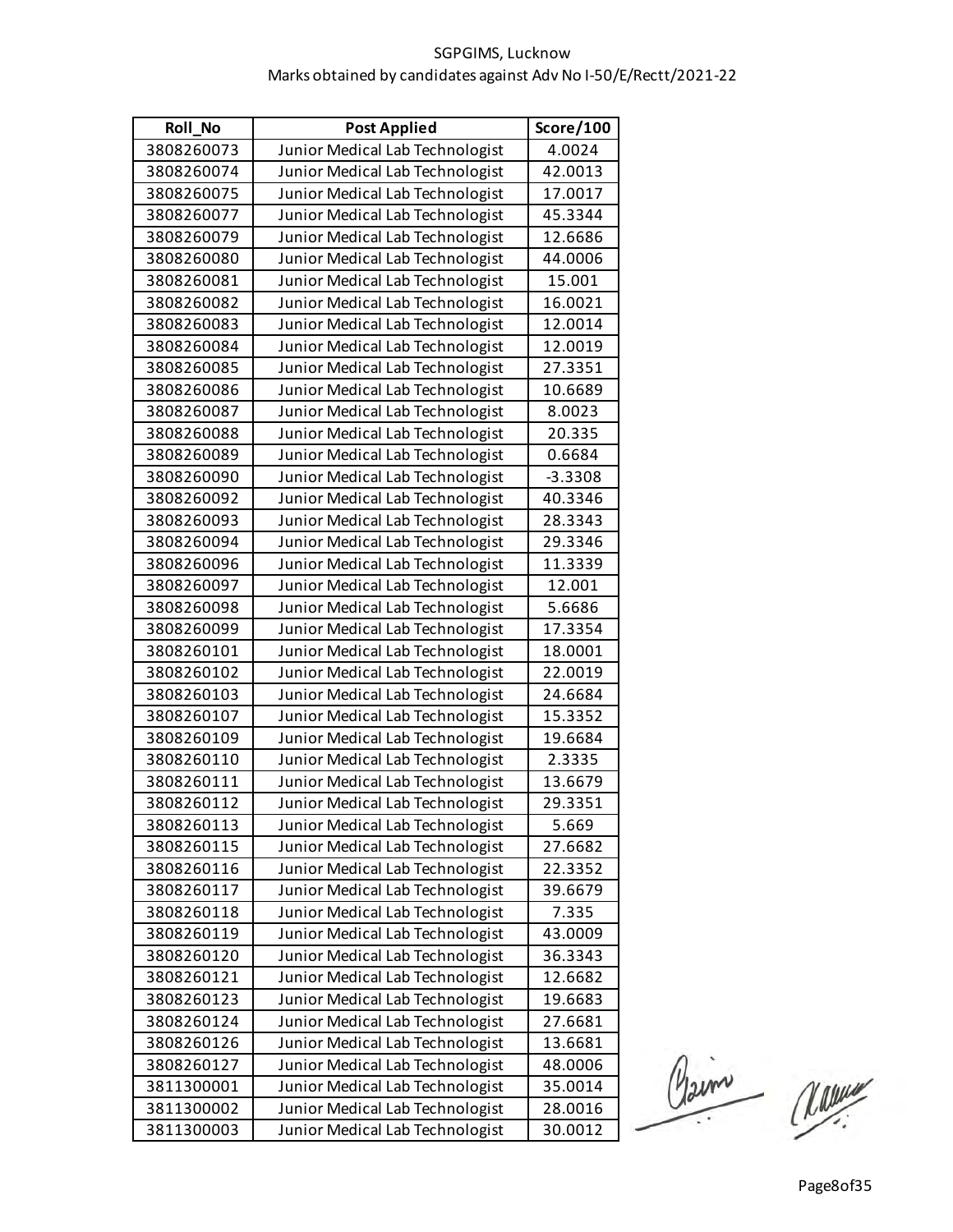SGPGIMS, Lucknow
Marks obtained by candidates against Adv No I-50/E/Rectt/2021-22

| Roll_No | Post Applied | Score/100 |
|---|---|---|
| 3808260073 | Junior Medical Lab Technologist | 4.0024 |
| 3808260074 | Junior Medical Lab Technologist | 42.0013 |
| 3808260075 | Junior Medical Lab Technologist | 17.0017 |
| 3808260077 | Junior Medical Lab Technologist | 45.3344 |
| 3808260079 | Junior Medical Lab Technologist | 12.6686 |
| 3808260080 | Junior Medical Lab Technologist | 44.0006 |
| 3808260081 | Junior Medical Lab Technologist | 15.001 |
| 3808260082 | Junior Medical Lab Technologist | 16.0021 |
| 3808260083 | Junior Medical Lab Technologist | 12.0014 |
| 3808260084 | Junior Medical Lab Technologist | 12.0019 |
| 3808260085 | Junior Medical Lab Technologist | 27.3351 |
| 3808260086 | Junior Medical Lab Technologist | 10.6689 |
| 3808260087 | Junior Medical Lab Technologist | 8.0023 |
| 3808260088 | Junior Medical Lab Technologist | 20.335 |
| 3808260089 | Junior Medical Lab Technologist | 0.6684 |
| 3808260090 | Junior Medical Lab Technologist | -3.3308 |
| 3808260092 | Junior Medical Lab Technologist | 40.3346 |
| 3808260093 | Junior Medical Lab Technologist | 28.3343 |
| 3808260094 | Junior Medical Lab Technologist | 29.3346 |
| 3808260096 | Junior Medical Lab Technologist | 11.3339 |
| 3808260097 | Junior Medical Lab Technologist | 12.001 |
| 3808260098 | Junior Medical Lab Technologist | 5.6686 |
| 3808260099 | Junior Medical Lab Technologist | 17.3354 |
| 3808260101 | Junior Medical Lab Technologist | 18.0001 |
| 3808260102 | Junior Medical Lab Technologist | 22.0019 |
| 3808260103 | Junior Medical Lab Technologist | 24.6684 |
| 3808260107 | Junior Medical Lab Technologist | 15.3352 |
| 3808260109 | Junior Medical Lab Technologist | 19.6684 |
| 3808260110 | Junior Medical Lab Technologist | 2.3335 |
| 3808260111 | Junior Medical Lab Technologist | 13.6679 |
| 3808260112 | Junior Medical Lab Technologist | 29.3351 |
| 3808260113 | Junior Medical Lab Technologist | 5.669 |
| 3808260115 | Junior Medical Lab Technologist | 27.6682 |
| 3808260116 | Junior Medical Lab Technologist | 22.3352 |
| 3808260117 | Junior Medical Lab Technologist | 39.6679 |
| 3808260118 | Junior Medical Lab Technologist | 7.335 |
| 3808260119 | Junior Medical Lab Technologist | 43.0009 |
| 3808260120 | Junior Medical Lab Technologist | 36.3343 |
| 3808260121 | Junior Medical Lab Technologist | 12.6682 |
| 3808260123 | Junior Medical Lab Technologist | 19.6683 |
| 3808260124 | Junior Medical Lab Technologist | 27.6681 |
| 3808260126 | Junior Medical Lab Technologist | 13.6681 |
| 3808260127 | Junior Medical Lab Technologist | 48.0006 |
| 3811300001 | Junior Medical Lab Technologist | 35.0014 |
| 3811300002 | Junior Medical Lab Technologist | 28.0016 |
| 3811300003 | Junior Medical Lab Technologist | 30.0012 |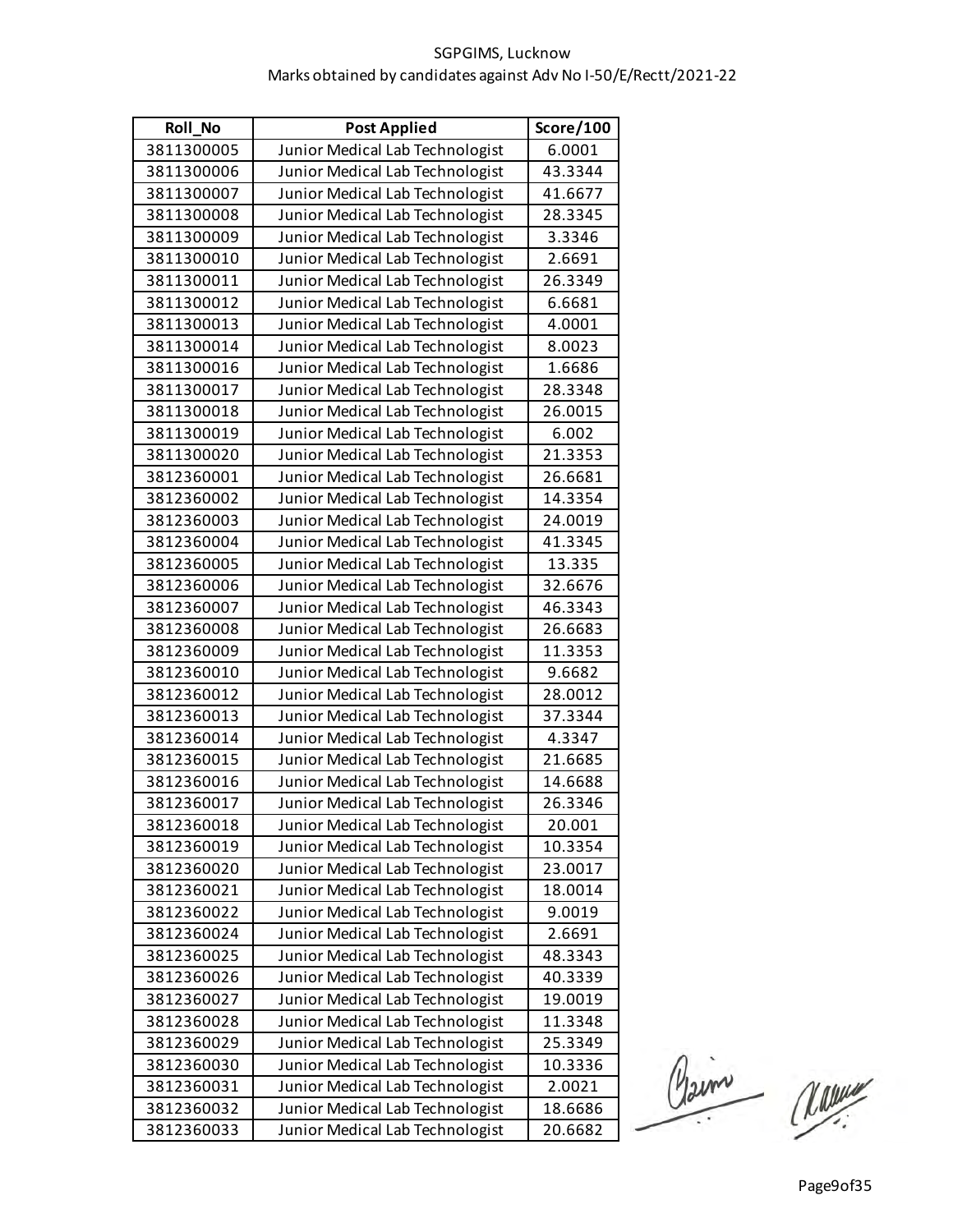SGPGIMS, Lucknow

Marks obtained by candidates against Adv No I-50/E/Rectt/2021-22

| Roll_No | Post Applied | Score/100 |
|---|---|---|
| 3811300005 | Junior Medical Lab Technologist | 6.0001 |
| 3811300006 | Junior Medical Lab Technologist | 43.3344 |
| 3811300007 | Junior Medical Lab Technologist | 41.6677 |
| 3811300008 | Junior Medical Lab Technologist | 28.3345 |
| 3811300009 | Junior Medical Lab Technologist | 3.3346 |
| 3811300010 | Junior Medical Lab Technologist | 2.6691 |
| 3811300011 | Junior Medical Lab Technologist | 26.3349 |
| 3811300012 | Junior Medical Lab Technologist | 6.6681 |
| 3811300013 | Junior Medical Lab Technologist | 4.0001 |
| 3811300014 | Junior Medical Lab Technologist | 8.0023 |
| 3811300016 | Junior Medical Lab Technologist | 1.6686 |
| 3811300017 | Junior Medical Lab Technologist | 28.3348 |
| 3811300018 | Junior Medical Lab Technologist | 26.0015 |
| 3811300019 | Junior Medical Lab Technologist | 6.002 |
| 3811300020 | Junior Medical Lab Technologist | 21.3353 |
| 3812360001 | Junior Medical Lab Technologist | 26.6681 |
| 3812360002 | Junior Medical Lab Technologist | 14.3354 |
| 3812360003 | Junior Medical Lab Technologist | 24.0019 |
| 3812360004 | Junior Medical Lab Technologist | 41.3345 |
| 3812360005 | Junior Medical Lab Technologist | 13.335 |
| 3812360006 | Junior Medical Lab Technologist | 32.6676 |
| 3812360007 | Junior Medical Lab Technologist | 46.3343 |
| 3812360008 | Junior Medical Lab Technologist | 26.6683 |
| 3812360009 | Junior Medical Lab Technologist | 11.3353 |
| 3812360010 | Junior Medical Lab Technologist | 9.6682 |
| 3812360012 | Junior Medical Lab Technologist | 28.0012 |
| 3812360013 | Junior Medical Lab Technologist | 37.3344 |
| 3812360014 | Junior Medical Lab Technologist | 4.3347 |
| 3812360015 | Junior Medical Lab Technologist | 21.6685 |
| 3812360016 | Junior Medical Lab Technologist | 14.6688 |
| 3812360017 | Junior Medical Lab Technologist | 26.3346 |
| 3812360018 | Junior Medical Lab Technologist | 20.001 |
| 3812360019 | Junior Medical Lab Technologist | 10.3354 |
| 3812360020 | Junior Medical Lab Technologist | 23.0017 |
| 3812360021 | Junior Medical Lab Technologist | 18.0014 |
| 3812360022 | Junior Medical Lab Technologist | 9.0019 |
| 3812360024 | Junior Medical Lab Technologist | 2.6691 |
| 3812360025 | Junior Medical Lab Technologist | 48.3343 |
| 3812360026 | Junior Medical Lab Technologist | 40.3339 |
| 3812360027 | Junior Medical Lab Technologist | 19.0019 |
| 3812360028 | Junior Medical Lab Technologist | 11.3348 |
| 3812360029 | Junior Medical Lab Technologist | 25.3349 |
| 3812360030 | Junior Medical Lab Technologist | 10.3336 |
| 3812360031 | Junior Medical Lab Technologist | 2.0021 |
| 3812360032 | Junior Medical Lab Technologist | 18.6686 |
| 3812360033 | Junior Medical Lab Technologist | 20.6682 |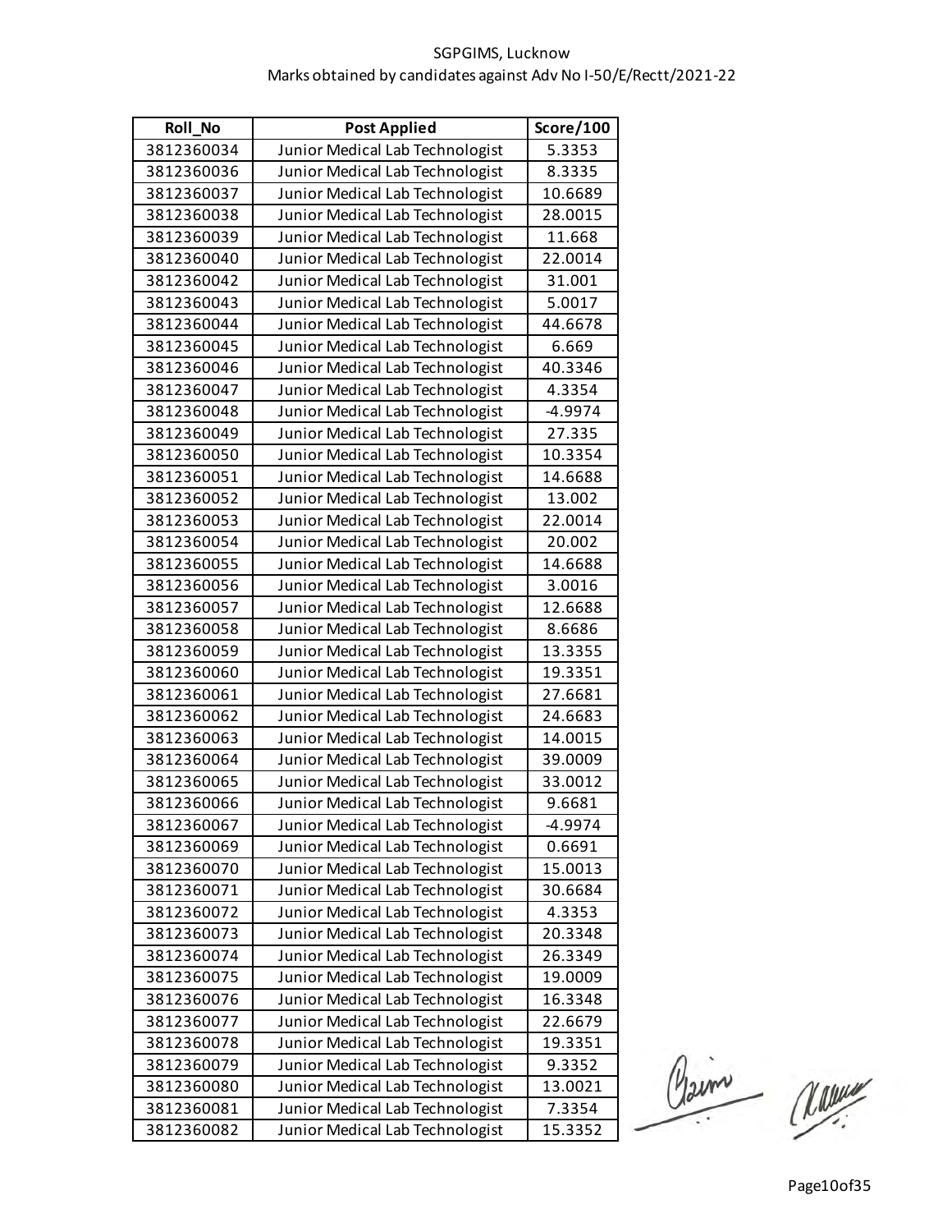SGPGIMS, Lucknow
Marks obtained by candidates against Adv No I-50/E/Rectt/2021-22

| Roll_No | Post Applied | Score/100 |
|---|---|---|
| 3812360034 | Junior Medical Lab Technologist | 5.3353 |
| 3812360036 | Junior Medical Lab Technologist | 8.3335 |
| 3812360037 | Junior Medical Lab Technologist | 10.6689 |
| 3812360038 | Junior Medical Lab Technologist | 28.0015 |
| 3812360039 | Junior Medical Lab Technologist | 11.668 |
| 3812360040 | Junior Medical Lab Technologist | 22.0014 |
| 3812360042 | Junior Medical Lab Technologist | 31.001 |
| 3812360043 | Junior Medical Lab Technologist | 5.0017 |
| 3812360044 | Junior Medical Lab Technologist | 44.6678 |
| 3812360045 | Junior Medical Lab Technologist | 6.669 |
| 3812360046 | Junior Medical Lab Technologist | 40.3346 |
| 3812360047 | Junior Medical Lab Technologist | 4.3354 |
| 3812360048 | Junior Medical Lab Technologist | -4.9974 |
| 3812360049 | Junior Medical Lab Technologist | 27.335 |
| 3812360050 | Junior Medical Lab Technologist | 10.3354 |
| 3812360051 | Junior Medical Lab Technologist | 14.6688 |
| 3812360052 | Junior Medical Lab Technologist | 13.002 |
| 3812360053 | Junior Medical Lab Technologist | 22.0014 |
| 3812360054 | Junior Medical Lab Technologist | 20.002 |
| 3812360055 | Junior Medical Lab Technologist | 14.6688 |
| 3812360056 | Junior Medical Lab Technologist | 3.0016 |
| 3812360057 | Junior Medical Lab Technologist | 12.6688 |
| 3812360058 | Junior Medical Lab Technologist | 8.6686 |
| 3812360059 | Junior Medical Lab Technologist | 13.3355 |
| 3812360060 | Junior Medical Lab Technologist | 19.3351 |
| 3812360061 | Junior Medical Lab Technologist | 27.6681 |
| 3812360062 | Junior Medical Lab Technologist | 24.6683 |
| 3812360063 | Junior Medical Lab Technologist | 14.0015 |
| 3812360064 | Junior Medical Lab Technologist | 39.0009 |
| 3812360065 | Junior Medical Lab Technologist | 33.0012 |
| 3812360066 | Junior Medical Lab Technologist | 9.6681 |
| 3812360067 | Junior Medical Lab Technologist | -4.9974 |
| 3812360069 | Junior Medical Lab Technologist | 0.6691 |
| 3812360070 | Junior Medical Lab Technologist | 15.0013 |
| 3812360071 | Junior Medical Lab Technologist | 30.6684 |
| 3812360072 | Junior Medical Lab Technologist | 4.3353 |
| 3812360073 | Junior Medical Lab Technologist | 20.3348 |
| 3812360074 | Junior Medical Lab Technologist | 26.3349 |
| 3812360075 | Junior Medical Lab Technologist | 19.0009 |
| 3812360076 | Junior Medical Lab Technologist | 16.3348 |
| 3812360077 | Junior Medical Lab Technologist | 22.6679 |
| 3812360078 | Junior Medical Lab Technologist | 19.3351 |
| 3812360079 | Junior Medical Lab Technologist | 9.3352 |
| 3812360080 | Junior Medical Lab Technologist | 13.0021 |
| 3812360081 | Junior Medical Lab Technologist | 7.3354 |
| 3812360082 | Junior Medical Lab Technologist | 15.3352 |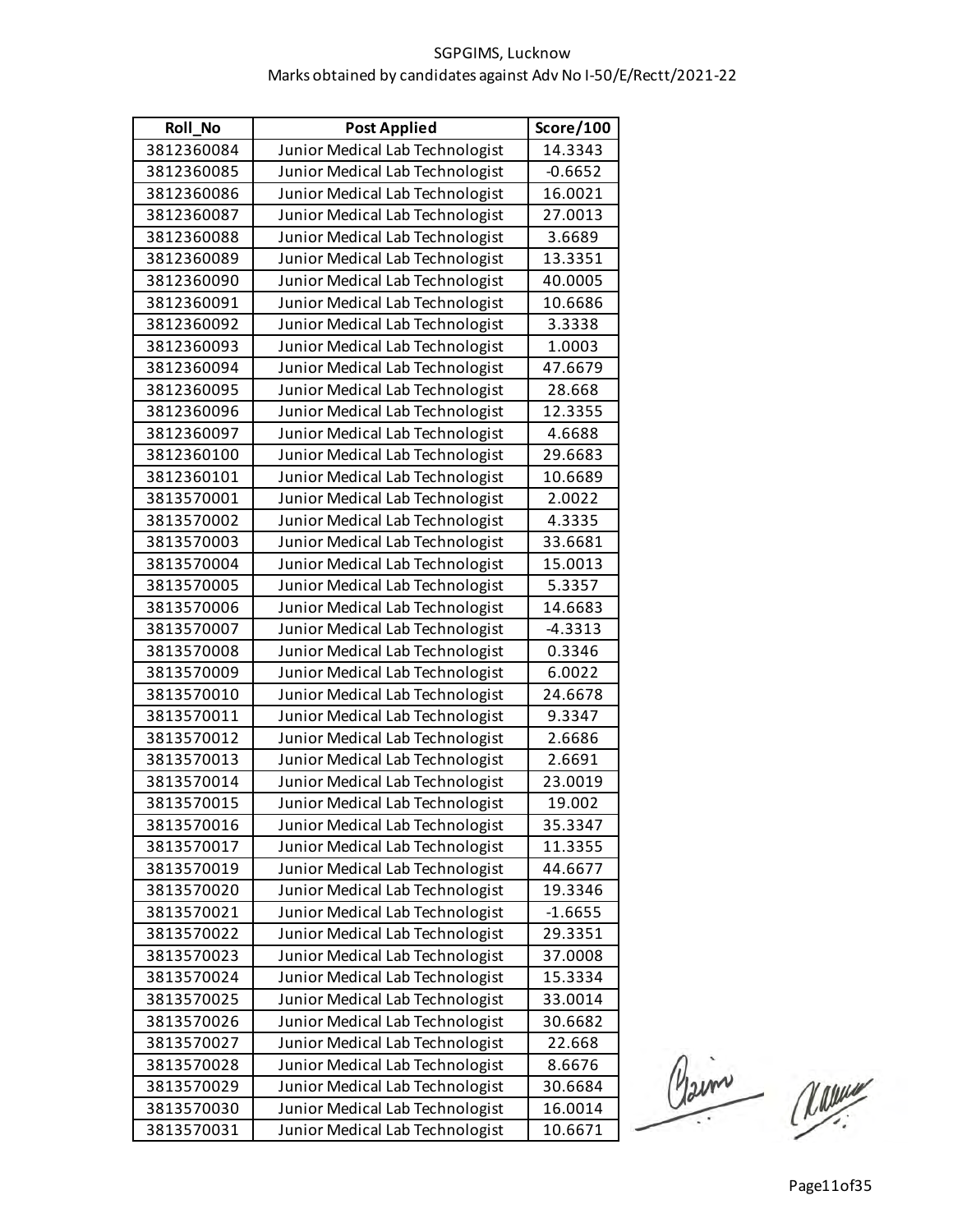SGPGIMS, Lucknow

Marks obtained by candidates against Adv No I-50/E/Rectt/2021-22

| Roll_No | Post Applied | Score/100 |
|---|---|---|
| 3812360084 | Junior Medical Lab Technologist | 14.3343 |
| 3812360085 | Junior Medical Lab Technologist | -0.6652 |
| 3812360086 | Junior Medical Lab Technologist | 16.0021 |
| 3812360087 | Junior Medical Lab Technologist | 27.0013 |
| 3812360088 | Junior Medical Lab Technologist | 3.6689 |
| 3812360089 | Junior Medical Lab Technologist | 13.3351 |
| 3812360090 | Junior Medical Lab Technologist | 40.0005 |
| 3812360091 | Junior Medical Lab Technologist | 10.6686 |
| 3812360092 | Junior Medical Lab Technologist | 3.3338 |
| 3812360093 | Junior Medical Lab Technologist | 1.0003 |
| 3812360094 | Junior Medical Lab Technologist | 47.6679 |
| 3812360095 | Junior Medical Lab Technologist | 28.668 |
| 3812360096 | Junior Medical Lab Technologist | 12.3355 |
| 3812360097 | Junior Medical Lab Technologist | 4.6688 |
| 3812360100 | Junior Medical Lab Technologist | 29.6683 |
| 3812360101 | Junior Medical Lab Technologist | 10.6689 |
| 3813570001 | Junior Medical Lab Technologist | 2.0022 |
| 3813570002 | Junior Medical Lab Technologist | 4.3335 |
| 3813570003 | Junior Medical Lab Technologist | 33.6681 |
| 3813570004 | Junior Medical Lab Technologist | 15.0013 |
| 3813570005 | Junior Medical Lab Technologist | 5.3357 |
| 3813570006 | Junior Medical Lab Technologist | 14.6683 |
| 3813570007 | Junior Medical Lab Technologist | -4.3313 |
| 3813570008 | Junior Medical Lab Technologist | 0.3346 |
| 3813570009 | Junior Medical Lab Technologist | 6.0022 |
| 3813570010 | Junior Medical Lab Technologist | 24.6678 |
| 3813570011 | Junior Medical Lab Technologist | 9.3347 |
| 3813570012 | Junior Medical Lab Technologist | 2.6686 |
| 3813570013 | Junior Medical Lab Technologist | 2.6691 |
| 3813570014 | Junior Medical Lab Technologist | 23.0019 |
| 3813570015 | Junior Medical Lab Technologist | 19.002 |
| 3813570016 | Junior Medical Lab Technologist | 35.3347 |
| 3813570017 | Junior Medical Lab Technologist | 11.3355 |
| 3813570019 | Junior Medical Lab Technologist | 44.6677 |
| 3813570020 | Junior Medical Lab Technologist | 19.3346 |
| 3813570021 | Junior Medical Lab Technologist | -1.6655 |
| 3813570022 | Junior Medical Lab Technologist | 29.3351 |
| 3813570023 | Junior Medical Lab Technologist | 37.0008 |
| 3813570024 | Junior Medical Lab Technologist | 15.3334 |
| 3813570025 | Junior Medical Lab Technologist | 33.0014 |
| 3813570026 | Junior Medical Lab Technologist | 30.6682 |
| 3813570027 | Junior Medical Lab Technologist | 22.668 |
| 3813570028 | Junior Medical Lab Technologist | 8.6676 |
| 3813570029 | Junior Medical Lab Technologist | 30.6684 |
| 3813570030 | Junior Medical Lab Technologist | 16.0014 |
| 3813570031 | Junior Medical Lab Technologist | 10.6671 |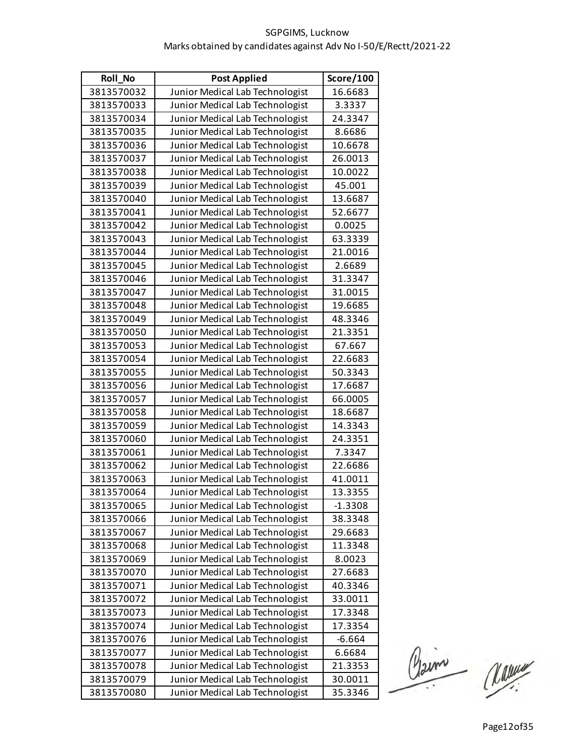SGPGIMS, Lucknow

Marks obtained by candidates against Adv No I-50/E/Rectt/2021-22

| Roll_No | Post Applied | Score/100 |
|---|---|---|
| 3813570032 | Junior Medical Lab Technologist | 16.6683 |
| 3813570033 | Junior Medical Lab Technologist | 3.3337 |
| 3813570034 | Junior Medical Lab Technologist | 24.3347 |
| 3813570035 | Junior Medical Lab Technologist | 8.6686 |
| 3813570036 | Junior Medical Lab Technologist | 10.6678 |
| 3813570037 | Junior Medical Lab Technologist | 26.0013 |
| 3813570038 | Junior Medical Lab Technologist | 10.0022 |
| 3813570039 | Junior Medical Lab Technologist | 45.001 |
| 3813570040 | Junior Medical Lab Technologist | 13.6687 |
| 3813570041 | Junior Medical Lab Technologist | 52.6677 |
| 3813570042 | Junior Medical Lab Technologist | 0.0025 |
| 3813570043 | Junior Medical Lab Technologist | 63.3339 |
| 3813570044 | Junior Medical Lab Technologist | 21.0016 |
| 3813570045 | Junior Medical Lab Technologist | 2.6689 |
| 3813570046 | Junior Medical Lab Technologist | 31.3347 |
| 3813570047 | Junior Medical Lab Technologist | 31.0015 |
| 3813570048 | Junior Medical Lab Technologist | 19.6685 |
| 3813570049 | Junior Medical Lab Technologist | 48.3346 |
| 3813570050 | Junior Medical Lab Technologist | 21.3351 |
| 3813570053 | Junior Medical Lab Technologist | 67.667 |
| 3813570054 | Junior Medical Lab Technologist | 22.6683 |
| 3813570055 | Junior Medical Lab Technologist | 50.3343 |
| 3813570056 | Junior Medical Lab Technologist | 17.6687 |
| 3813570057 | Junior Medical Lab Technologist | 66.0005 |
| 3813570058 | Junior Medical Lab Technologist | 18.6687 |
| 3813570059 | Junior Medical Lab Technologist | 14.3343 |
| 3813570060 | Junior Medical Lab Technologist | 24.3351 |
| 3813570061 | Junior Medical Lab Technologist | 7.3347 |
| 3813570062 | Junior Medical Lab Technologist | 22.6686 |
| 3813570063 | Junior Medical Lab Technologist | 41.0011 |
| 3813570064 | Junior Medical Lab Technologist | 13.3355 |
| 3813570065 | Junior Medical Lab Technologist | -1.3308 |
| 3813570066 | Junior Medical Lab Technologist | 38.3348 |
| 3813570067 | Junior Medical Lab Technologist | 29.6683 |
| 3813570068 | Junior Medical Lab Technologist | 11.3348 |
| 3813570069 | Junior Medical Lab Technologist | 8.0023 |
| 3813570070 | Junior Medical Lab Technologist | 27.6683 |
| 3813570071 | Junior Medical Lab Technologist | 40.3346 |
| 3813570072 | Junior Medical Lab Technologist | 33.0011 |
| 3813570073 | Junior Medical Lab Technologist | 17.3348 |
| 3813570074 | Junior Medical Lab Technologist | 17.3354 |
| 3813570076 | Junior Medical Lab Technologist | -6.664 |
| 3813570077 | Junior Medical Lab Technologist | 6.6684 |
| 3813570078 | Junior Medical Lab Technologist | 21.3353 |
| 3813570079 | Junior Medical Lab Technologist | 30.0011 |
| 3813570080 | Junior Medical Lab Technologist | 35.3346 |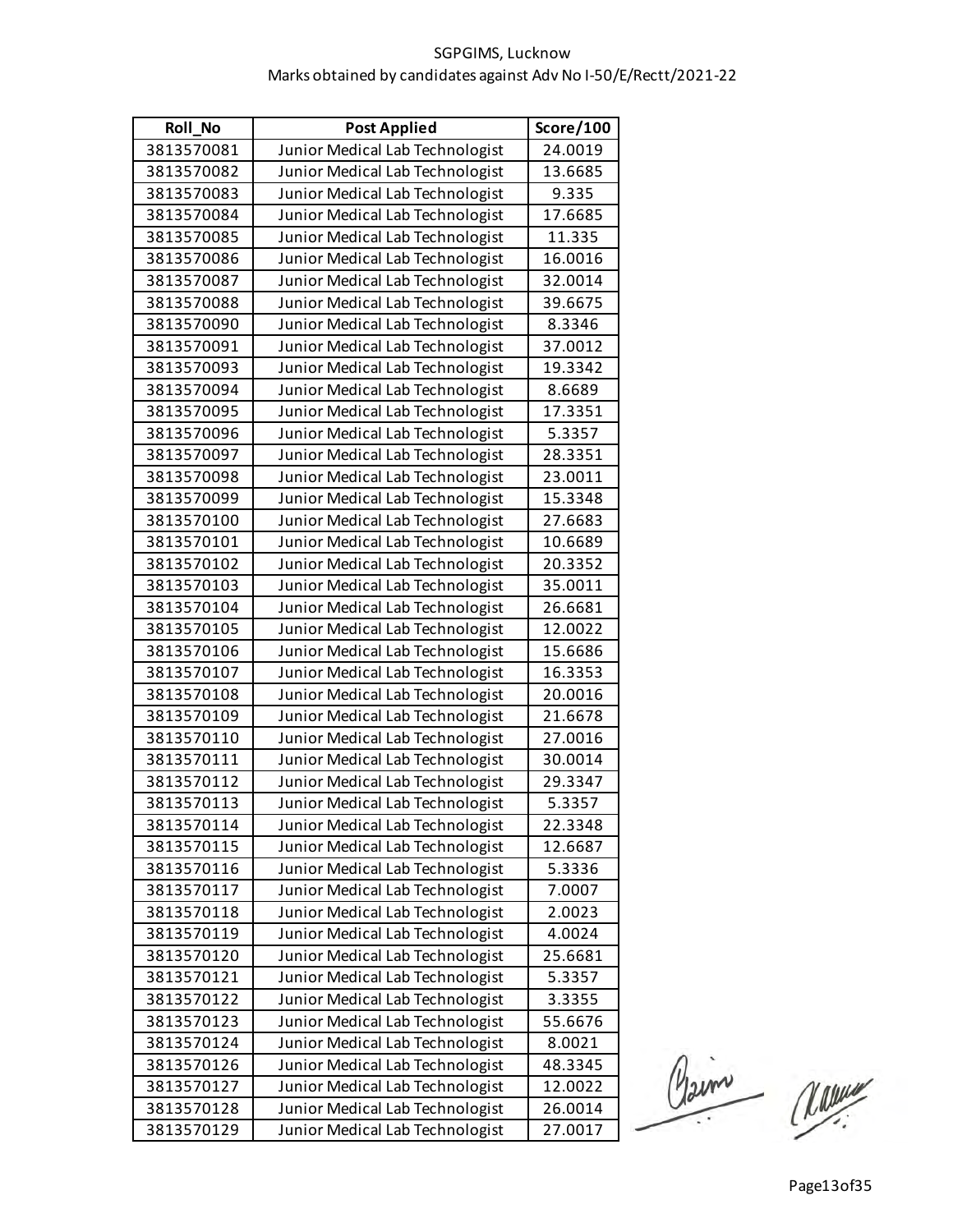SGPGIMS, Lucknow

Marks obtained by candidates against Adv No I-50/E/Rectt/2021-22

| Roll_No | Post Applied | Score/100 |
|---|---|---|
| 3813570081 | Junior Medical Lab Technologist | 24.0019 |
| 3813570082 | Junior Medical Lab Technologist | 13.6685 |
| 3813570083 | Junior Medical Lab Technologist | 9.335 |
| 3813570084 | Junior Medical Lab Technologist | 17.6685 |
| 3813570085 | Junior Medical Lab Technologist | 11.335 |
| 3813570086 | Junior Medical Lab Technologist | 16.0016 |
| 3813570087 | Junior Medical Lab Technologist | 32.0014 |
| 3813570088 | Junior Medical Lab Technologist | 39.6675 |
| 3813570090 | Junior Medical Lab Technologist | 8.3346 |
| 3813570091 | Junior Medical Lab Technologist | 37.0012 |
| 3813570093 | Junior Medical Lab Technologist | 19.3342 |
| 3813570094 | Junior Medical Lab Technologist | 8.6689 |
| 3813570095 | Junior Medical Lab Technologist | 17.3351 |
| 3813570096 | Junior Medical Lab Technologist | 5.3357 |
| 3813570097 | Junior Medical Lab Technologist | 28.3351 |
| 3813570098 | Junior Medical Lab Technologist | 23.0011 |
| 3813570099 | Junior Medical Lab Technologist | 15.3348 |
| 3813570100 | Junior Medical Lab Technologist | 27.6683 |
| 3813570101 | Junior Medical Lab Technologist | 10.6689 |
| 3813570102 | Junior Medical Lab Technologist | 20.3352 |
| 3813570103 | Junior Medical Lab Technologist | 35.0011 |
| 3813570104 | Junior Medical Lab Technologist | 26.6681 |
| 3813570105 | Junior Medical Lab Technologist | 12.0022 |
| 3813570106 | Junior Medical Lab Technologist | 15.6686 |
| 3813570107 | Junior Medical Lab Technologist | 16.3353 |
| 3813570108 | Junior Medical Lab Technologist | 20.0016 |
| 3813570109 | Junior Medical Lab Technologist | 21.6678 |
| 3813570110 | Junior Medical Lab Technologist | 27.0016 |
| 3813570111 | Junior Medical Lab Technologist | 30.0014 |
| 3813570112 | Junior Medical Lab Technologist | 29.3347 |
| 3813570113 | Junior Medical Lab Technologist | 5.3357 |
| 3813570114 | Junior Medical Lab Technologist | 22.3348 |
| 3813570115 | Junior Medical Lab Technologist | 12.6687 |
| 3813570116 | Junior Medical Lab Technologist | 5.3336 |
| 3813570117 | Junior Medical Lab Technologist | 7.0007 |
| 3813570118 | Junior Medical Lab Technologist | 2.0023 |
| 3813570119 | Junior Medical Lab Technologist | 4.0024 |
| 3813570120 | Junior Medical Lab Technologist | 25.6681 |
| 3813570121 | Junior Medical Lab Technologist | 5.3357 |
| 3813570122 | Junior Medical Lab Technologist | 3.3355 |
| 3813570123 | Junior Medical Lab Technologist | 55.6676 |
| 3813570124 | Junior Medical Lab Technologist | 8.0021 |
| 3813570126 | Junior Medical Lab Technologist | 48.3345 |
| 3813570127 | Junior Medical Lab Technologist | 12.0022 |
| 3813570128 | Junior Medical Lab Technologist | 26.0014 |
| 3813570129 | Junior Medical Lab Technologist | 27.0017 |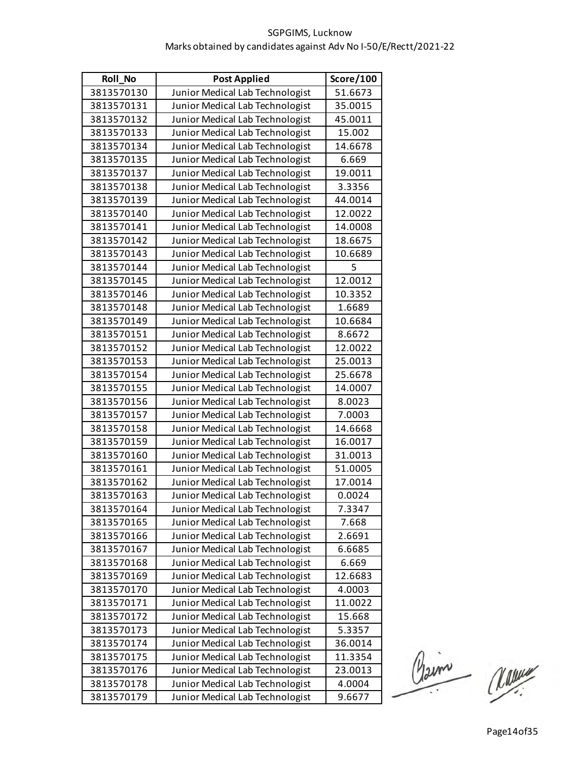SGPGIMS, Lucknow
Marks obtained by candidates against Adv No I-50/E/Rectt/2021-22

| Roll_No | Post Applied | Score/100 |
|---|---|---|
| 3813570130 | Junior Medical Lab Technologist | 51.6673 |
| 3813570131 | Junior Medical Lab Technologist | 35.0015 |
| 3813570132 | Junior Medical Lab Technologist | 45.0011 |
| 3813570133 | Junior Medical Lab Technologist | 15.002 |
| 3813570134 | Junior Medical Lab Technologist | 14.6678 |
| 3813570135 | Junior Medical Lab Technologist | 6.669 |
| 3813570137 | Junior Medical Lab Technologist | 19.0011 |
| 3813570138 | Junior Medical Lab Technologist | 3.3356 |
| 3813570139 | Junior Medical Lab Technologist | 44.0014 |
| 3813570140 | Junior Medical Lab Technologist | 12.0022 |
| 3813570141 | Junior Medical Lab Technologist | 14.0008 |
| 3813570142 | Junior Medical Lab Technologist | 18.6675 |
| 3813570143 | Junior Medical Lab Technologist | 10.6689 |
| 3813570144 | Junior Medical Lab Technologist | 5 |
| 3813570145 | Junior Medical Lab Technologist | 12.0012 |
| 3813570146 | Junior Medical Lab Technologist | 10.3352 |
| 3813570148 | Junior Medical Lab Technologist | 1.6689 |
| 3813570149 | Junior Medical Lab Technologist | 10.6684 |
| 3813570151 | Junior Medical Lab Technologist | 8.6672 |
| 3813570152 | Junior Medical Lab Technologist | 12.0022 |
| 3813570153 | Junior Medical Lab Technologist | 25.0013 |
| 3813570154 | Junior Medical Lab Technologist | 25.6678 |
| 3813570155 | Junior Medical Lab Technologist | 14.0007 |
| 3813570156 | Junior Medical Lab Technologist | 8.0023 |
| 3813570157 | Junior Medical Lab Technologist | 7.0003 |
| 3813570158 | Junior Medical Lab Technologist | 14.6668 |
| 3813570159 | Junior Medical Lab Technologist | 16.0017 |
| 3813570160 | Junior Medical Lab Technologist | 31.0013 |
| 3813570161 | Junior Medical Lab Technologist | 51.0005 |
| 3813570162 | Junior Medical Lab Technologist | 17.0014 |
| 3813570163 | Junior Medical Lab Technologist | 0.0024 |
| 3813570164 | Junior Medical Lab Technologist | 7.3347 |
| 3813570165 | Junior Medical Lab Technologist | 7.668 |
| 3813570166 | Junior Medical Lab Technologist | 2.6691 |
| 3813570167 | Junior Medical Lab Technologist | 6.6685 |
| 3813570168 | Junior Medical Lab Technologist | 6.669 |
| 3813570169 | Junior Medical Lab Technologist | 12.6683 |
| 3813570170 | Junior Medical Lab Technologist | 4.0003 |
| 3813570171 | Junior Medical Lab Technologist | 11.0022 |
| 3813570172 | Junior Medical Lab Technologist | 15.668 |
| 3813570173 | Junior Medical Lab Technologist | 5.3357 |
| 3813570174 | Junior Medical Lab Technologist | 36.0014 |
| 3813570175 | Junior Medical Lab Technologist | 11.3354 |
| 3813570176 | Junior Medical Lab Technologist | 23.0013 |
| 3813570178 | Junior Medical Lab Technologist | 4.0004 |
| 3813570179 | Junior Medical Lab Technologist | 9.6677 |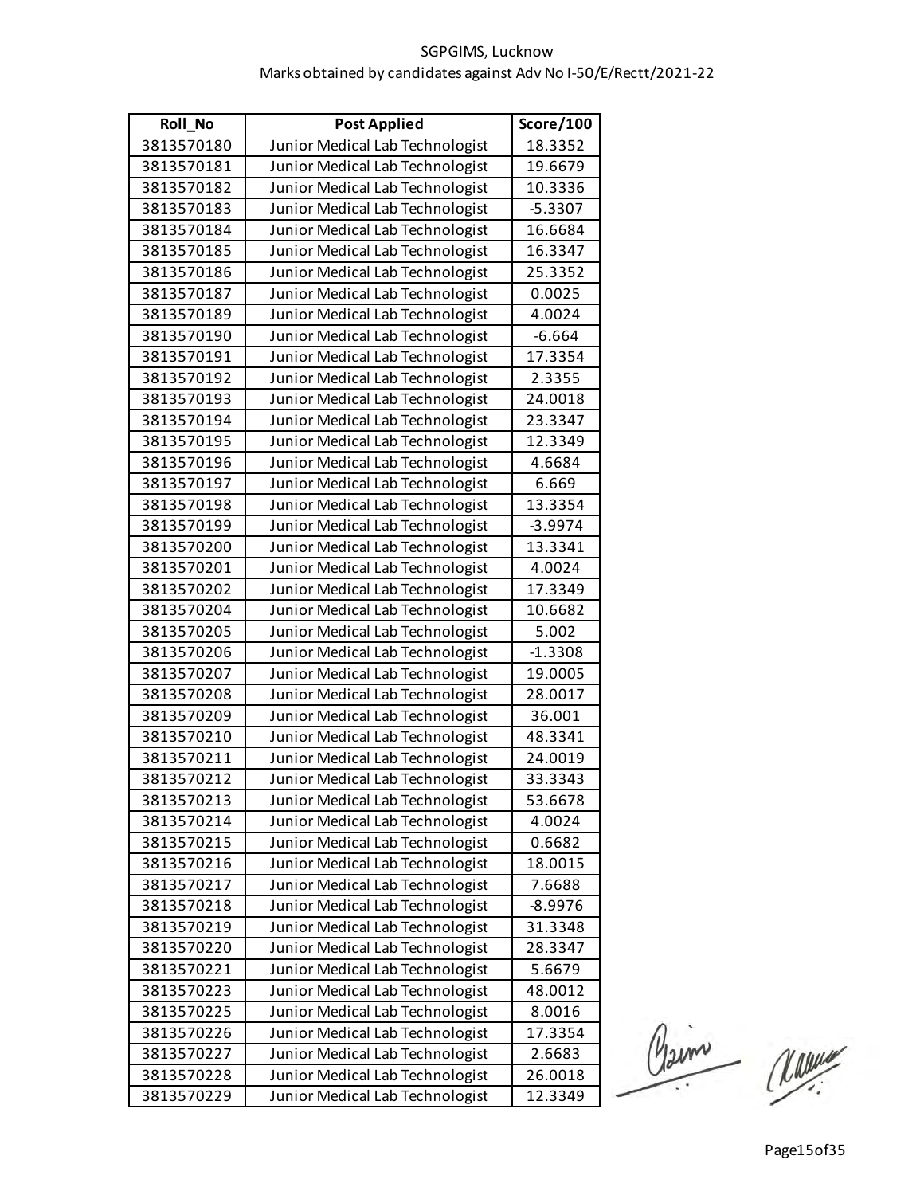SGPGIMS, Lucknow

Marks obtained by candidates against Adv No I-50/E/Rectt/2021-22

| Roll_No | Post Applied | Score/100 |
|---|---|---|
| 3813570180 | Junior Medical Lab Technologist | 18.3352 |
| 3813570181 | Junior Medical Lab Technologist | 19.6679 |
| 3813570182 | Junior Medical Lab Technologist | 10.3336 |
| 3813570183 | Junior Medical Lab Technologist | -5.3307 |
| 3813570184 | Junior Medical Lab Technologist | 16.6684 |
| 3813570185 | Junior Medical Lab Technologist | 16.3347 |
| 3813570186 | Junior Medical Lab Technologist | 25.3352 |
| 3813570187 | Junior Medical Lab Technologist | 0.0025 |
| 3813570189 | Junior Medical Lab Technologist | 4.0024 |
| 3813570190 | Junior Medical Lab Technologist | -6.664 |
| 3813570191 | Junior Medical Lab Technologist | 17.3354 |
| 3813570192 | Junior Medical Lab Technologist | 2.3355 |
| 3813570193 | Junior Medical Lab Technologist | 24.0018 |
| 3813570194 | Junior Medical Lab Technologist | 23.3347 |
| 3813570195 | Junior Medical Lab Technologist | 12.3349 |
| 3813570196 | Junior Medical Lab Technologist | 4.6684 |
| 3813570197 | Junior Medical Lab Technologist | 6.669 |
| 3813570198 | Junior Medical Lab Technologist | 13.3354 |
| 3813570199 | Junior Medical Lab Technologist | -3.9974 |
| 3813570200 | Junior Medical Lab Technologist | 13.3341 |
| 3813570201 | Junior Medical Lab Technologist | 4.0024 |
| 3813570202 | Junior Medical Lab Technologist | 17.3349 |
| 3813570204 | Junior Medical Lab Technologist | 10.6682 |
| 3813570205 | Junior Medical Lab Technologist | 5.002 |
| 3813570206 | Junior Medical Lab Technologist | -1.3308 |
| 3813570207 | Junior Medical Lab Technologist | 19.0005 |
| 3813570208 | Junior Medical Lab Technologist | 28.0017 |
| 3813570209 | Junior Medical Lab Technologist | 36.001 |
| 3813570210 | Junior Medical Lab Technologist | 48.3341 |
| 3813570211 | Junior Medical Lab Technologist | 24.0019 |
| 3813570212 | Junior Medical Lab Technologist | 33.3343 |
| 3813570213 | Junior Medical Lab Technologist | 53.6678 |
| 3813570214 | Junior Medical Lab Technologist | 4.0024 |
| 3813570215 | Junior Medical Lab Technologist | 0.6682 |
| 3813570216 | Junior Medical Lab Technologist | 18.0015 |
| 3813570217 | Junior Medical Lab Technologist | 7.6688 |
| 3813570218 | Junior Medical Lab Technologist | -8.9976 |
| 3813570219 | Junior Medical Lab Technologist | 31.3348 |
| 3813570220 | Junior Medical Lab Technologist | 28.3347 |
| 3813570221 | Junior Medical Lab Technologist | 5.6679 |
| 3813570223 | Junior Medical Lab Technologist | 48.0012 |
| 3813570225 | Junior Medical Lab Technologist | 8.0016 |
| 3813570226 | Junior Medical Lab Technologist | 17.3354 |
| 3813570227 | Junior Medical Lab Technologist | 2.6683 |
| 3813570228 | Junior Medical Lab Technologist | 26.0018 |
| 3813570229 | Junior Medical Lab Technologist | 12.3349 |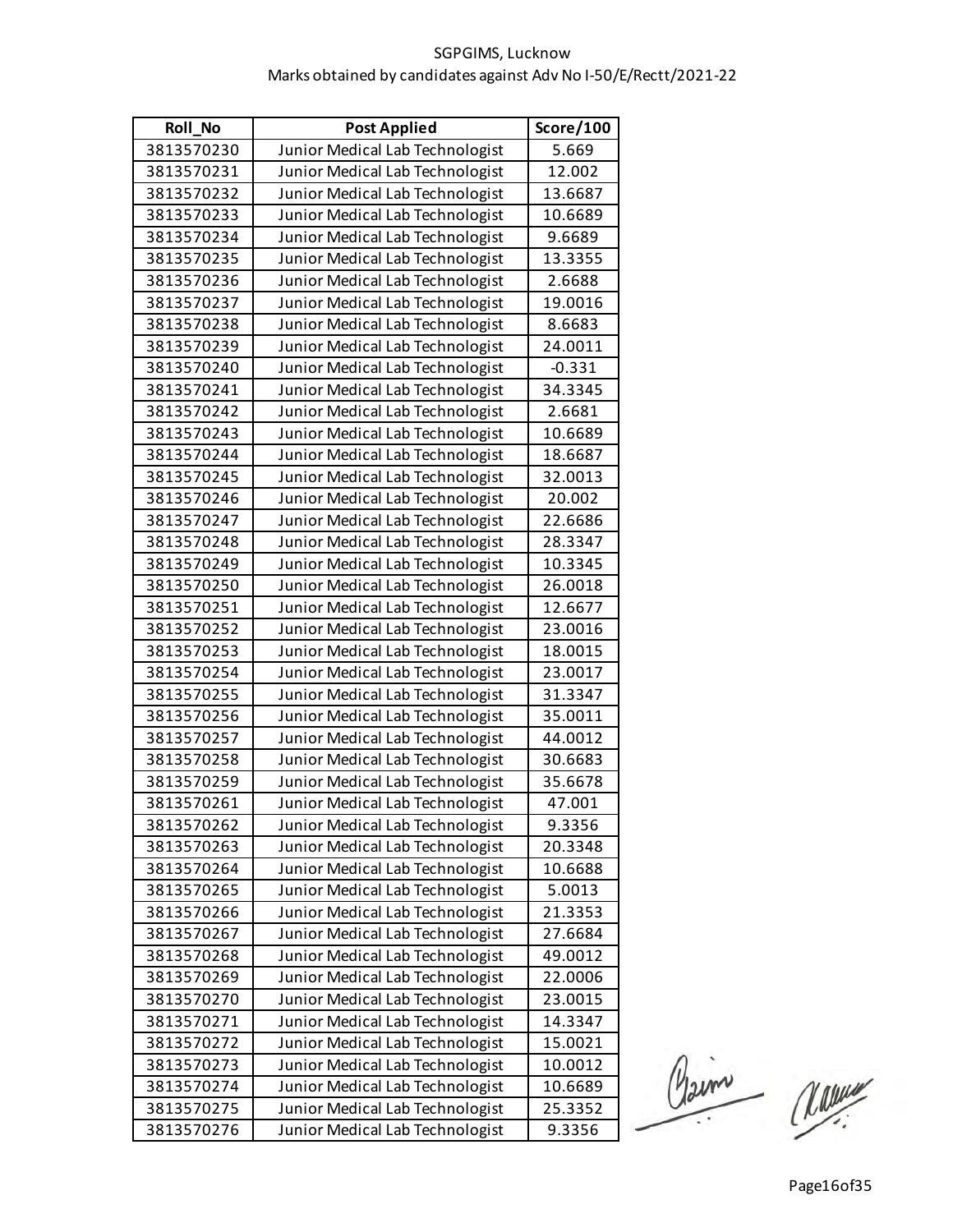SGPGIMS, Lucknow

Marks obtained by candidates against Adv No I-50/E/Rectt/2021-22

| Roll_No | Post Applied | Score/100 |
|---|---|---|
| 3813570230 | Junior Medical Lab Technologist | 5.669 |
| 3813570231 | Junior Medical Lab Technologist | 12.002 |
| 3813570232 | Junior Medical Lab Technologist | 13.6687 |
| 3813570233 | Junior Medical Lab Technologist | 10.6689 |
| 3813570234 | Junior Medical Lab Technologist | 9.6689 |
| 3813570235 | Junior Medical Lab Technologist | 13.3355 |
| 3813570236 | Junior Medical Lab Technologist | 2.6688 |
| 3813570237 | Junior Medical Lab Technologist | 19.0016 |
| 3813570238 | Junior Medical Lab Technologist | 8.6683 |
| 3813570239 | Junior Medical Lab Technologist | 24.0011 |
| 3813570240 | Junior Medical Lab Technologist | -0.331 |
| 3813570241 | Junior Medical Lab Technologist | 34.3345 |
| 3813570242 | Junior Medical Lab Technologist | 2.6681 |
| 3813570243 | Junior Medical Lab Technologist | 10.6689 |
| 3813570244 | Junior Medical Lab Technologist | 18.6687 |
| 3813570245 | Junior Medical Lab Technologist | 32.0013 |
| 3813570246 | Junior Medical Lab Technologist | 20.002 |
| 3813570247 | Junior Medical Lab Technologist | 22.6686 |
| 3813570248 | Junior Medical Lab Technologist | 28.3347 |
| 3813570249 | Junior Medical Lab Technologist | 10.3345 |
| 3813570250 | Junior Medical Lab Technologist | 26.0018 |
| 3813570251 | Junior Medical Lab Technologist | 12.6677 |
| 3813570252 | Junior Medical Lab Technologist | 23.0016 |
| 3813570253 | Junior Medical Lab Technologist | 18.0015 |
| 3813570254 | Junior Medical Lab Technologist | 23.0017 |
| 3813570255 | Junior Medical Lab Technologist | 31.3347 |
| 3813570256 | Junior Medical Lab Technologist | 35.0011 |
| 3813570257 | Junior Medical Lab Technologist | 44.0012 |
| 3813570258 | Junior Medical Lab Technologist | 30.6683 |
| 3813570259 | Junior Medical Lab Technologist | 35.6678 |
| 3813570261 | Junior Medical Lab Technologist | 47.001 |
| 3813570262 | Junior Medical Lab Technologist | 9.3356 |
| 3813570263 | Junior Medical Lab Technologist | 20.3348 |
| 3813570264 | Junior Medical Lab Technologist | 10.6688 |
| 3813570265 | Junior Medical Lab Technologist | 5.0013 |
| 3813570266 | Junior Medical Lab Technologist | 21.3353 |
| 3813570267 | Junior Medical Lab Technologist | 27.6684 |
| 3813570268 | Junior Medical Lab Technologist | 49.0012 |
| 3813570269 | Junior Medical Lab Technologist | 22.0006 |
| 3813570270 | Junior Medical Lab Technologist | 23.0015 |
| 3813570271 | Junior Medical Lab Technologist | 14.3347 |
| 3813570272 | Junior Medical Lab Technologist | 15.0021 |
| 3813570273 | Junior Medical Lab Technologist | 10.0012 |
| 3813570274 | Junior Medical Lab Technologist | 10.6689 |
| 3813570275 | Junior Medical Lab Technologist | 25.3352 |
| 3813570276 | Junior Medical Lab Technologist | 9.3356 |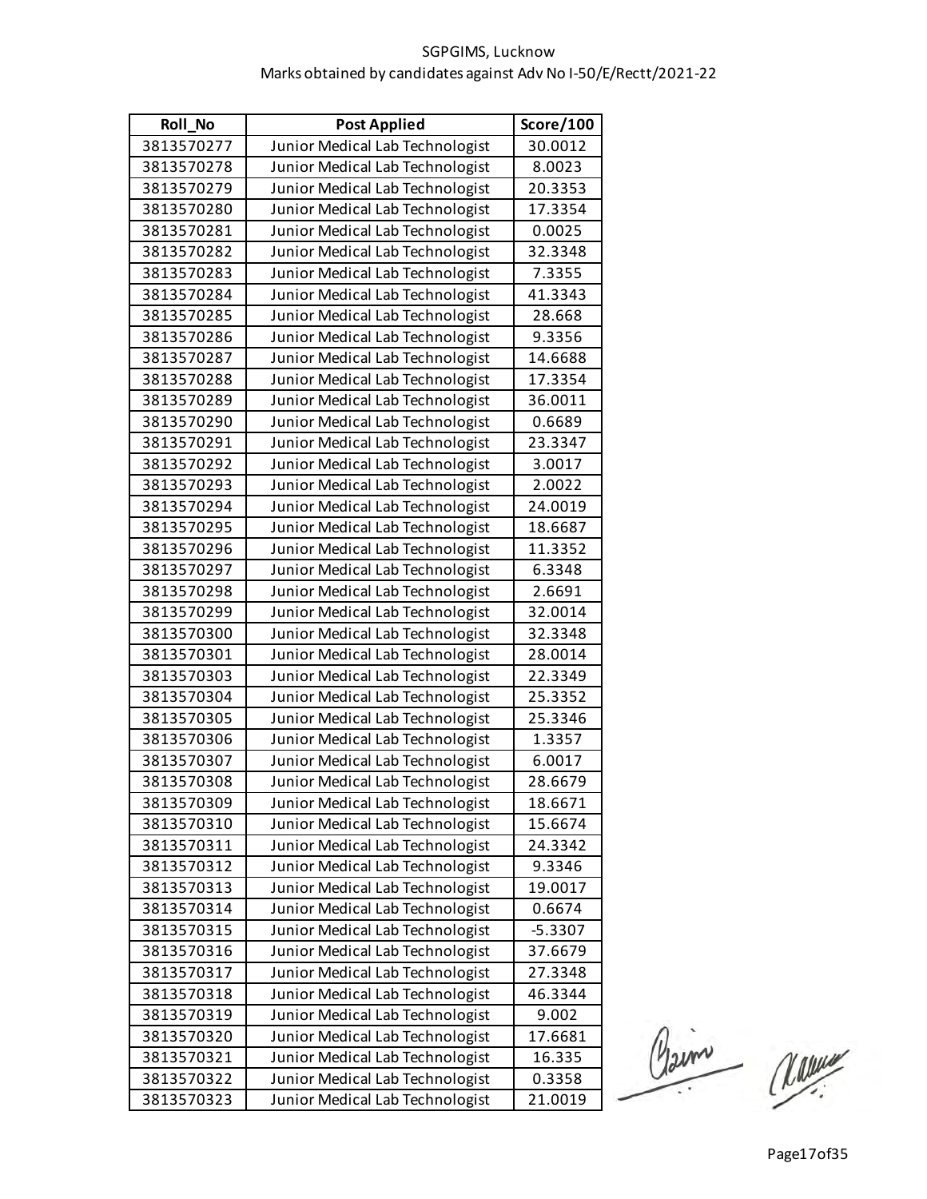SGPGIMS, Lucknow

Marks obtained by candidates against Adv No I-50/E/Rectt/2021-22

| Roll_No | Post Applied | Score/100 |
|---|---|---|
| 3813570277 | Junior Medical Lab Technologist | 30.0012 |
| 3813570278 | Junior Medical Lab Technologist | 8.0023 |
| 3813570279 | Junior Medical Lab Technologist | 20.3353 |
| 3813570280 | Junior Medical Lab Technologist | 17.3354 |
| 3813570281 | Junior Medical Lab Technologist | 0.0025 |
| 3813570282 | Junior Medical Lab Technologist | 32.3348 |
| 3813570283 | Junior Medical Lab Technologist | 7.3355 |
| 3813570284 | Junior Medical Lab Technologist | 41.3343 |
| 3813570285 | Junior Medical Lab Technologist | 28.668 |
| 3813570286 | Junior Medical Lab Technologist | 9.3356 |
| 3813570287 | Junior Medical Lab Technologist | 14.6688 |
| 3813570288 | Junior Medical Lab Technologist | 17.3354 |
| 3813570289 | Junior Medical Lab Technologist | 36.0011 |
| 3813570290 | Junior Medical Lab Technologist | 0.6689 |
| 3813570291 | Junior Medical Lab Technologist | 23.3347 |
| 3813570292 | Junior Medical Lab Technologist | 3.0017 |
| 3813570293 | Junior Medical Lab Technologist | 2.0022 |
| 3813570294 | Junior Medical Lab Technologist | 24.0019 |
| 3813570295 | Junior Medical Lab Technologist | 18.6687 |
| 3813570296 | Junior Medical Lab Technologist | 11.3352 |
| 3813570297 | Junior Medical Lab Technologist | 6.3348 |
| 3813570298 | Junior Medical Lab Technologist | 2.6691 |
| 3813570299 | Junior Medical Lab Technologist | 32.0014 |
| 3813570300 | Junior Medical Lab Technologist | 32.3348 |
| 3813570301 | Junior Medical Lab Technologist | 28.0014 |
| 3813570303 | Junior Medical Lab Technologist | 22.3349 |
| 3813570304 | Junior Medical Lab Technologist | 25.3352 |
| 3813570305 | Junior Medical Lab Technologist | 25.3346 |
| 3813570306 | Junior Medical Lab Technologist | 1.3357 |
| 3813570307 | Junior Medical Lab Technologist | 6.0017 |
| 3813570308 | Junior Medical Lab Technologist | 28.6679 |
| 3813570309 | Junior Medical Lab Technologist | 18.6671 |
| 3813570310 | Junior Medical Lab Technologist | 15.6674 |
| 3813570311 | Junior Medical Lab Technologist | 24.3342 |
| 3813570312 | Junior Medical Lab Technologist | 9.3346 |
| 3813570313 | Junior Medical Lab Technologist | 19.0017 |
| 3813570314 | Junior Medical Lab Technologist | 0.6674 |
| 3813570315 | Junior Medical Lab Technologist | -5.3307 |
| 3813570316 | Junior Medical Lab Technologist | 37.6679 |
| 3813570317 | Junior Medical Lab Technologist | 27.3348 |
| 3813570318 | Junior Medical Lab Technologist | 46.3344 |
| 3813570319 | Junior Medical Lab Technologist | 9.002 |
| 3813570320 | Junior Medical Lab Technologist | 17.6681 |
| 3813570321 | Junior Medical Lab Technologist | 16.335 |
| 3813570322 | Junior Medical Lab Technologist | 0.3358 |
| 3813570323 | Junior Medical Lab Technologist | 21.0019 |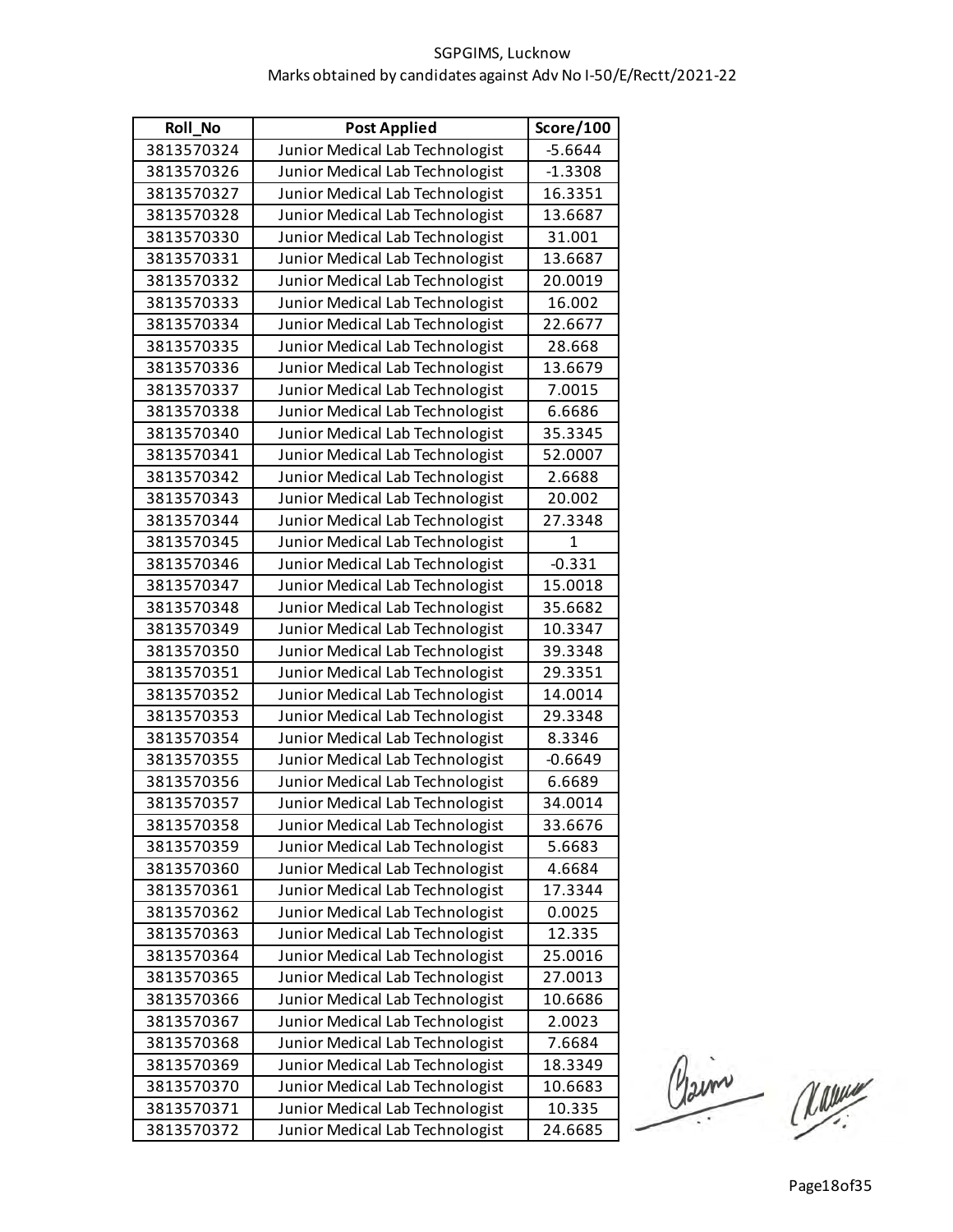SGPGIMS, Lucknow

Marks obtained by candidates against Adv No I-50/E/Rectt/2021-22

| Roll_No | Post Applied | Score/100 |
|---|---|---|
| 3813570324 | Junior Medical Lab Technologist | -5.6644 |
| 3813570326 | Junior Medical Lab Technologist | -1.3308 |
| 3813570327 | Junior Medical Lab Technologist | 16.3351 |
| 3813570328 | Junior Medical Lab Technologist | 13.6687 |
| 3813570330 | Junior Medical Lab Technologist | 31.001 |
| 3813570331 | Junior Medical Lab Technologist | 13.6687 |
| 3813570332 | Junior Medical Lab Technologist | 20.0019 |
| 3813570333 | Junior Medical Lab Technologist | 16.002 |
| 3813570334 | Junior Medical Lab Technologist | 22.6677 |
| 3813570335 | Junior Medical Lab Technologist | 28.668 |
| 3813570336 | Junior Medical Lab Technologist | 13.6679 |
| 3813570337 | Junior Medical Lab Technologist | 7.0015 |
| 3813570338 | Junior Medical Lab Technologist | 6.6686 |
| 3813570340 | Junior Medical Lab Technologist | 35.3345 |
| 3813570341 | Junior Medical Lab Technologist | 52.0007 |
| 3813570342 | Junior Medical Lab Technologist | 2.6688 |
| 3813570343 | Junior Medical Lab Technologist | 20.002 |
| 3813570344 | Junior Medical Lab Technologist | 27.3348 |
| 3813570345 | Junior Medical Lab Technologist | 1 |
| 3813570346 | Junior Medical Lab Technologist | -0.331 |
| 3813570347 | Junior Medical Lab Technologist | 15.0018 |
| 3813570348 | Junior Medical Lab Technologist | 35.6682 |
| 3813570349 | Junior Medical Lab Technologist | 10.3347 |
| 3813570350 | Junior Medical Lab Technologist | 39.3348 |
| 3813570351 | Junior Medical Lab Technologist | 29.3351 |
| 3813570352 | Junior Medical Lab Technologist | 14.0014 |
| 3813570353 | Junior Medical Lab Technologist | 29.3348 |
| 3813570354 | Junior Medical Lab Technologist | 8.3346 |
| 3813570355 | Junior Medical Lab Technologist | -0.6649 |
| 3813570356 | Junior Medical Lab Technologist | 6.6689 |
| 3813570357 | Junior Medical Lab Technologist | 34.0014 |
| 3813570358 | Junior Medical Lab Technologist | 33.6676 |
| 3813570359 | Junior Medical Lab Technologist | 5.6683 |
| 3813570360 | Junior Medical Lab Technologist | 4.6684 |
| 3813570361 | Junior Medical Lab Technologist | 17.3344 |
| 3813570362 | Junior Medical Lab Technologist | 0.0025 |
| 3813570363 | Junior Medical Lab Technologist | 12.335 |
| 3813570364 | Junior Medical Lab Technologist | 25.0016 |
| 3813570365 | Junior Medical Lab Technologist | 27.0013 |
| 3813570366 | Junior Medical Lab Technologist | 10.6686 |
| 3813570367 | Junior Medical Lab Technologist | 2.0023 |
| 3813570368 | Junior Medical Lab Technologist | 7.6684 |
| 3813570369 | Junior Medical Lab Technologist | 18.3349 |
| 3813570370 | Junior Medical Lab Technologist | 10.6683 |
| 3813570371 | Junior Medical Lab Technologist | 10.335 |
| 3813570372 | Junior Medical Lab Technologist | 24.6685 |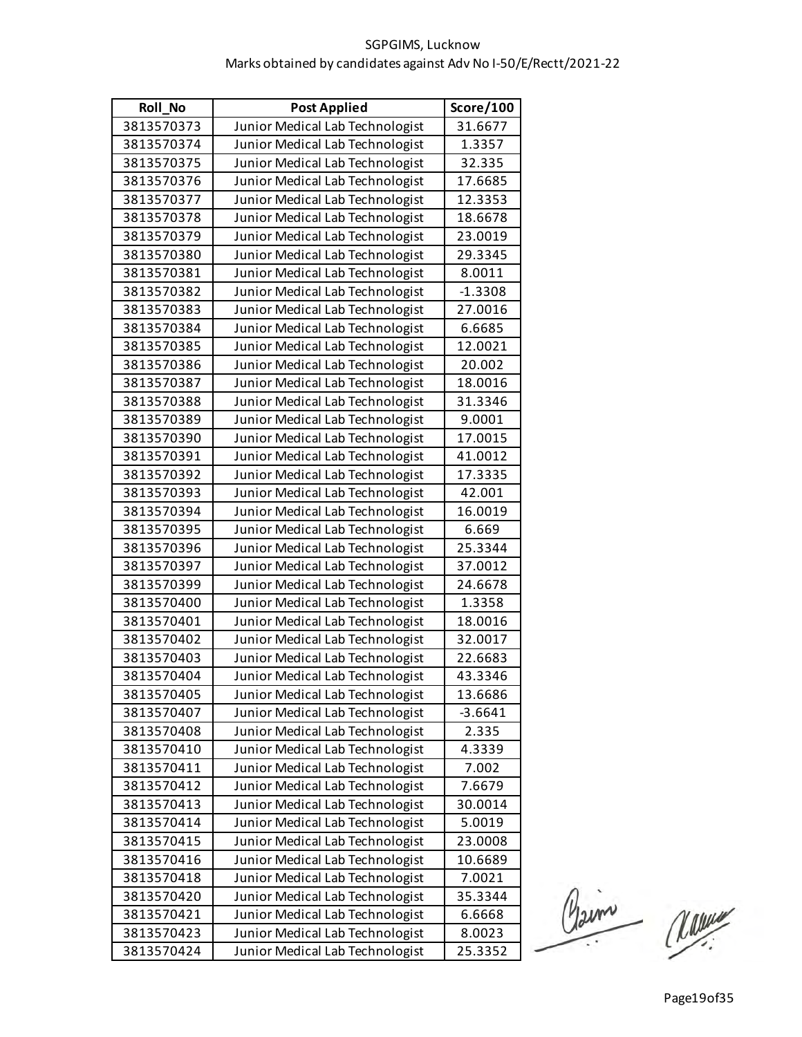SGPGIMS, Lucknow

Marks obtained by candidates against Adv No I-50/E/Rectt/2021-22

| Roll_No | Post Applied | Score/100 |
|---|---|---|
| 3813570373 | Junior Medical Lab Technologist | 31.6677 |
| 3813570374 | Junior Medical Lab Technologist | 1.3357 |
| 3813570375 | Junior Medical Lab Technologist | 32.335 |
| 3813570376 | Junior Medical Lab Technologist | 17.6685 |
| 3813570377 | Junior Medical Lab Technologist | 12.3353 |
| 3813570378 | Junior Medical Lab Technologist | 18.6678 |
| 3813570379 | Junior Medical Lab Technologist | 23.0019 |
| 3813570380 | Junior Medical Lab Technologist | 29.3345 |
| 3813570381 | Junior Medical Lab Technologist | 8.0011 |
| 3813570382 | Junior Medical Lab Technologist | -1.3308 |
| 3813570383 | Junior Medical Lab Technologist | 27.0016 |
| 3813570384 | Junior Medical Lab Technologist | 6.6685 |
| 3813570385 | Junior Medical Lab Technologist | 12.0021 |
| 3813570386 | Junior Medical Lab Technologist | 20.002 |
| 3813570387 | Junior Medical Lab Technologist | 18.0016 |
| 3813570388 | Junior Medical Lab Technologist | 31.3346 |
| 3813570389 | Junior Medical Lab Technologist | 9.0001 |
| 3813570390 | Junior Medical Lab Technologist | 17.0015 |
| 3813570391 | Junior Medical Lab Technologist | 41.0012 |
| 3813570392 | Junior Medical Lab Technologist | 17.3335 |
| 3813570393 | Junior Medical Lab Technologist | 42.001 |
| 3813570394 | Junior Medical Lab Technologist | 16.0019 |
| 3813570395 | Junior Medical Lab Technologist | 6.669 |
| 3813570396 | Junior Medical Lab Technologist | 25.3344 |
| 3813570397 | Junior Medical Lab Technologist | 37.0012 |
| 3813570399 | Junior Medical Lab Technologist | 24.6678 |
| 3813570400 | Junior Medical Lab Technologist | 1.3358 |
| 3813570401 | Junior Medical Lab Technologist | 18.0016 |
| 3813570402 | Junior Medical Lab Technologist | 32.0017 |
| 3813570403 | Junior Medical Lab Technologist | 22.6683 |
| 3813570404 | Junior Medical Lab Technologist | 43.3346 |
| 3813570405 | Junior Medical Lab Technologist | 13.6686 |
| 3813570407 | Junior Medical Lab Technologist | -3.6641 |
| 3813570408 | Junior Medical Lab Technologist | 2.335 |
| 3813570410 | Junior Medical Lab Technologist | 4.3339 |
| 3813570411 | Junior Medical Lab Technologist | 7.002 |
| 3813570412 | Junior Medical Lab Technologist | 7.6679 |
| 3813570413 | Junior Medical Lab Technologist | 30.0014 |
| 3813570414 | Junior Medical Lab Technologist | 5.0019 |
| 3813570415 | Junior Medical Lab Technologist | 23.0008 |
| 3813570416 | Junior Medical Lab Technologist | 10.6689 |
| 3813570418 | Junior Medical Lab Technologist | 7.0021 |
| 3813570420 | Junior Medical Lab Technologist | 35.3344 |
| 3813570421 | Junior Medical Lab Technologist | 6.6668 |
| 3813570423 | Junior Medical Lab Technologist | 8.0023 |
| 3813570424 | Junior Medical Lab Technologist | 25.3352 |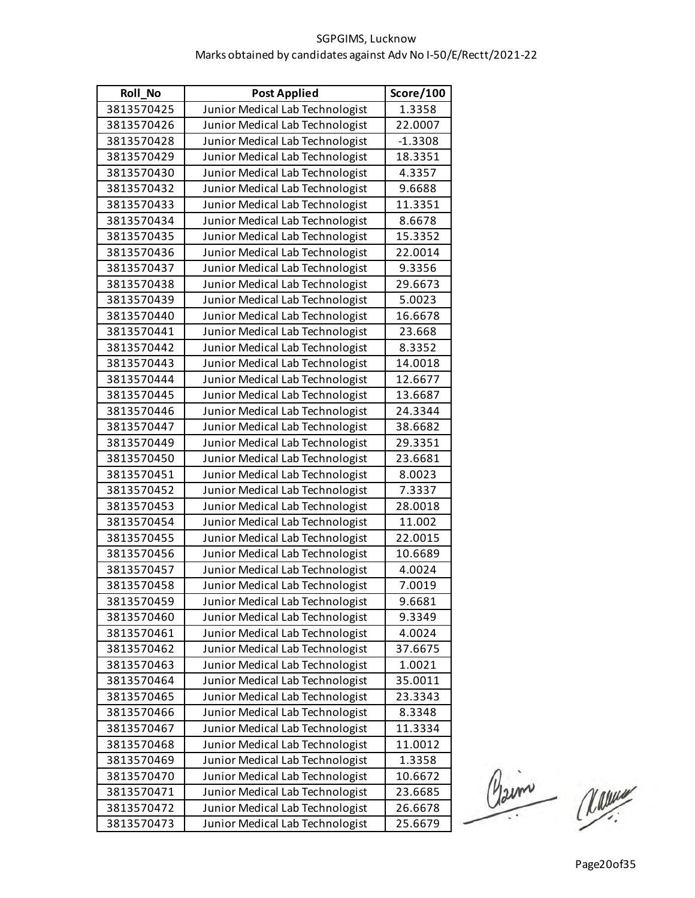SGPGIMS, Lucknow

Marks obtained by candidates against Adv No I-50/E/Rectt/2021-22

| Roll_No | Post Applied | Score/100 |
|---|---|---|
| 3813570425 | Junior Medical Lab Technologist | 1.3358 |
| 3813570426 | Junior Medical Lab Technologist | 22.0007 |
| 3813570428 | Junior Medical Lab Technologist | -1.3308 |
| 3813570429 | Junior Medical Lab Technologist | 18.3351 |
| 3813570430 | Junior Medical Lab Technologist | 4.3357 |
| 3813570432 | Junior Medical Lab Technologist | 9.6688 |
| 3813570433 | Junior Medical Lab Technologist | 11.3351 |
| 3813570434 | Junior Medical Lab Technologist | 8.6678 |
| 3813570435 | Junior Medical Lab Technologist | 15.3352 |
| 3813570436 | Junior Medical Lab Technologist | 22.0014 |
| 3813570437 | Junior Medical Lab Technologist | 9.3356 |
| 3813570438 | Junior Medical Lab Technologist | 29.6673 |
| 3813570439 | Junior Medical Lab Technologist | 5.0023 |
| 3813570440 | Junior Medical Lab Technologist | 16.6678 |
| 3813570441 | Junior Medical Lab Technologist | 23.668 |
| 3813570442 | Junior Medical Lab Technologist | 8.3352 |
| 3813570443 | Junior Medical Lab Technologist | 14.0018 |
| 3813570444 | Junior Medical Lab Technologist | 12.6677 |
| 3813570445 | Junior Medical Lab Technologist | 13.6687 |
| 3813570446 | Junior Medical Lab Technologist | 24.3344 |
| 3813570447 | Junior Medical Lab Technologist | 38.6682 |
| 3813570449 | Junior Medical Lab Technologist | 29.3351 |
| 3813570450 | Junior Medical Lab Technologist | 23.6681 |
| 3813570451 | Junior Medical Lab Technologist | 8.0023 |
| 3813570452 | Junior Medical Lab Technologist | 7.3337 |
| 3813570453 | Junior Medical Lab Technologist | 28.0018 |
| 3813570454 | Junior Medical Lab Technologist | 11.002 |
| 3813570455 | Junior Medical Lab Technologist | 22.0015 |
| 3813570456 | Junior Medical Lab Technologist | 10.6689 |
| 3813570457 | Junior Medical Lab Technologist | 4.0024 |
| 3813570458 | Junior Medical Lab Technologist | 7.0019 |
| 3813570459 | Junior Medical Lab Technologist | 9.6681 |
| 3813570460 | Junior Medical Lab Technologist | 9.3349 |
| 3813570461 | Junior Medical Lab Technologist | 4.0024 |
| 3813570462 | Junior Medical Lab Technologist | 37.6675 |
| 3813570463 | Junior Medical Lab Technologist | 1.0021 |
| 3813570464 | Junior Medical Lab Technologist | 35.0011 |
| 3813570465 | Junior Medical Lab Technologist | 23.3343 |
| 3813570466 | Junior Medical Lab Technologist | 8.3348 |
| 3813570467 | Junior Medical Lab Technologist | 11.3334 |
| 3813570468 | Junior Medical Lab Technologist | 11.0012 |
| 3813570469 | Junior Medical Lab Technologist | 1.3358 |
| 3813570470 | Junior Medical Lab Technologist | 10.6672 |
| 3813570471 | Junior Medical Lab Technologist | 23.6685 |
| 3813570472 | Junior Medical Lab Technologist | 26.6678 |
| 3813570473 | Junior Medical Lab Technologist | 25.6679 |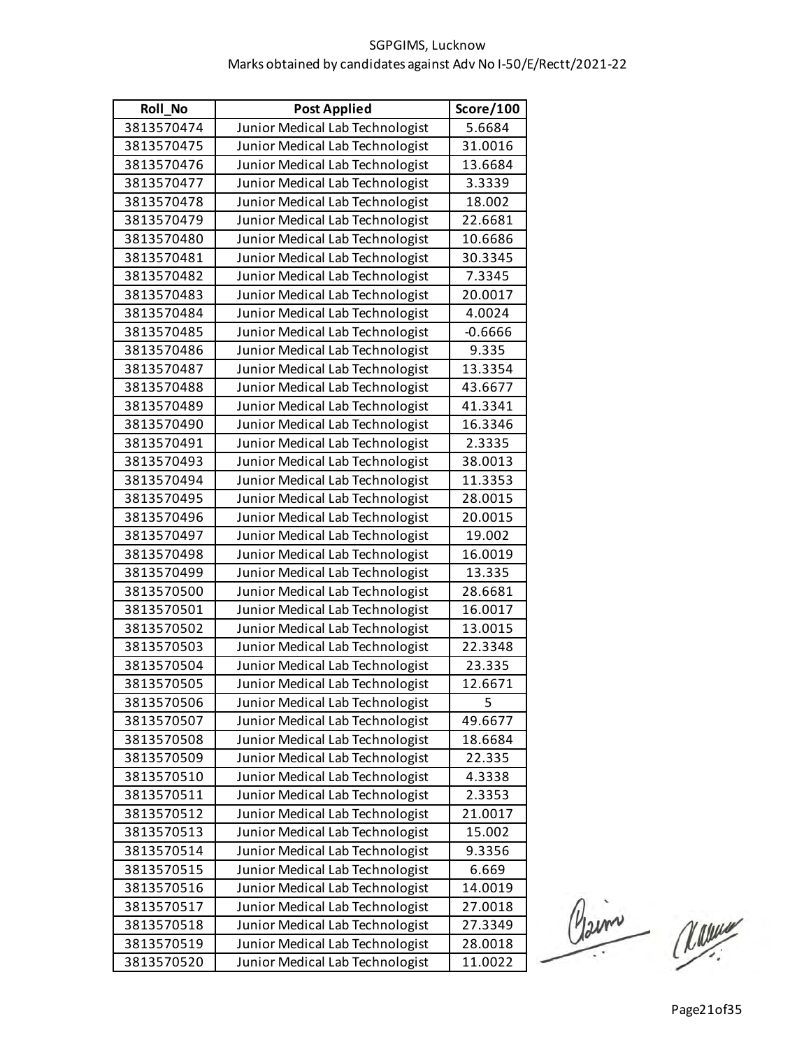SGPGIMS, Lucknow
Marks obtained by candidates against Adv No I-50/E/Rectt/2021-22

| Roll_No | Post Applied | Score/100 |
|---|---|---|
| 3813570474 | Junior Medical Lab Technologist | 5.6684 |
| 3813570475 | Junior Medical Lab Technologist | 31.0016 |
| 3813570476 | Junior Medical Lab Technologist | 13.6684 |
| 3813570477 | Junior Medical Lab Technologist | 3.3339 |
| 3813570478 | Junior Medical Lab Technologist | 18.002 |
| 3813570479 | Junior Medical Lab Technologist | 22.6681 |
| 3813570480 | Junior Medical Lab Technologist | 10.6686 |
| 3813570481 | Junior Medical Lab Technologist | 30.3345 |
| 3813570482 | Junior Medical Lab Technologist | 7.3345 |
| 3813570483 | Junior Medical Lab Technologist | 20.0017 |
| 3813570484 | Junior Medical Lab Technologist | 4.0024 |
| 3813570485 | Junior Medical Lab Technologist | -0.6666 |
| 3813570486 | Junior Medical Lab Technologist | 9.335 |
| 3813570487 | Junior Medical Lab Technologist | 13.3354 |
| 3813570488 | Junior Medical Lab Technologist | 43.6677 |
| 3813570489 | Junior Medical Lab Technologist | 41.3341 |
| 3813570490 | Junior Medical Lab Technologist | 16.3346 |
| 3813570491 | Junior Medical Lab Technologist | 2.3335 |
| 3813570493 | Junior Medical Lab Technologist | 38.0013 |
| 3813570494 | Junior Medical Lab Technologist | 11.3353 |
| 3813570495 | Junior Medical Lab Technologist | 28.0015 |
| 3813570496 | Junior Medical Lab Technologist | 20.0015 |
| 3813570497 | Junior Medical Lab Technologist | 19.002 |
| 3813570498 | Junior Medical Lab Technologist | 16.0019 |
| 3813570499 | Junior Medical Lab Technologist | 13.335 |
| 3813570500 | Junior Medical Lab Technologist | 28.6681 |
| 3813570501 | Junior Medical Lab Technologist | 16.0017 |
| 3813570502 | Junior Medical Lab Technologist | 13.0015 |
| 3813570503 | Junior Medical Lab Technologist | 22.3348 |
| 3813570504 | Junior Medical Lab Technologist | 23.335 |
| 3813570505 | Junior Medical Lab Technologist | 12.6671 |
| 3813570506 | Junior Medical Lab Technologist | 5 |
| 3813570507 | Junior Medical Lab Technologist | 49.6677 |
| 3813570508 | Junior Medical Lab Technologist | 18.6684 |
| 3813570509 | Junior Medical Lab Technologist | 22.335 |
| 3813570510 | Junior Medical Lab Technologist | 4.3338 |
| 3813570511 | Junior Medical Lab Technologist | 2.3353 |
| 3813570512 | Junior Medical Lab Technologist | 21.0017 |
| 3813570513 | Junior Medical Lab Technologist | 15.002 |
| 3813570514 | Junior Medical Lab Technologist | 9.3356 |
| 3813570515 | Junior Medical Lab Technologist | 6.669 |
| 3813570516 | Junior Medical Lab Technologist | 14.0019 |
| 3813570517 | Junior Medical Lab Technologist | 27.0018 |
| 3813570518 | Junior Medical Lab Technologist | 27.3349 |
| 3813570519 | Junior Medical Lab Technologist | 28.0018 |
| 3813570520 | Junior Medical Lab Technologist | 11.0022 |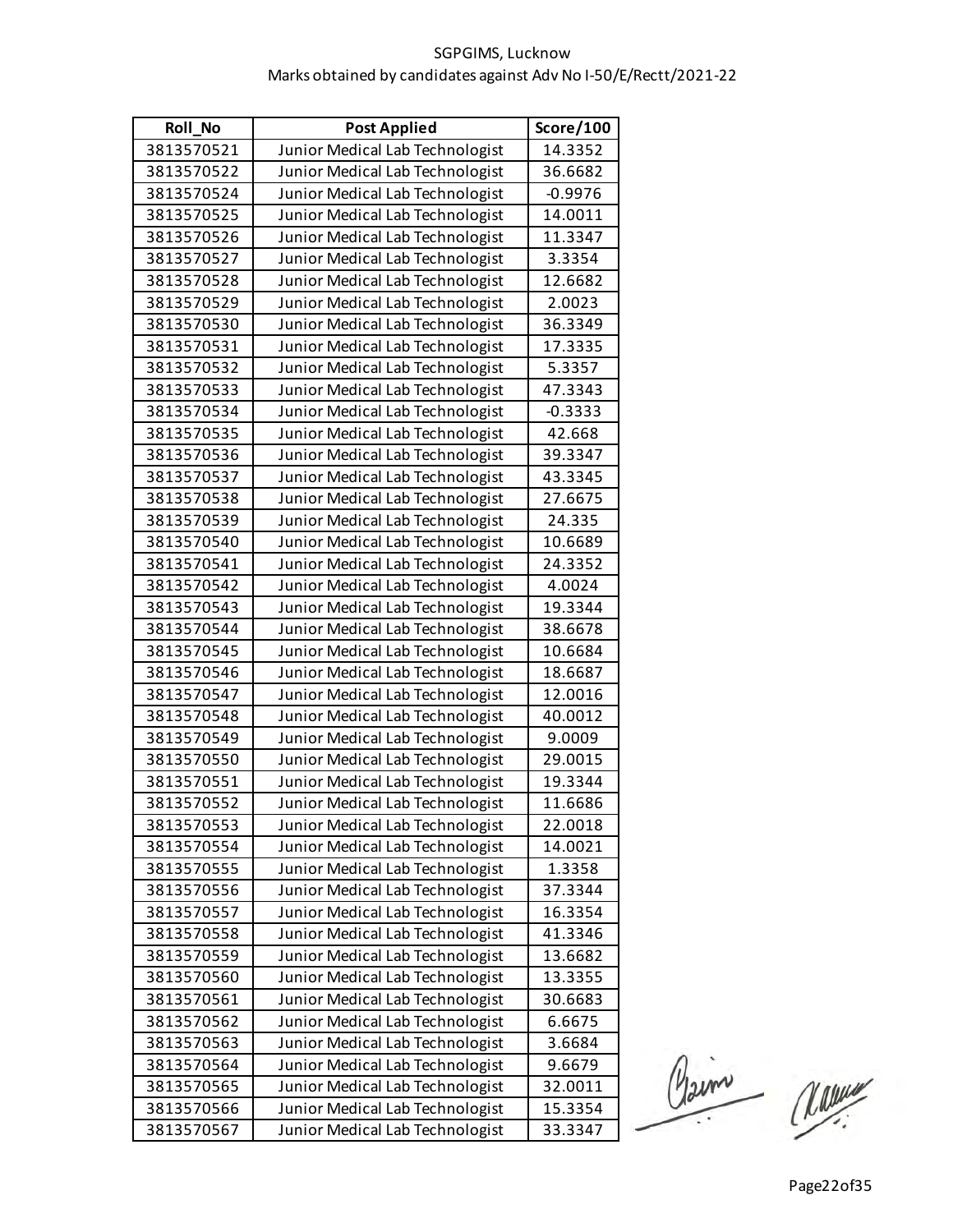SGPGIMS, Lucknow

Marks obtained by candidates against Adv No I-50/E/Rectt/2021-22

| Roll_No | Post Applied | Score/100 |
|---|---|---|
| 3813570521 | Junior Medical Lab Technologist | 14.3352 |
| 3813570522 | Junior Medical Lab Technologist | 36.6682 |
| 3813570524 | Junior Medical Lab Technologist | -0.9976 |
| 3813570525 | Junior Medical Lab Technologist | 14.0011 |
| 3813570526 | Junior Medical Lab Technologist | 11.3347 |
| 3813570527 | Junior Medical Lab Technologist | 3.3354 |
| 3813570528 | Junior Medical Lab Technologist | 12.6682 |
| 3813570529 | Junior Medical Lab Technologist | 2.0023 |
| 3813570530 | Junior Medical Lab Technologist | 36.3349 |
| 3813570531 | Junior Medical Lab Technologist | 17.3335 |
| 3813570532 | Junior Medical Lab Technologist | 5.3357 |
| 3813570533 | Junior Medical Lab Technologist | 47.3343 |
| 3813570534 | Junior Medical Lab Technologist | -0.3333 |
| 3813570535 | Junior Medical Lab Technologist | 42.668 |
| 3813570536 | Junior Medical Lab Technologist | 39.3347 |
| 3813570537 | Junior Medical Lab Technologist | 43.3345 |
| 3813570538 | Junior Medical Lab Technologist | 27.6675 |
| 3813570539 | Junior Medical Lab Technologist | 24.335 |
| 3813570540 | Junior Medical Lab Technologist | 10.6689 |
| 3813570541 | Junior Medical Lab Technologist | 24.3352 |
| 3813570542 | Junior Medical Lab Technologist | 4.0024 |
| 3813570543 | Junior Medical Lab Technologist | 19.3344 |
| 3813570544 | Junior Medical Lab Technologist | 38.6678 |
| 3813570545 | Junior Medical Lab Technologist | 10.6684 |
| 3813570546 | Junior Medical Lab Technologist | 18.6687 |
| 3813570547 | Junior Medical Lab Technologist | 12.0016 |
| 3813570548 | Junior Medical Lab Technologist | 40.0012 |
| 3813570549 | Junior Medical Lab Technologist | 9.0009 |
| 3813570550 | Junior Medical Lab Technologist | 29.0015 |
| 3813570551 | Junior Medical Lab Technologist | 19.3344 |
| 3813570552 | Junior Medical Lab Technologist | 11.6686 |
| 3813570553 | Junior Medical Lab Technologist | 22.0018 |
| 3813570554 | Junior Medical Lab Technologist | 14.0021 |
| 3813570555 | Junior Medical Lab Technologist | 1.3358 |
| 3813570556 | Junior Medical Lab Technologist | 37.3344 |
| 3813570557 | Junior Medical Lab Technologist | 16.3354 |
| 3813570558 | Junior Medical Lab Technologist | 41.3346 |
| 3813570559 | Junior Medical Lab Technologist | 13.6682 |
| 3813570560 | Junior Medical Lab Technologist | 13.3355 |
| 3813570561 | Junior Medical Lab Technologist | 30.6683 |
| 3813570562 | Junior Medical Lab Technologist | 6.6675 |
| 3813570563 | Junior Medical Lab Technologist | 3.6684 |
| 3813570564 | Junior Medical Lab Technologist | 9.6679 |
| 3813570565 | Junior Medical Lab Technologist | 32.0011 |
| 3813570566 | Junior Medical Lab Technologist | 15.3354 |
| 3813570567 | Junior Medical Lab Technologist | 33.3347 |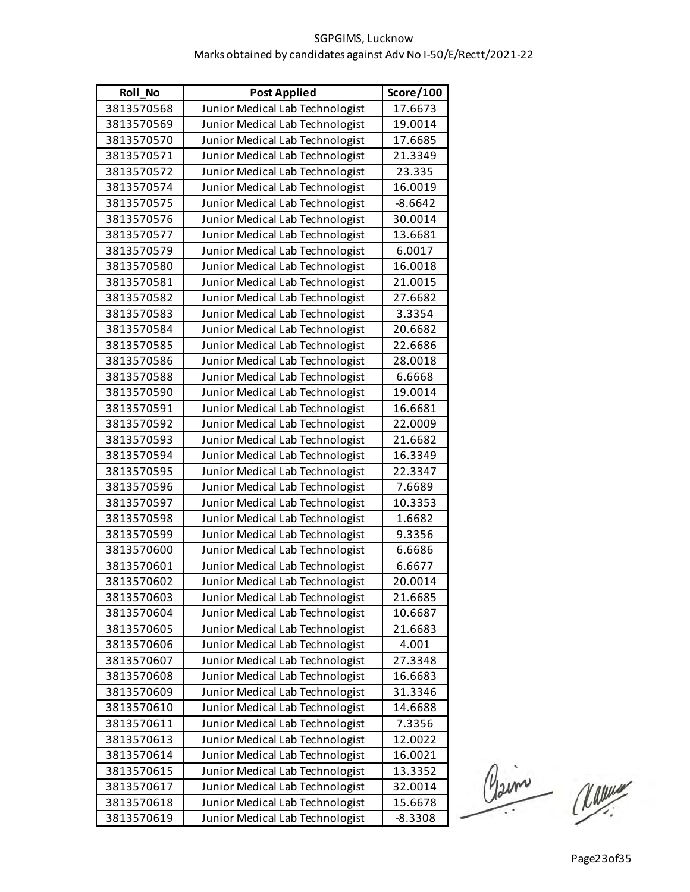SGPGIMS, Lucknow
Marks obtained by candidates against Adv No I-50/E/Rectt/2021-22

| Roll_No | Post Applied | Score/100 |
|---|---|---|
| 3813570568 | Junior Medical Lab Technologist | 17.6673 |
| 3813570569 | Junior Medical Lab Technologist | 19.0014 |
| 3813570570 | Junior Medical Lab Technologist | 17.6685 |
| 3813570571 | Junior Medical Lab Technologist | 21.3349 |
| 3813570572 | Junior Medical Lab Technologist | 23.335 |
| 3813570574 | Junior Medical Lab Technologist | 16.0019 |
| 3813570575 | Junior Medical Lab Technologist | -8.6642 |
| 3813570576 | Junior Medical Lab Technologist | 30.0014 |
| 3813570577 | Junior Medical Lab Technologist | 13.6681 |
| 3813570579 | Junior Medical Lab Technologist | 6.0017 |
| 3813570580 | Junior Medical Lab Technologist | 16.0018 |
| 3813570581 | Junior Medical Lab Technologist | 21.0015 |
| 3813570582 | Junior Medical Lab Technologist | 27.6682 |
| 3813570583 | Junior Medical Lab Technologist | 3.3354 |
| 3813570584 | Junior Medical Lab Technologist | 20.6682 |
| 3813570585 | Junior Medical Lab Technologist | 22.6686 |
| 3813570586 | Junior Medical Lab Technologist | 28.0018 |
| 3813570588 | Junior Medical Lab Technologist | 6.6668 |
| 3813570590 | Junior Medical Lab Technologist | 19.0014 |
| 3813570591 | Junior Medical Lab Technologist | 16.6681 |
| 3813570592 | Junior Medical Lab Technologist | 22.0009 |
| 3813570593 | Junior Medical Lab Technologist | 21.6682 |
| 3813570594 | Junior Medical Lab Technologist | 16.3349 |
| 3813570595 | Junior Medical Lab Technologist | 22.3347 |
| 3813570596 | Junior Medical Lab Technologist | 7.6689 |
| 3813570597 | Junior Medical Lab Technologist | 10.3353 |
| 3813570598 | Junior Medical Lab Technologist | 1.6682 |
| 3813570599 | Junior Medical Lab Technologist | 9.3356 |
| 3813570600 | Junior Medical Lab Technologist | 6.6686 |
| 3813570601 | Junior Medical Lab Technologist | 6.6677 |
| 3813570602 | Junior Medical Lab Technologist | 20.0014 |
| 3813570603 | Junior Medical Lab Technologist | 21.6685 |
| 3813570604 | Junior Medical Lab Technologist | 10.6687 |
| 3813570605 | Junior Medical Lab Technologist | 21.6683 |
| 3813570606 | Junior Medical Lab Technologist | 4.001 |
| 3813570607 | Junior Medical Lab Technologist | 27.3348 |
| 3813570608 | Junior Medical Lab Technologist | 16.6683 |
| 3813570609 | Junior Medical Lab Technologist | 31.3346 |
| 3813570610 | Junior Medical Lab Technologist | 14.6688 |
| 3813570611 | Junior Medical Lab Technologist | 7.3356 |
| 3813570613 | Junior Medical Lab Technologist | 12.0022 |
| 3813570614 | Junior Medical Lab Technologist | 16.0021 |
| 3813570615 | Junior Medical Lab Technologist | 13.3352 |
| 3813570617 | Junior Medical Lab Technologist | 32.0014 |
| 3813570618 | Junior Medical Lab Technologist | 15.6678 |
| 3813570619 | Junior Medical Lab Technologist | -8.3308 |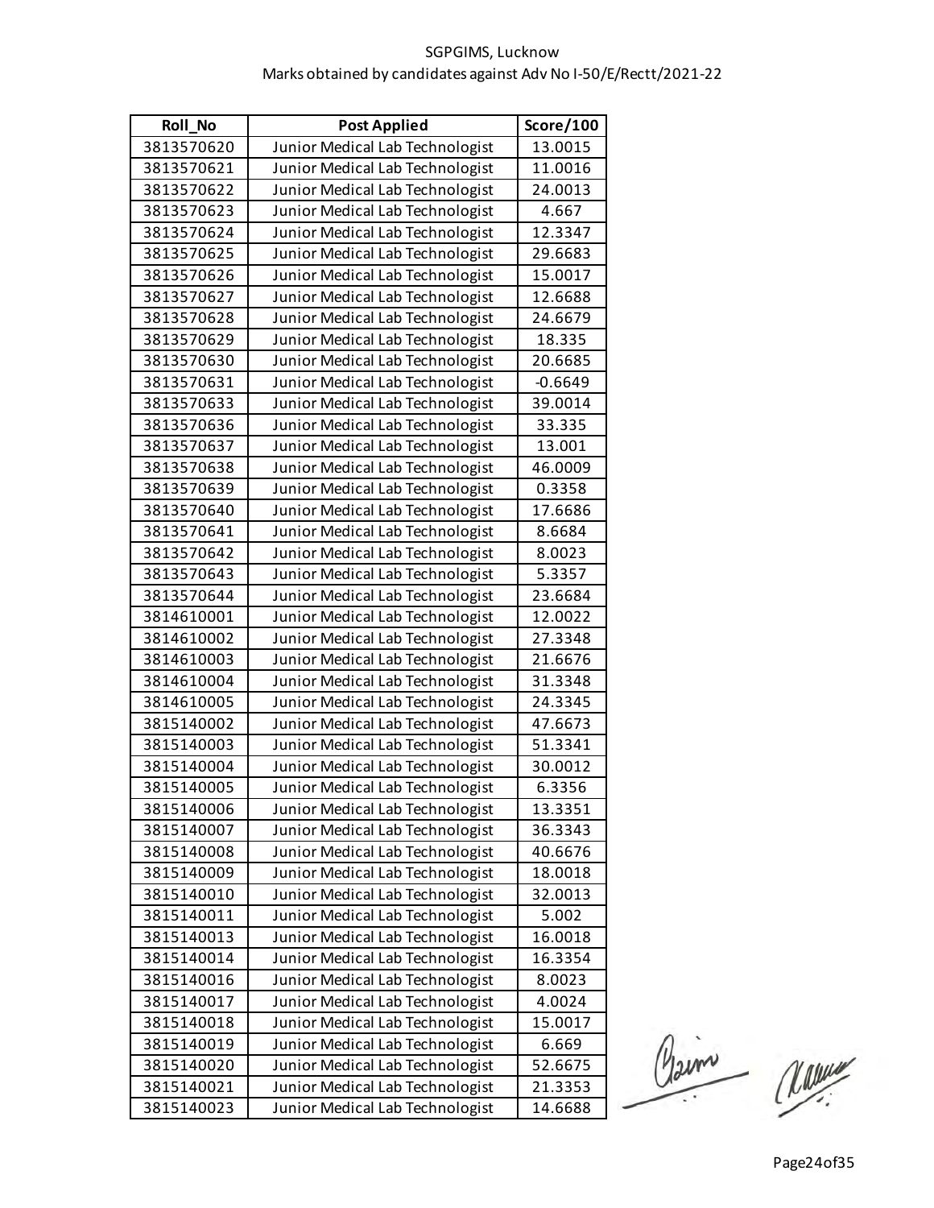SGPGIMS, Lucknow
Marks obtained by candidates against Adv No I-50/E/Rectt/2021-22

| Roll_No | Post Applied | Score/100 |
|---|---|---|
| 3813570620 | Junior Medical Lab Technologist | 13.0015 |
| 3813570621 | Junior Medical Lab Technologist | 11.0016 |
| 3813570622 | Junior Medical Lab Technologist | 24.0013 |
| 3813570623 | Junior Medical Lab Technologist | 4.667 |
| 3813570624 | Junior Medical Lab Technologist | 12.3347 |
| 3813570625 | Junior Medical Lab Technologist | 29.6683 |
| 3813570626 | Junior Medical Lab Technologist | 15.0017 |
| 3813570627 | Junior Medical Lab Technologist | 12.6688 |
| 3813570628 | Junior Medical Lab Technologist | 24.6679 |
| 3813570629 | Junior Medical Lab Technologist | 18.335 |
| 3813570630 | Junior Medical Lab Technologist | 20.6685 |
| 3813570631 | Junior Medical Lab Technologist | -0.6649 |
| 3813570633 | Junior Medical Lab Technologist | 39.0014 |
| 3813570636 | Junior Medical Lab Technologist | 33.335 |
| 3813570637 | Junior Medical Lab Technologist | 13.001 |
| 3813570638 | Junior Medical Lab Technologist | 46.0009 |
| 3813570639 | Junior Medical Lab Technologist | 0.3358 |
| 3813570640 | Junior Medical Lab Technologist | 17.6686 |
| 3813570641 | Junior Medical Lab Technologist | 8.6684 |
| 3813570642 | Junior Medical Lab Technologist | 8.0023 |
| 3813570643 | Junior Medical Lab Technologist | 5.3357 |
| 3813570644 | Junior Medical Lab Technologist | 23.6684 |
| 3814610001 | Junior Medical Lab Technologist | 12.0022 |
| 3814610002 | Junior Medical Lab Technologist | 27.3348 |
| 3814610003 | Junior Medical Lab Technologist | 21.6676 |
| 3814610004 | Junior Medical Lab Technologist | 31.3348 |
| 3814610005 | Junior Medical Lab Technologist | 24.3345 |
| 3815140002 | Junior Medical Lab Technologist | 47.6673 |
| 3815140003 | Junior Medical Lab Technologist | 51.3341 |
| 3815140004 | Junior Medical Lab Technologist | 30.0012 |
| 3815140005 | Junior Medical Lab Technologist | 6.3356 |
| 3815140006 | Junior Medical Lab Technologist | 13.3351 |
| 3815140007 | Junior Medical Lab Technologist | 36.3343 |
| 3815140008 | Junior Medical Lab Technologist | 40.6676 |
| 3815140009 | Junior Medical Lab Technologist | 18.0018 |
| 3815140010 | Junior Medical Lab Technologist | 32.0013 |
| 3815140011 | Junior Medical Lab Technologist | 5.002 |
| 3815140013 | Junior Medical Lab Technologist | 16.0018 |
| 3815140014 | Junior Medical Lab Technologist | 16.3354 |
| 3815140016 | Junior Medical Lab Technologist | 8.0023 |
| 3815140017 | Junior Medical Lab Technologist | 4.0024 |
| 3815140018 | Junior Medical Lab Technologist | 15.0017 |
| 3815140019 | Junior Medical Lab Technologist | 6.669 |
| 3815140020 | Junior Medical Lab Technologist | 52.6675 |
| 3815140021 | Junior Medical Lab Technologist | 21.3353 |
| 3815140023 | Junior Medical Lab Technologist | 14.6688 |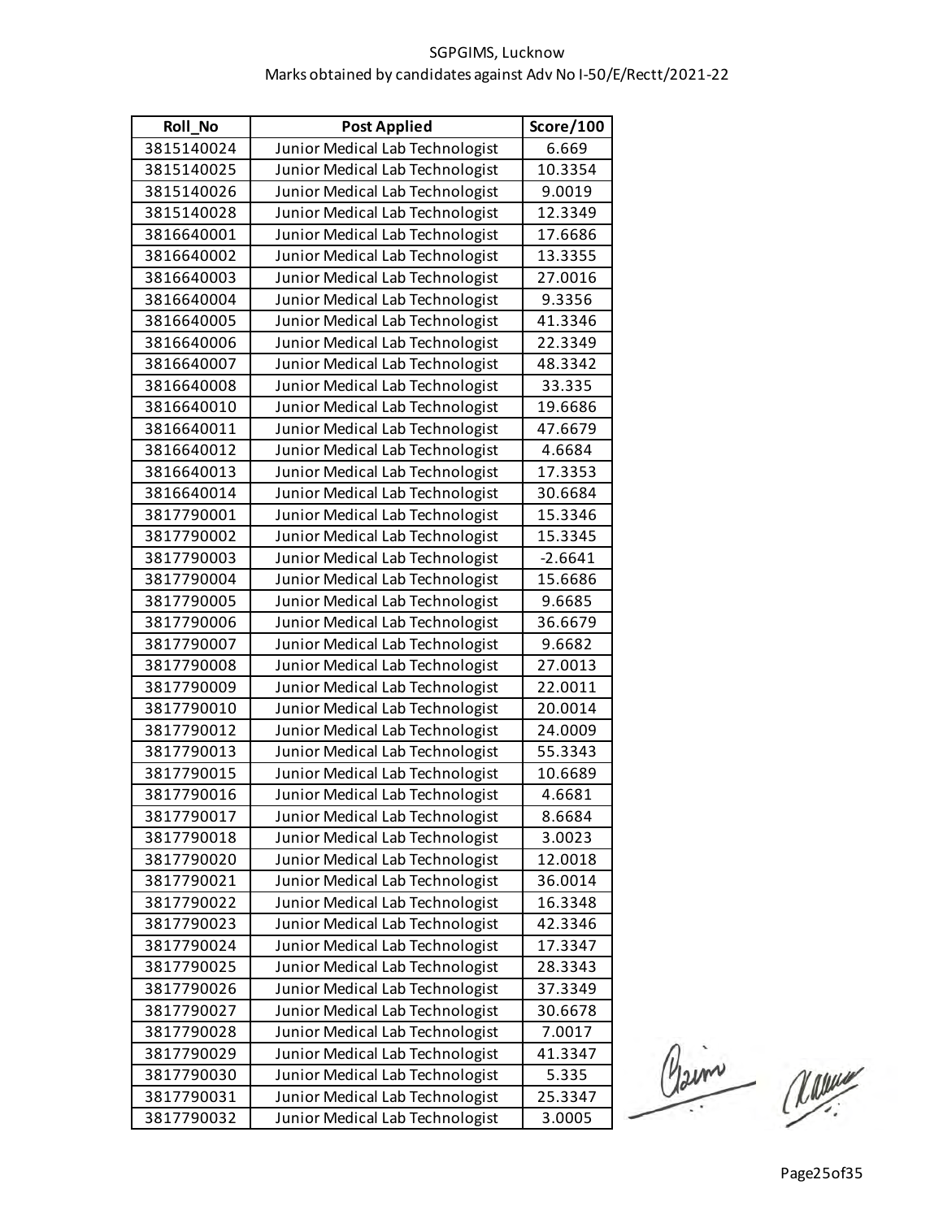SGPGIMS, Lucknow

Marks obtained by candidates against Adv No I-50/E/Rectt/2021-22

| Roll_No | Post Applied | Score/100 |
|---|---|---|
| 3815140024 | Junior Medical Lab Technologist | 6.669 |
| 3815140025 | Junior Medical Lab Technologist | 10.3354 |
| 3815140026 | Junior Medical Lab Technologist | 9.0019 |
| 3815140028 | Junior Medical Lab Technologist | 12.3349 |
| 3816640001 | Junior Medical Lab Technologist | 17.6686 |
| 3816640002 | Junior Medical Lab Technologist | 13.3355 |
| 3816640003 | Junior Medical Lab Technologist | 27.0016 |
| 3816640004 | Junior Medical Lab Technologist | 9.3356 |
| 3816640005 | Junior Medical Lab Technologist | 41.3346 |
| 3816640006 | Junior Medical Lab Technologist | 22.3349 |
| 3816640007 | Junior Medical Lab Technologist | 48.3342 |
| 3816640008 | Junior Medical Lab Technologist | 33.335 |
| 3816640010 | Junior Medical Lab Technologist | 19.6686 |
| 3816640011 | Junior Medical Lab Technologist | 47.6679 |
| 3816640012 | Junior Medical Lab Technologist | 4.6684 |
| 3816640013 | Junior Medical Lab Technologist | 17.3353 |
| 3816640014 | Junior Medical Lab Technologist | 30.6684 |
| 3817790001 | Junior Medical Lab Technologist | 15.3346 |
| 3817790002 | Junior Medical Lab Technologist | 15.3345 |
| 3817790003 | Junior Medical Lab Technologist | -2.6641 |
| 3817790004 | Junior Medical Lab Technologist | 15.6686 |
| 3817790005 | Junior Medical Lab Technologist | 9.6685 |
| 3817790006 | Junior Medical Lab Technologist | 36.6679 |
| 3817790007 | Junior Medical Lab Technologist | 9.6682 |
| 3817790008 | Junior Medical Lab Technologist | 27.0013 |
| 3817790009 | Junior Medical Lab Technologist | 22.0011 |
| 3817790010 | Junior Medical Lab Technologist | 20.0014 |
| 3817790012 | Junior Medical Lab Technologist | 24.0009 |
| 3817790013 | Junior Medical Lab Technologist | 55.3343 |
| 3817790015 | Junior Medical Lab Technologist | 10.6689 |
| 3817790016 | Junior Medical Lab Technologist | 4.6681 |
| 3817790017 | Junior Medical Lab Technologist | 8.6684 |
| 3817790018 | Junior Medical Lab Technologist | 3.0023 |
| 3817790020 | Junior Medical Lab Technologist | 12.0018 |
| 3817790021 | Junior Medical Lab Technologist | 36.0014 |
| 3817790022 | Junior Medical Lab Technologist | 16.3348 |
| 3817790023 | Junior Medical Lab Technologist | 42.3346 |
| 3817790024 | Junior Medical Lab Technologist | 17.3347 |
| 3817790025 | Junior Medical Lab Technologist | 28.3343 |
| 3817790026 | Junior Medical Lab Technologist | 37.3349 |
| 3817790027 | Junior Medical Lab Technologist | 30.6678 |
| 3817790028 | Junior Medical Lab Technologist | 7.0017 |
| 3817790029 | Junior Medical Lab Technologist | 41.3347 |
| 3817790030 | Junior Medical Lab Technologist | 5.335 |
| 3817790031 | Junior Medical Lab Technologist | 25.3347 |
| 3817790032 | Junior Medical Lab Technologist | 3.0005 |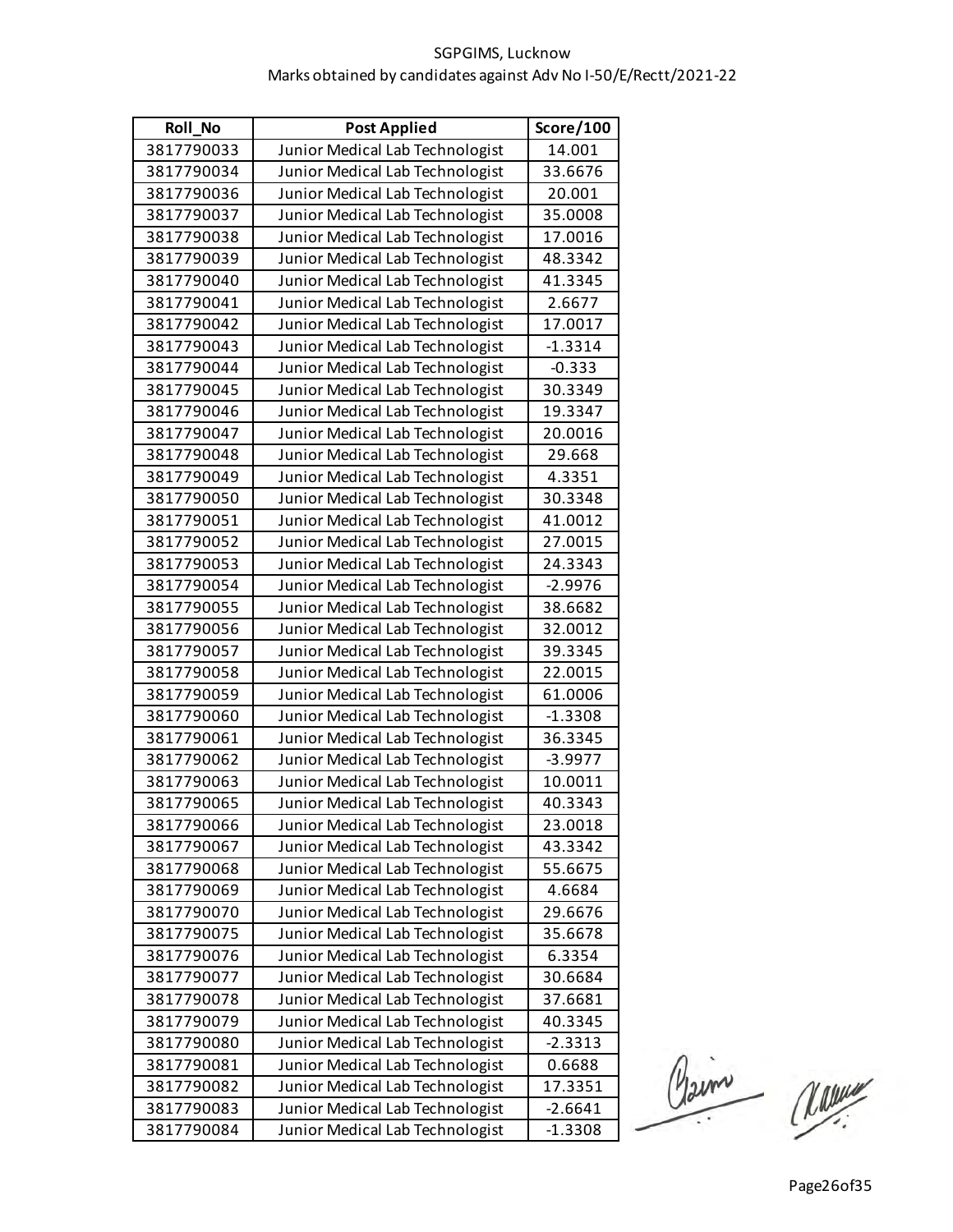SGPGIMS, Lucknow

Marks obtained by candidates against Adv No I-50/E/Rectt/2021-22

| Roll_No | Post Applied | Score/100 |
|---|---|---|
| 3817790033 | Junior Medical Lab Technologist | 14.001 |
| 3817790034 | Junior Medical Lab Technologist | 33.6676 |
| 3817790036 | Junior Medical Lab Technologist | 20.001 |
| 3817790037 | Junior Medical Lab Technologist | 35.0008 |
| 3817790038 | Junior Medical Lab Technologist | 17.0016 |
| 3817790039 | Junior Medical Lab Technologist | 48.3342 |
| 3817790040 | Junior Medical Lab Technologist | 41.3345 |
| 3817790041 | Junior Medical Lab Technologist | 2.6677 |
| 3817790042 | Junior Medical Lab Technologist | 17.0017 |
| 3817790043 | Junior Medical Lab Technologist | -1.3314 |
| 3817790044 | Junior Medical Lab Technologist | -0.333 |
| 3817790045 | Junior Medical Lab Technologist | 30.3349 |
| 3817790046 | Junior Medical Lab Technologist | 19.3347 |
| 3817790047 | Junior Medical Lab Technologist | 20.0016 |
| 3817790048 | Junior Medical Lab Technologist | 29.668 |
| 3817790049 | Junior Medical Lab Technologist | 4.3351 |
| 3817790050 | Junior Medical Lab Technologist | 30.3348 |
| 3817790051 | Junior Medical Lab Technologist | 41.0012 |
| 3817790052 | Junior Medical Lab Technologist | 27.0015 |
| 3817790053 | Junior Medical Lab Technologist | 24.3343 |
| 3817790054 | Junior Medical Lab Technologist | -2.9976 |
| 3817790055 | Junior Medical Lab Technologist | 38.6682 |
| 3817790056 | Junior Medical Lab Technologist | 32.0012 |
| 3817790057 | Junior Medical Lab Technologist | 39.3345 |
| 3817790058 | Junior Medical Lab Technologist | 22.0015 |
| 3817790059 | Junior Medical Lab Technologist | 61.0006 |
| 3817790060 | Junior Medical Lab Technologist | -1.3308 |
| 3817790061 | Junior Medical Lab Technologist | 36.3345 |
| 3817790062 | Junior Medical Lab Technologist | -3.9977 |
| 3817790063 | Junior Medical Lab Technologist | 10.0011 |
| 3817790065 | Junior Medical Lab Technologist | 40.3343 |
| 3817790066 | Junior Medical Lab Technologist | 23.0018 |
| 3817790067 | Junior Medical Lab Technologist | 43.3342 |
| 3817790068 | Junior Medical Lab Technologist | 55.6675 |
| 3817790069 | Junior Medical Lab Technologist | 4.6684 |
| 3817790070 | Junior Medical Lab Technologist | 29.6676 |
| 3817790075 | Junior Medical Lab Technologist | 35.6678 |
| 3817790076 | Junior Medical Lab Technologist | 6.3354 |
| 3817790077 | Junior Medical Lab Technologist | 30.6684 |
| 3817790078 | Junior Medical Lab Technologist | 37.6681 |
| 3817790079 | Junior Medical Lab Technologist | 40.3345 |
| 3817790080 | Junior Medical Lab Technologist | -2.3313 |
| 3817790081 | Junior Medical Lab Technologist | 0.6688 |
| 3817790082 | Junior Medical Lab Technologist | 17.3351 |
| 3817790083 | Junior Medical Lab Technologist | -2.6641 |
| 3817790084 | Junior Medical Lab Technologist | -1.3308 |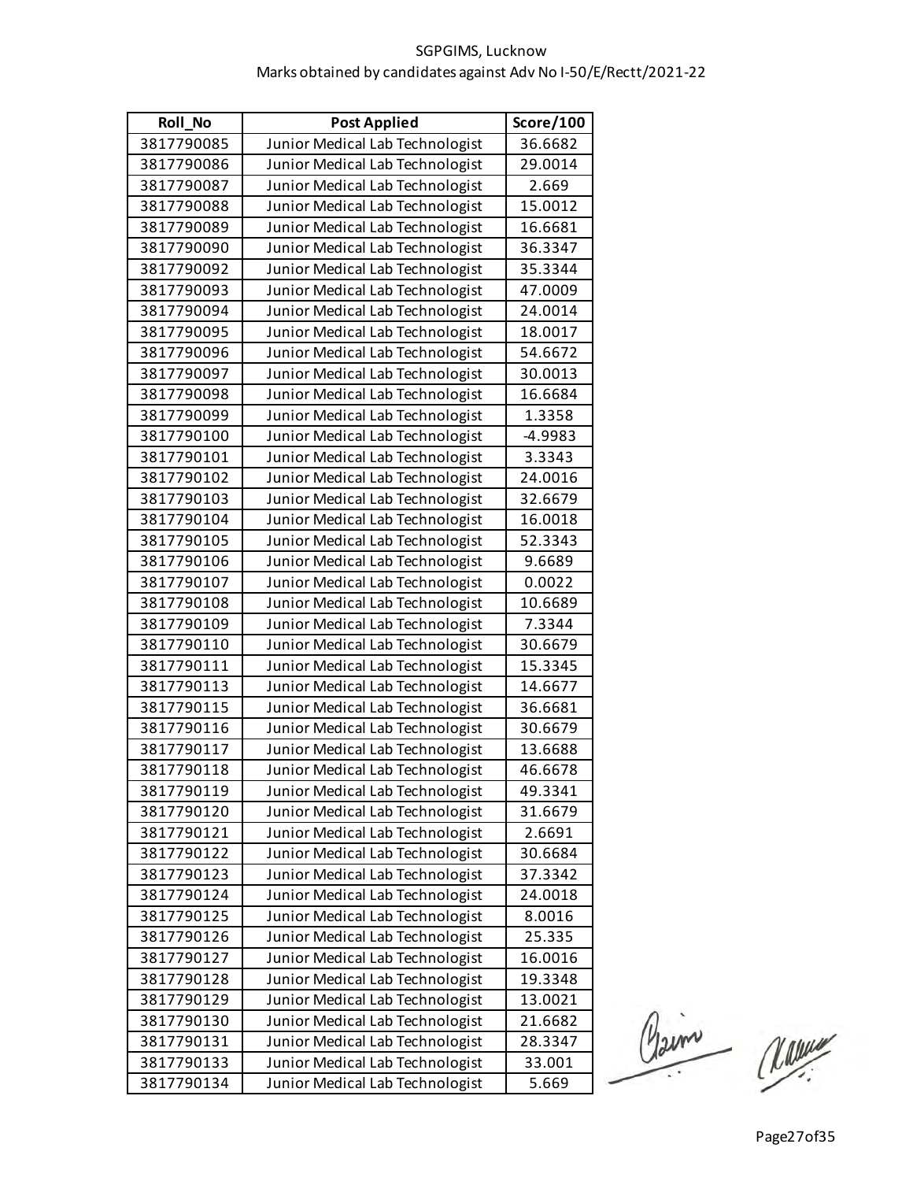SGPGIMS, Lucknow

Marks obtained by candidates against Adv No I-50/E/Rectt/2021-22

| Roll_No | Post Applied | Score/100 |
|---|---|---|
| 3817790085 | Junior Medical Lab Technologist | 36.6682 |
| 3817790086 | Junior Medical Lab Technologist | 29.0014 |
| 3817790087 | Junior Medical Lab Technologist | 2.669 |
| 3817790088 | Junior Medical Lab Technologist | 15.0012 |
| 3817790089 | Junior Medical Lab Technologist | 16.6681 |
| 3817790090 | Junior Medical Lab Technologist | 36.3347 |
| 3817790092 | Junior Medical Lab Technologist | 35.3344 |
| 3817790093 | Junior Medical Lab Technologist | 47.0009 |
| 3817790094 | Junior Medical Lab Technologist | 24.0014 |
| 3817790095 | Junior Medical Lab Technologist | 18.0017 |
| 3817790096 | Junior Medical Lab Technologist | 54.6672 |
| 3817790097 | Junior Medical Lab Technologist | 30.0013 |
| 3817790098 | Junior Medical Lab Technologist | 16.6684 |
| 3817790099 | Junior Medical Lab Technologist | 1.3358 |
| 3817790100 | Junior Medical Lab Technologist | -4.9983 |
| 3817790101 | Junior Medical Lab Technologist | 3.3343 |
| 3817790102 | Junior Medical Lab Technologist | 24.0016 |
| 3817790103 | Junior Medical Lab Technologist | 32.6679 |
| 3817790104 | Junior Medical Lab Technologist | 16.0018 |
| 3817790105 | Junior Medical Lab Technologist | 52.3343 |
| 3817790106 | Junior Medical Lab Technologist | 9.6689 |
| 3817790107 | Junior Medical Lab Technologist | 0.0022 |
| 3817790108 | Junior Medical Lab Technologist | 10.6689 |
| 3817790109 | Junior Medical Lab Technologist | 7.3344 |
| 3817790110 | Junior Medical Lab Technologist | 30.6679 |
| 3817790111 | Junior Medical Lab Technologist | 15.3345 |
| 3817790113 | Junior Medical Lab Technologist | 14.6677 |
| 3817790115 | Junior Medical Lab Technologist | 36.6681 |
| 3817790116 | Junior Medical Lab Technologist | 30.6679 |
| 3817790117 | Junior Medical Lab Technologist | 13.6688 |
| 3817790118 | Junior Medical Lab Technologist | 46.6678 |
| 3817790119 | Junior Medical Lab Technologist | 49.3341 |
| 3817790120 | Junior Medical Lab Technologist | 31.6679 |
| 3817790121 | Junior Medical Lab Technologist | 2.6691 |
| 3817790122 | Junior Medical Lab Technologist | 30.6684 |
| 3817790123 | Junior Medical Lab Technologist | 37.3342 |
| 3817790124 | Junior Medical Lab Technologist | 24.0018 |
| 3817790125 | Junior Medical Lab Technologist | 8.0016 |
| 3817790126 | Junior Medical Lab Technologist | 25.335 |
| 3817790127 | Junior Medical Lab Technologist | 16.0016 |
| 3817790128 | Junior Medical Lab Technologist | 19.3348 |
| 3817790129 | Junior Medical Lab Technologist | 13.0021 |
| 3817790130 | Junior Medical Lab Technologist | 21.6682 |
| 3817790131 | Junior Medical Lab Technologist | 28.3347 |
| 3817790133 | Junior Medical Lab Technologist | 33.001 |
| 3817790134 | Junior Medical Lab Technologist | 5.669 |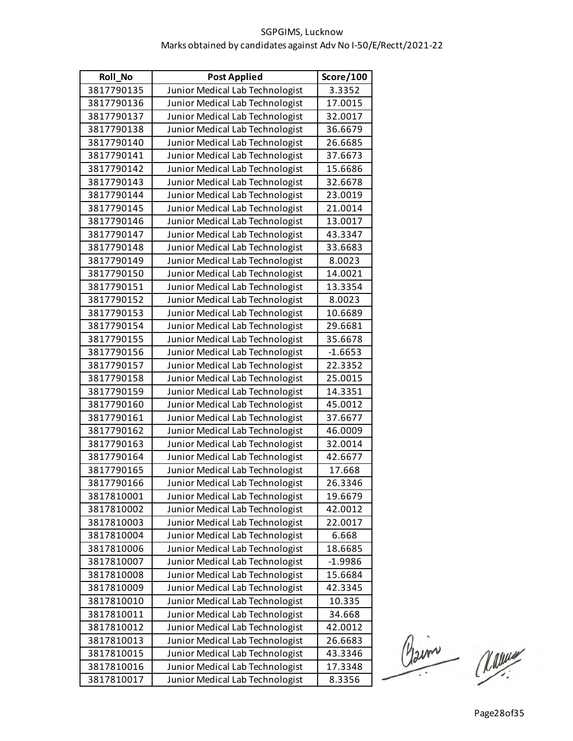SGPGIMS, Lucknow
Marks obtained by candidates against Adv No I-50/E/Rectt/2021-22

| Roll_No | Post Applied | Score/100 |
|---|---|---|
| 3817790135 | Junior Medical Lab Technologist | 3.3352 |
| 3817790136 | Junior Medical Lab Technologist | 17.0015 |
| 3817790137 | Junior Medical Lab Technologist | 32.0017 |
| 3817790138 | Junior Medical Lab Technologist | 36.6679 |
| 3817790140 | Junior Medical Lab Technologist | 26.6685 |
| 3817790141 | Junior Medical Lab Technologist | 37.6673 |
| 3817790142 | Junior Medical Lab Technologist | 15.6686 |
| 3817790143 | Junior Medical Lab Technologist | 32.6678 |
| 3817790144 | Junior Medical Lab Technologist | 23.0019 |
| 3817790145 | Junior Medical Lab Technologist | 21.0014 |
| 3817790146 | Junior Medical Lab Technologist | 13.0017 |
| 3817790147 | Junior Medical Lab Technologist | 43.3347 |
| 3817790148 | Junior Medical Lab Technologist | 33.6683 |
| 3817790149 | Junior Medical Lab Technologist | 8.0023 |
| 3817790150 | Junior Medical Lab Technologist | 14.0021 |
| 3817790151 | Junior Medical Lab Technologist | 13.3354 |
| 3817790152 | Junior Medical Lab Technologist | 8.0023 |
| 3817790153 | Junior Medical Lab Technologist | 10.6689 |
| 3817790154 | Junior Medical Lab Technologist | 29.6681 |
| 3817790155 | Junior Medical Lab Technologist | 35.6678 |
| 3817790156 | Junior Medical Lab Technologist | -1.6653 |
| 3817790157 | Junior Medical Lab Technologist | 22.3352 |
| 3817790158 | Junior Medical Lab Technologist | 25.0015 |
| 3817790159 | Junior Medical Lab Technologist | 14.3351 |
| 3817790160 | Junior Medical Lab Technologist | 45.0012 |
| 3817790161 | Junior Medical Lab Technologist | 37.6677 |
| 3817790162 | Junior Medical Lab Technologist | 46.0009 |
| 3817790163 | Junior Medical Lab Technologist | 32.0014 |
| 3817790164 | Junior Medical Lab Technologist | 42.6677 |
| 3817790165 | Junior Medical Lab Technologist | 17.668 |
| 3817790166 | Junior Medical Lab Technologist | 26.3346 |
| 3817810001 | Junior Medical Lab Technologist | 19.6679 |
| 3817810002 | Junior Medical Lab Technologist | 42.0012 |
| 3817810003 | Junior Medical Lab Technologist | 22.0017 |
| 3817810004 | Junior Medical Lab Technologist | 6.668 |
| 3817810006 | Junior Medical Lab Technologist | 18.6685 |
| 3817810007 | Junior Medical Lab Technologist | -1.9986 |
| 3817810008 | Junior Medical Lab Technologist | 15.6684 |
| 3817810009 | Junior Medical Lab Technologist | 42.3345 |
| 3817810010 | Junior Medical Lab Technologist | 10.335 |
| 3817810011 | Junior Medical Lab Technologist | 34.668 |
| 3817810012 | Junior Medical Lab Technologist | 42.0012 |
| 3817810013 | Junior Medical Lab Technologist | 26.6683 |
| 3817810015 | Junior Medical Lab Technologist | 43.3346 |
| 3817810016 | Junior Medical Lab Technologist | 17.3348 |
| 3817810017 | Junior Medical Lab Technologist | 8.3356 |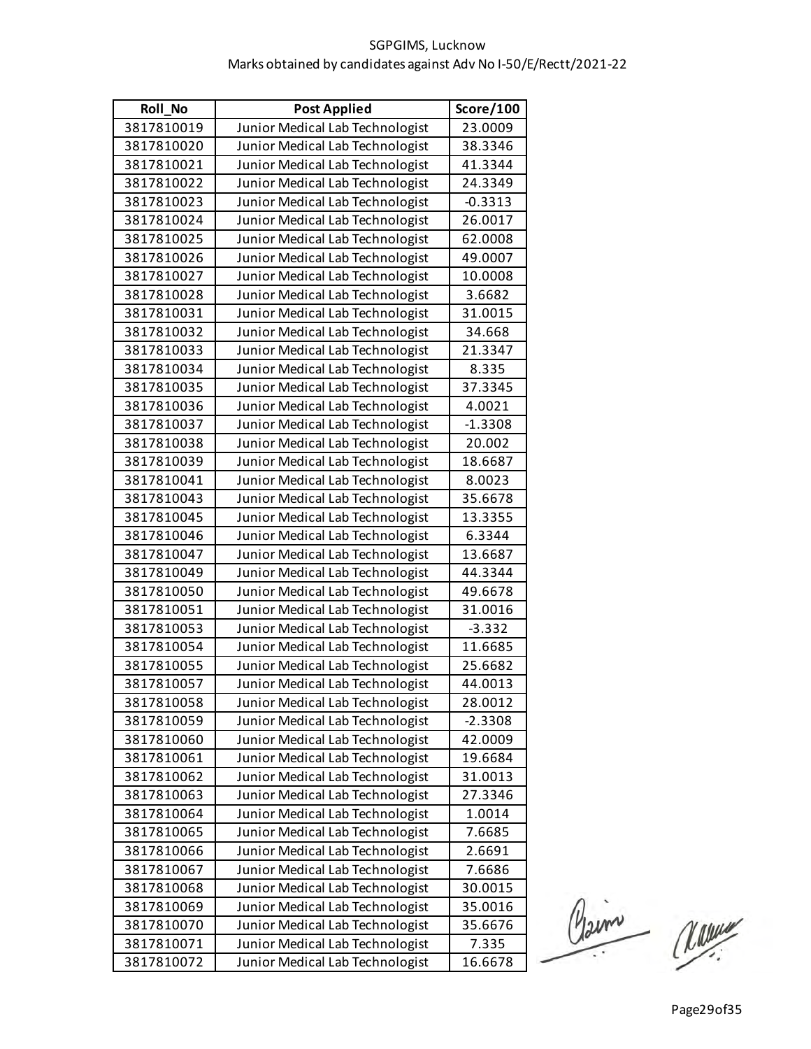SGPGIMS, Lucknow

Marks obtained by candidates against Adv No I-50/E/Rectt/2021-22

| Roll_No | Post Applied | Score/100 |
|---|---|---|
| 3817810019 | Junior Medical Lab Technologist | 23.0009 |
| 3817810020 | Junior Medical Lab Technologist | 38.3346 |
| 3817810021 | Junior Medical Lab Technologist | 41.3344 |
| 3817810022 | Junior Medical Lab Technologist | 24.3349 |
| 3817810023 | Junior Medical Lab Technologist | -0.3313 |
| 3817810024 | Junior Medical Lab Technologist | 26.0017 |
| 3817810025 | Junior Medical Lab Technologist | 62.0008 |
| 3817810026 | Junior Medical Lab Technologist | 49.0007 |
| 3817810027 | Junior Medical Lab Technologist | 10.0008 |
| 3817810028 | Junior Medical Lab Technologist | 3.6682 |
| 3817810031 | Junior Medical Lab Technologist | 31.0015 |
| 3817810032 | Junior Medical Lab Technologist | 34.668 |
| 3817810033 | Junior Medical Lab Technologist | 21.3347 |
| 3817810034 | Junior Medical Lab Technologist | 8.335 |
| 3817810035 | Junior Medical Lab Technologist | 37.3345 |
| 3817810036 | Junior Medical Lab Technologist | 4.0021 |
| 3817810037 | Junior Medical Lab Technologist | -1.3308 |
| 3817810038 | Junior Medical Lab Technologist | 20.002 |
| 3817810039 | Junior Medical Lab Technologist | 18.6687 |
| 3817810041 | Junior Medical Lab Technologist | 8.0023 |
| 3817810043 | Junior Medical Lab Technologist | 35.6678 |
| 3817810045 | Junior Medical Lab Technologist | 13.3355 |
| 3817810046 | Junior Medical Lab Technologist | 6.3344 |
| 3817810047 | Junior Medical Lab Technologist | 13.6687 |
| 3817810049 | Junior Medical Lab Technologist | 44.3344 |
| 3817810050 | Junior Medical Lab Technologist | 49.6678 |
| 3817810051 | Junior Medical Lab Technologist | 31.0016 |
| 3817810053 | Junior Medical Lab Technologist | -3.332 |
| 3817810054 | Junior Medical Lab Technologist | 11.6685 |
| 3817810055 | Junior Medical Lab Technologist | 25.6682 |
| 3817810057 | Junior Medical Lab Technologist | 44.0013 |
| 3817810058 | Junior Medical Lab Technologist | 28.0012 |
| 3817810059 | Junior Medical Lab Technologist | -2.3308 |
| 3817810060 | Junior Medical Lab Technologist | 42.0009 |
| 3817810061 | Junior Medical Lab Technologist | 19.6684 |
| 3817810062 | Junior Medical Lab Technologist | 31.0013 |
| 3817810063 | Junior Medical Lab Technologist | 27.3346 |
| 3817810064 | Junior Medical Lab Technologist | 1.0014 |
| 3817810065 | Junior Medical Lab Technologist | 7.6685 |
| 3817810066 | Junior Medical Lab Technologist | 2.6691 |
| 3817810067 | Junior Medical Lab Technologist | 7.6686 |
| 3817810068 | Junior Medical Lab Technologist | 30.0015 |
| 3817810069 | Junior Medical Lab Technologist | 35.0016 |
| 3817810070 | Junior Medical Lab Technologist | 35.6676 |
| 3817810071 | Junior Medical Lab Technologist | 7.335 |
| 3817810072 | Junior Medical Lab Technologist | 16.6678 |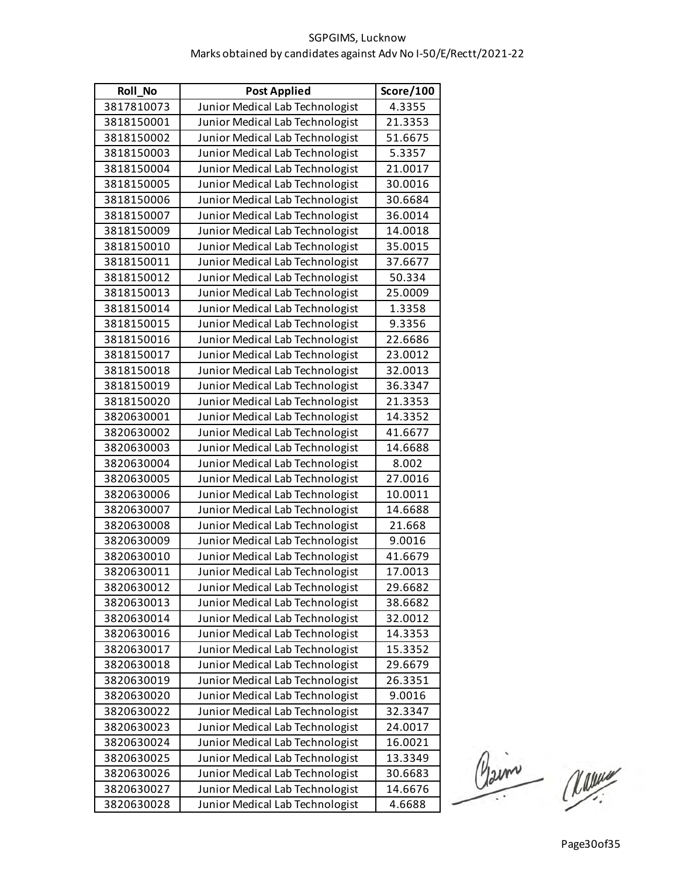SGPGIMS, Lucknow

Marks obtained by candidates against Adv No I-50/E/Rectt/2021-22

| Roll_No | Post Applied | Score/100 |
|---|---|---|
| 3817810073 | Junior Medical Lab Technologist | 4.3355 |
| 3818150001 | Junior Medical Lab Technologist | 21.3353 |
| 3818150002 | Junior Medical Lab Technologist | 51.6675 |
| 3818150003 | Junior Medical Lab Technologist | 5.3357 |
| 3818150004 | Junior Medical Lab Technologist | 21.0017 |
| 3818150005 | Junior Medical Lab Technologist | 30.0016 |
| 3818150006 | Junior Medical Lab Technologist | 30.6684 |
| 3818150007 | Junior Medical Lab Technologist | 36.0014 |
| 3818150009 | Junior Medical Lab Technologist | 14.0018 |
| 3818150010 | Junior Medical Lab Technologist | 35.0015 |
| 3818150011 | Junior Medical Lab Technologist | 37.6677 |
| 3818150012 | Junior Medical Lab Technologist | 50.334 |
| 3818150013 | Junior Medical Lab Technologist | 25.0009 |
| 3818150014 | Junior Medical Lab Technologist | 1.3358 |
| 3818150015 | Junior Medical Lab Technologist | 9.3356 |
| 3818150016 | Junior Medical Lab Technologist | 22.6686 |
| 3818150017 | Junior Medical Lab Technologist | 23.0012 |
| 3818150018 | Junior Medical Lab Technologist | 32.0013 |
| 3818150019 | Junior Medical Lab Technologist | 36.3347 |
| 3818150020 | Junior Medical Lab Technologist | 21.3353 |
| 3820630001 | Junior Medical Lab Technologist | 14.3352 |
| 3820630002 | Junior Medical Lab Technologist | 41.6677 |
| 3820630003 | Junior Medical Lab Technologist | 14.6688 |
| 3820630004 | Junior Medical Lab Technologist | 8.002 |
| 3820630005 | Junior Medical Lab Technologist | 27.0016 |
| 3820630006 | Junior Medical Lab Technologist | 10.0011 |
| 3820630007 | Junior Medical Lab Technologist | 14.6688 |
| 3820630008 | Junior Medical Lab Technologist | 21.668 |
| 3820630009 | Junior Medical Lab Technologist | 9.0016 |
| 3820630010 | Junior Medical Lab Technologist | 41.6679 |
| 3820630011 | Junior Medical Lab Technologist | 17.0013 |
| 3820630012 | Junior Medical Lab Technologist | 29.6682 |
| 3820630013 | Junior Medical Lab Technologist | 38.6682 |
| 3820630014 | Junior Medical Lab Technologist | 32.0012 |
| 3820630016 | Junior Medical Lab Technologist | 14.3353 |
| 3820630017 | Junior Medical Lab Technologist | 15.3352 |
| 3820630018 | Junior Medical Lab Technologist | 29.6679 |
| 3820630019 | Junior Medical Lab Technologist | 26.3351 |
| 3820630020 | Junior Medical Lab Technologist | 9.0016 |
| 3820630022 | Junior Medical Lab Technologist | 32.3347 |
| 3820630023 | Junior Medical Lab Technologist | 24.0017 |
| 3820630024 | Junior Medical Lab Technologist | 16.0021 |
| 3820630025 | Junior Medical Lab Technologist | 13.3349 |
| 3820630026 | Junior Medical Lab Technologist | 30.6683 |
| 3820630027 | Junior Medical Lab Technologist | 14.6676 |
| 3820630028 | Junior Medical Lab Technologist | 4.6688 |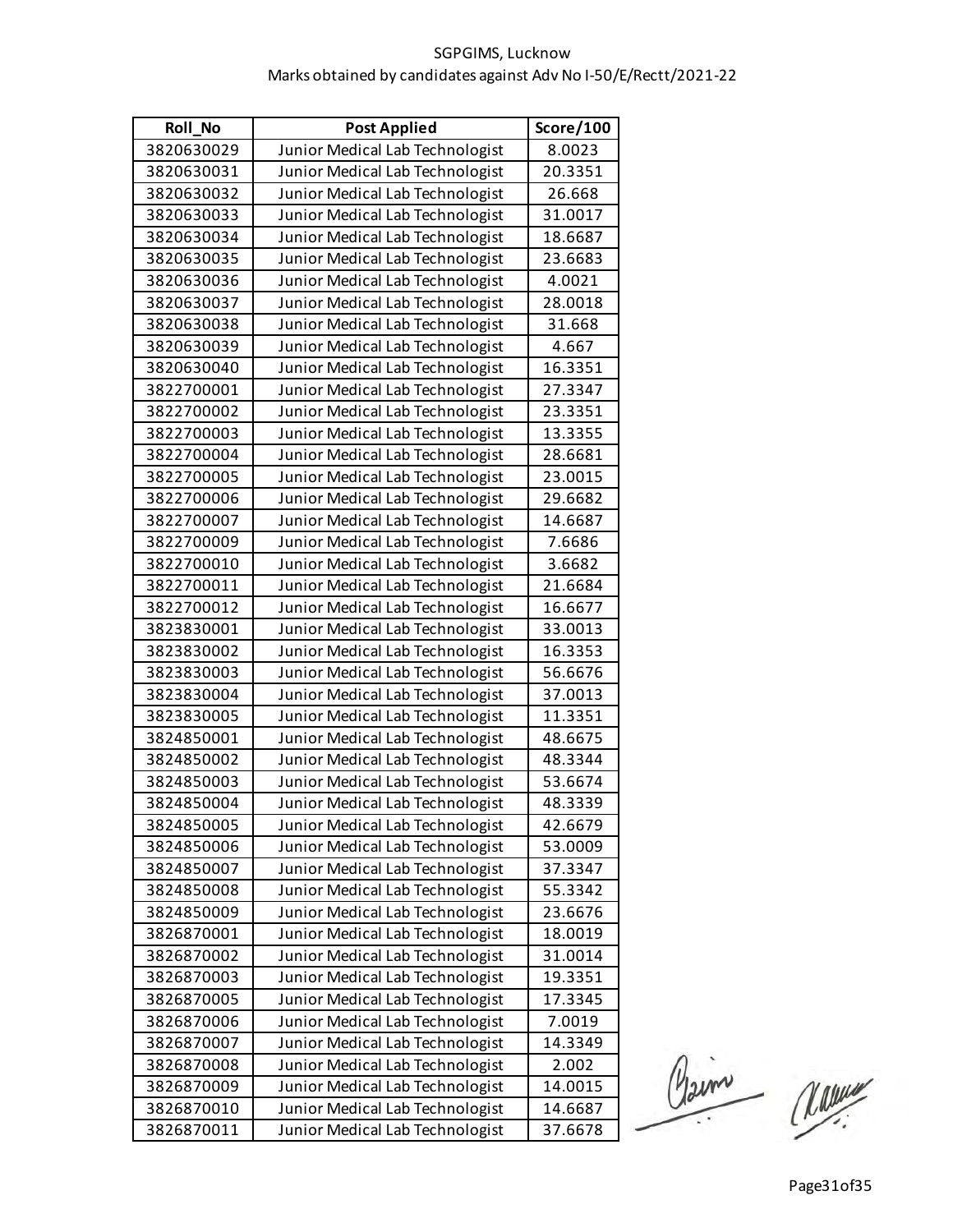SGPGIMS, Lucknow
Marks obtained by candidates against Adv No I-50/E/Rectt/2021-22

| Roll_No | Post Applied | Score/100 |
|---|---|---|
| 3820630029 | Junior Medical Lab Technologist | 8.0023 |
| 3820630031 | Junior Medical Lab Technologist | 20.3351 |
| 3820630032 | Junior Medical Lab Technologist | 26.668 |
| 3820630033 | Junior Medical Lab Technologist | 31.0017 |
| 3820630034 | Junior Medical Lab Technologist | 18.6687 |
| 3820630035 | Junior Medical Lab Technologist | 23.6683 |
| 3820630036 | Junior Medical Lab Technologist | 4.0021 |
| 3820630037 | Junior Medical Lab Technologist | 28.0018 |
| 3820630038 | Junior Medical Lab Technologist | 31.668 |
| 3820630039 | Junior Medical Lab Technologist | 4.667 |
| 3820630040 | Junior Medical Lab Technologist | 16.3351 |
| 3822700001 | Junior Medical Lab Technologist | 27.3347 |
| 3822700002 | Junior Medical Lab Technologist | 23.3351 |
| 3822700003 | Junior Medical Lab Technologist | 13.3355 |
| 3822700004 | Junior Medical Lab Technologist | 28.6681 |
| 3822700005 | Junior Medical Lab Technologist | 23.0015 |
| 3822700006 | Junior Medical Lab Technologist | 29.6682 |
| 3822700007 | Junior Medical Lab Technologist | 14.6687 |
| 3822700009 | Junior Medical Lab Technologist | 7.6686 |
| 3822700010 | Junior Medical Lab Technologist | 3.6682 |
| 3822700011 | Junior Medical Lab Technologist | 21.6684 |
| 3822700012 | Junior Medical Lab Technologist | 16.6677 |
| 3823830001 | Junior Medical Lab Technologist | 33.0013 |
| 3823830002 | Junior Medical Lab Technologist | 16.3353 |
| 3823830003 | Junior Medical Lab Technologist | 56.6676 |
| 3823830004 | Junior Medical Lab Technologist | 37.0013 |
| 3823830005 | Junior Medical Lab Technologist | 11.3351 |
| 3824850001 | Junior Medical Lab Technologist | 48.6675 |
| 3824850002 | Junior Medical Lab Technologist | 48.3344 |
| 3824850003 | Junior Medical Lab Technologist | 53.6674 |
| 3824850004 | Junior Medical Lab Technologist | 48.3339 |
| 3824850005 | Junior Medical Lab Technologist | 42.6679 |
| 3824850006 | Junior Medical Lab Technologist | 53.0009 |
| 3824850007 | Junior Medical Lab Technologist | 37.3347 |
| 3824850008 | Junior Medical Lab Technologist | 55.3342 |
| 3824850009 | Junior Medical Lab Technologist | 23.6676 |
| 3826870001 | Junior Medical Lab Technologist | 18.0019 |
| 3826870002 | Junior Medical Lab Technologist | 31.0014 |
| 3826870003 | Junior Medical Lab Technologist | 19.3351 |
| 3826870005 | Junior Medical Lab Technologist | 17.3345 |
| 3826870006 | Junior Medical Lab Technologist | 7.0019 |
| 3826870007 | Junior Medical Lab Technologist | 14.3349 |
| 3826870008 | Junior Medical Lab Technologist | 2.002 |
| 3826870009 | Junior Medical Lab Technologist | 14.0015 |
| 3826870010 | Junior Medical Lab Technologist | 14.6687 |
| 3826870011 | Junior Medical Lab Technologist | 37.6678 |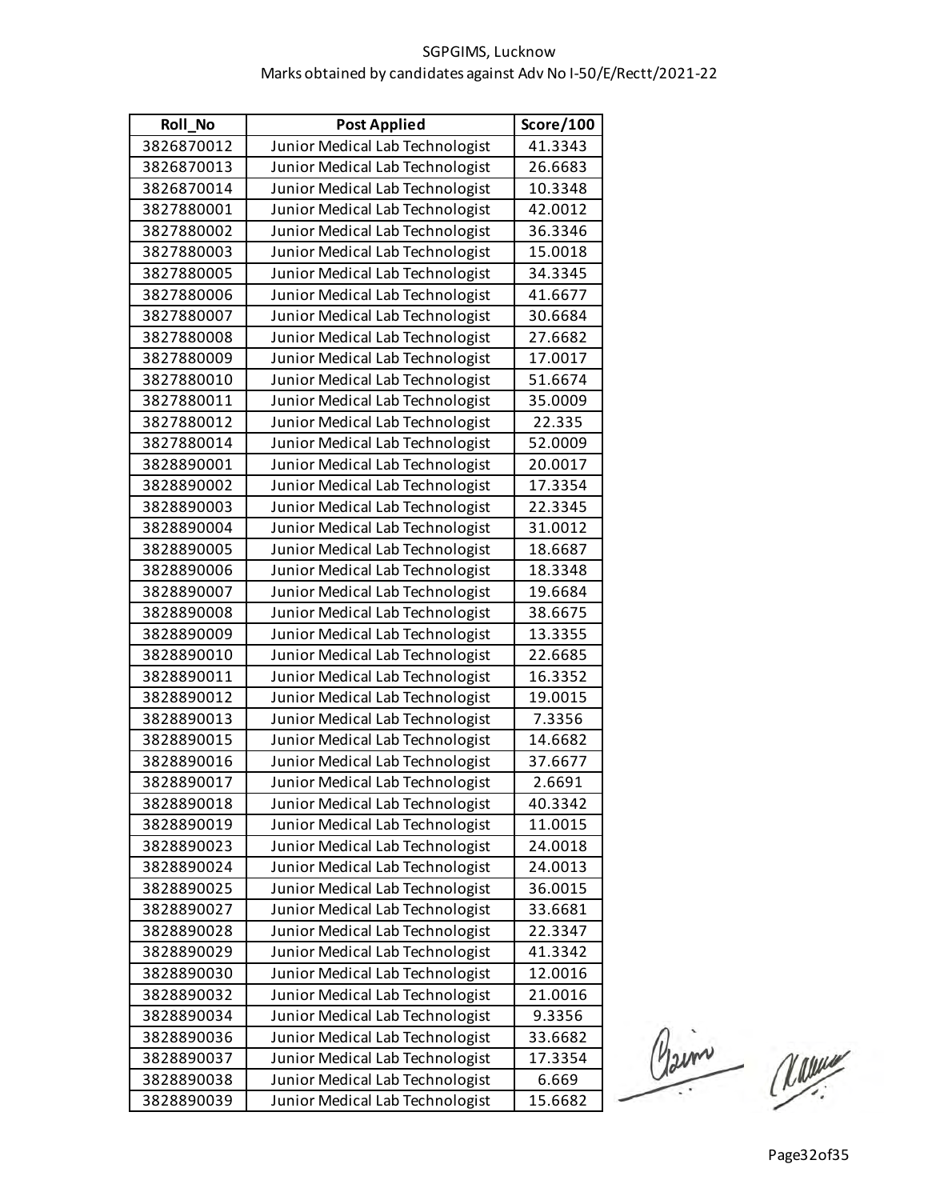SGPGIMS, Lucknow
Marks obtained by candidates against Adv No I-50/E/Rectt/2021-22

| Roll_No | Post Applied | Score/100 |
|---|---|---|
| 3826870012 | Junior Medical Lab Technologist | 41.3343 |
| 3826870013 | Junior Medical Lab Technologist | 26.6683 |
| 3826870014 | Junior Medical Lab Technologist | 10.3348 |
| 3827880001 | Junior Medical Lab Technologist | 42.0012 |
| 3827880002 | Junior Medical Lab Technologist | 36.3346 |
| 3827880003 | Junior Medical Lab Technologist | 15.0018 |
| 3827880005 | Junior Medical Lab Technologist | 34.3345 |
| 3827880006 | Junior Medical Lab Technologist | 41.6677 |
| 3827880007 | Junior Medical Lab Technologist | 30.6684 |
| 3827880008 | Junior Medical Lab Technologist | 27.6682 |
| 3827880009 | Junior Medical Lab Technologist | 17.0017 |
| 3827880010 | Junior Medical Lab Technologist | 51.6674 |
| 3827880011 | Junior Medical Lab Technologist | 35.0009 |
| 3827880012 | Junior Medical Lab Technologist | 22.335 |
| 3827880014 | Junior Medical Lab Technologist | 52.0009 |
| 3828890001 | Junior Medical Lab Technologist | 20.0017 |
| 3828890002 | Junior Medical Lab Technologist | 17.3354 |
| 3828890003 | Junior Medical Lab Technologist | 22.3345 |
| 3828890004 | Junior Medical Lab Technologist | 31.0012 |
| 3828890005 | Junior Medical Lab Technologist | 18.6687 |
| 3828890006 | Junior Medical Lab Technologist | 18.3348 |
| 3828890007 | Junior Medical Lab Technologist | 19.6684 |
| 3828890008 | Junior Medical Lab Technologist | 38.6675 |
| 3828890009 | Junior Medical Lab Technologist | 13.3355 |
| 3828890010 | Junior Medical Lab Technologist | 22.6685 |
| 3828890011 | Junior Medical Lab Technologist | 16.3352 |
| 3828890012 | Junior Medical Lab Technologist | 19.0015 |
| 3828890013 | Junior Medical Lab Technologist | 7.3356 |
| 3828890015 | Junior Medical Lab Technologist | 14.6682 |
| 3828890016 | Junior Medical Lab Technologist | 37.6677 |
| 3828890017 | Junior Medical Lab Technologist | 2.6691 |
| 3828890018 | Junior Medical Lab Technologist | 40.3342 |
| 3828890019 | Junior Medical Lab Technologist | 11.0015 |
| 3828890023 | Junior Medical Lab Technologist | 24.0018 |
| 3828890024 | Junior Medical Lab Technologist | 24.0013 |
| 3828890025 | Junior Medical Lab Technologist | 36.0015 |
| 3828890027 | Junior Medical Lab Technologist | 33.6681 |
| 3828890028 | Junior Medical Lab Technologist | 22.3347 |
| 3828890029 | Junior Medical Lab Technologist | 41.3342 |
| 3828890030 | Junior Medical Lab Technologist | 12.0016 |
| 3828890032 | Junior Medical Lab Technologist | 21.0016 |
| 3828890034 | Junior Medical Lab Technologist | 9.3356 |
| 3828890036 | Junior Medical Lab Technologist | 33.6682 |
| 3828890037 | Junior Medical Lab Technologist | 17.3354 |
| 3828890038 | Junior Medical Lab Technologist | 6.669 |
| 3828890039 | Junior Medical Lab Technologist | 15.6682 |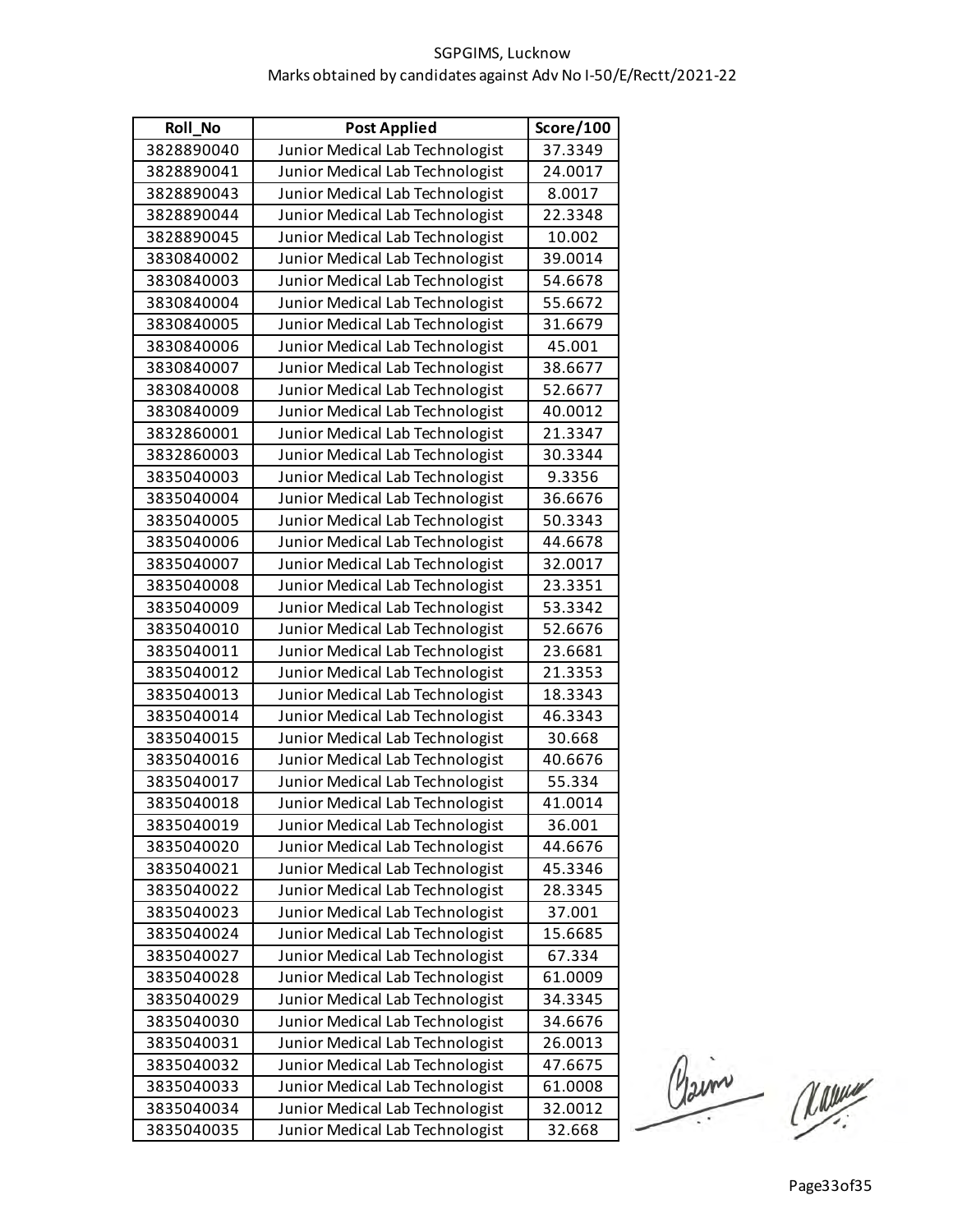SGPGIMS, Lucknow
Marks obtained by candidates against Adv No I-50/E/Rectt/2021-22

| Roll_No | Post Applied | Score/100 |
|---|---|---|
| 3828890040 | Junior Medical Lab Technologist | 37.3349 |
| 3828890041 | Junior Medical Lab Technologist | 24.0017 |
| 3828890043 | Junior Medical Lab Technologist | 8.0017 |
| 3828890044 | Junior Medical Lab Technologist | 22.3348 |
| 3828890045 | Junior Medical Lab Technologist | 10.002 |
| 3830840002 | Junior Medical Lab Technologist | 39.0014 |
| 3830840003 | Junior Medical Lab Technologist | 54.6678 |
| 3830840004 | Junior Medical Lab Technologist | 55.6672 |
| 3830840005 | Junior Medical Lab Technologist | 31.6679 |
| 3830840006 | Junior Medical Lab Technologist | 45.001 |
| 3830840007 | Junior Medical Lab Technologist | 38.6677 |
| 3830840008 | Junior Medical Lab Technologist | 52.6677 |
| 3830840009 | Junior Medical Lab Technologist | 40.0012 |
| 3832860001 | Junior Medical Lab Technologist | 21.3347 |
| 3832860003 | Junior Medical Lab Technologist | 30.3344 |
| 3835040003 | Junior Medical Lab Technologist | 9.3356 |
| 3835040004 | Junior Medical Lab Technologist | 36.6676 |
| 3835040005 | Junior Medical Lab Technologist | 50.3343 |
| 3835040006 | Junior Medical Lab Technologist | 44.6678 |
| 3835040007 | Junior Medical Lab Technologist | 32.0017 |
| 3835040008 | Junior Medical Lab Technologist | 23.3351 |
| 3835040009 | Junior Medical Lab Technologist | 53.3342 |
| 3835040010 | Junior Medical Lab Technologist | 52.6676 |
| 3835040011 | Junior Medical Lab Technologist | 23.6681 |
| 3835040012 | Junior Medical Lab Technologist | 21.3353 |
| 3835040013 | Junior Medical Lab Technologist | 18.3343 |
| 3835040014 | Junior Medical Lab Technologist | 46.3343 |
| 3835040015 | Junior Medical Lab Technologist | 30.668 |
| 3835040016 | Junior Medical Lab Technologist | 40.6676 |
| 3835040017 | Junior Medical Lab Technologist | 55.334 |
| 3835040018 | Junior Medical Lab Technologist | 41.0014 |
| 3835040019 | Junior Medical Lab Technologist | 36.001 |
| 3835040020 | Junior Medical Lab Technologist | 44.6676 |
| 3835040021 | Junior Medical Lab Technologist | 45.3346 |
| 3835040022 | Junior Medical Lab Technologist | 28.3345 |
| 3835040023 | Junior Medical Lab Technologist | 37.001 |
| 3835040024 | Junior Medical Lab Technologist | 15.6685 |
| 3835040027 | Junior Medical Lab Technologist | 67.334 |
| 3835040028 | Junior Medical Lab Technologist | 61.0009 |
| 3835040029 | Junior Medical Lab Technologist | 34.3345 |
| 3835040030 | Junior Medical Lab Technologist | 34.6676 |
| 3835040031 | Junior Medical Lab Technologist | 26.0013 |
| 3835040032 | Junior Medical Lab Technologist | 47.6675 |
| 3835040033 | Junior Medical Lab Technologist | 61.0008 |
| 3835040034 | Junior Medical Lab Technologist | 32.0012 |
| 3835040035 | Junior Medical Lab Technologist | 32.668 |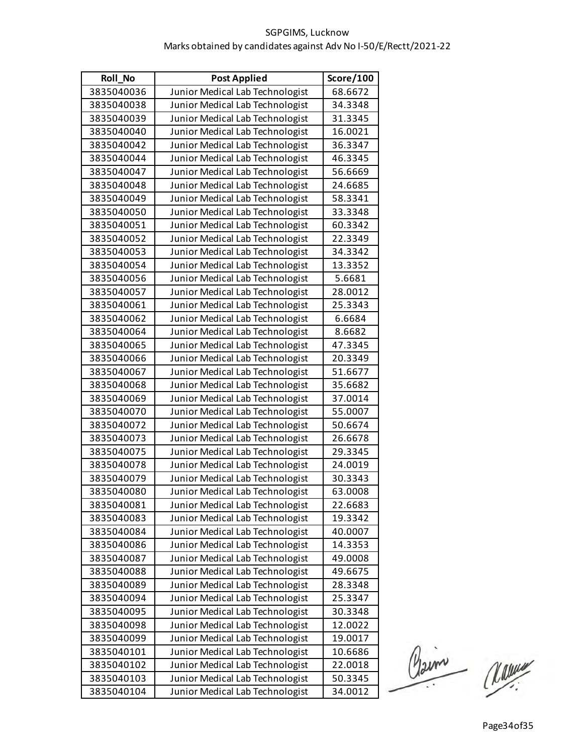SGPGIMS, Lucknow
Marks obtained by candidates against Adv No I-50/E/Rectt/2021-22

| Roll_No | Post Applied | Score/100 |
|---|---|---|
| 3835040036 | Junior Medical Lab Technologist | 68.6672 |
| 3835040038 | Junior Medical Lab Technologist | 34.3348 |
| 3835040039 | Junior Medical Lab Technologist | 31.3345 |
| 3835040040 | Junior Medical Lab Technologist | 16.0021 |
| 3835040042 | Junior Medical Lab Technologist | 36.3347 |
| 3835040044 | Junior Medical Lab Technologist | 46.3345 |
| 3835040047 | Junior Medical Lab Technologist | 56.6669 |
| 3835040048 | Junior Medical Lab Technologist | 24.6685 |
| 3835040049 | Junior Medical Lab Technologist | 58.3341 |
| 3835040050 | Junior Medical Lab Technologist | 33.3348 |
| 3835040051 | Junior Medical Lab Technologist | 60.3342 |
| 3835040052 | Junior Medical Lab Technologist | 22.3349 |
| 3835040053 | Junior Medical Lab Technologist | 34.3342 |
| 3835040054 | Junior Medical Lab Technologist | 13.3352 |
| 3835040056 | Junior Medical Lab Technologist | 5.6681 |
| 3835040057 | Junior Medical Lab Technologist | 28.0012 |
| 3835040061 | Junior Medical Lab Technologist | 25.3343 |
| 3835040062 | Junior Medical Lab Technologist | 6.6684 |
| 3835040064 | Junior Medical Lab Technologist | 8.6682 |
| 3835040065 | Junior Medical Lab Technologist | 47.3345 |
| 3835040066 | Junior Medical Lab Technologist | 20.3349 |
| 3835040067 | Junior Medical Lab Technologist | 51.6677 |
| 3835040068 | Junior Medical Lab Technologist | 35.6682 |
| 3835040069 | Junior Medical Lab Technologist | 37.0014 |
| 3835040070 | Junior Medical Lab Technologist | 55.0007 |
| 3835040072 | Junior Medical Lab Technologist | 50.6674 |
| 3835040073 | Junior Medical Lab Technologist | 26.6678 |
| 3835040075 | Junior Medical Lab Technologist | 29.3345 |
| 3835040078 | Junior Medical Lab Technologist | 24.0019 |
| 3835040079 | Junior Medical Lab Technologist | 30.3343 |
| 3835040080 | Junior Medical Lab Technologist | 63.0008 |
| 3835040081 | Junior Medical Lab Technologist | 22.6683 |
| 3835040083 | Junior Medical Lab Technologist | 19.3342 |
| 3835040084 | Junior Medical Lab Technologist | 40.0007 |
| 3835040086 | Junior Medical Lab Technologist | 14.3353 |
| 3835040087 | Junior Medical Lab Technologist | 49.0008 |
| 3835040088 | Junior Medical Lab Technologist | 49.6675 |
| 3835040089 | Junior Medical Lab Technologist | 28.3348 |
| 3835040094 | Junior Medical Lab Technologist | 25.3347 |
| 3835040095 | Junior Medical Lab Technologist | 30.3348 |
| 3835040098 | Junior Medical Lab Technologist | 12.0022 |
| 3835040099 | Junior Medical Lab Technologist | 19.0017 |
| 3835040101 | Junior Medical Lab Technologist | 10.6686 |
| 3835040102 | Junior Medical Lab Technologist | 22.0018 |
| 3835040103 | Junior Medical Lab Technologist | 50.3345 |
| 3835040104 | Junior Medical Lab Technologist | 34.0012 |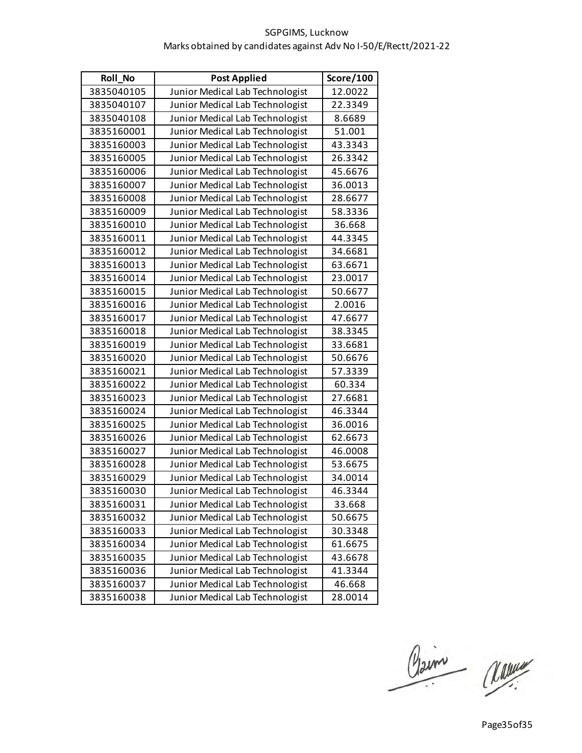SGPGIMS, Lucknow
Marks obtained by candidates against Adv No I-50/E/Rectt/2021-22

| Roll_No | Post Applied | Score/100 |
|---|---|---|
| 3835040105 | Junior Medical Lab Technologist | 12.0022 |
| 3835040107 | Junior Medical Lab Technologist | 22.3349 |
| 3835040108 | Junior Medical Lab Technologist | 8.6689 |
| 3835160001 | Junior Medical Lab Technologist | 51.001 |
| 3835160003 | Junior Medical Lab Technologist | 43.3343 |
| 3835160005 | Junior Medical Lab Technologist | 26.3342 |
| 3835160006 | Junior Medical Lab Technologist | 45.6676 |
| 3835160007 | Junior Medical Lab Technologist | 36.0013 |
| 3835160008 | Junior Medical Lab Technologist | 28.6677 |
| 3835160009 | Junior Medical Lab Technologist | 58.3336 |
| 3835160010 | Junior Medical Lab Technologist | 36.668 |
| 3835160011 | Junior Medical Lab Technologist | 44.3345 |
| 3835160012 | Junior Medical Lab Technologist | 34.6681 |
| 3835160013 | Junior Medical Lab Technologist | 63.6671 |
| 3835160014 | Junior Medical Lab Technologist | 23.0017 |
| 3835160015 | Junior Medical Lab Technologist | 50.6677 |
| 3835160016 | Junior Medical Lab Technologist | 2.0016 |
| 3835160017 | Junior Medical Lab Technologist | 47.6677 |
| 3835160018 | Junior Medical Lab Technologist | 38.3345 |
| 3835160019 | Junior Medical Lab Technologist | 33.6681 |
| 3835160020 | Junior Medical Lab Technologist | 50.6676 |
| 3835160021 | Junior Medical Lab Technologist | 57.3339 |
| 3835160022 | Junior Medical Lab Technologist | 60.334 |
| 3835160023 | Junior Medical Lab Technologist | 27.6681 |
| 3835160024 | Junior Medical Lab Technologist | 46.3344 |
| 3835160025 | Junior Medical Lab Technologist | 36.0016 |
| 3835160026 | Junior Medical Lab Technologist | 62.6673 |
| 3835160027 | Junior Medical Lab Technologist | 46.0008 |
| 3835160028 | Junior Medical Lab Technologist | 53.6675 |
| 3835160029 | Junior Medical Lab Technologist | 34.0014 |
| 3835160030 | Junior Medical Lab Technologist | 46.3344 |
| 3835160031 | Junior Medical Lab Technologist | 33.668 |
| 3835160032 | Junior Medical Lab Technologist | 50.6675 |
| 3835160033 | Junior Medical Lab Technologist | 30.3348 |
| 3835160034 | Junior Medical Lab Technologist | 61.6675 |
| 3835160035 | Junior Medical Lab Technologist | 43.6678 |
| 3835160036 | Junior Medical Lab Technologist | 41.3344 |
| 3835160037 | Junior Medical Lab Technologist | 46.668 |
| 3835160038 | Junior Medical Lab Technologist | 28.0014 |